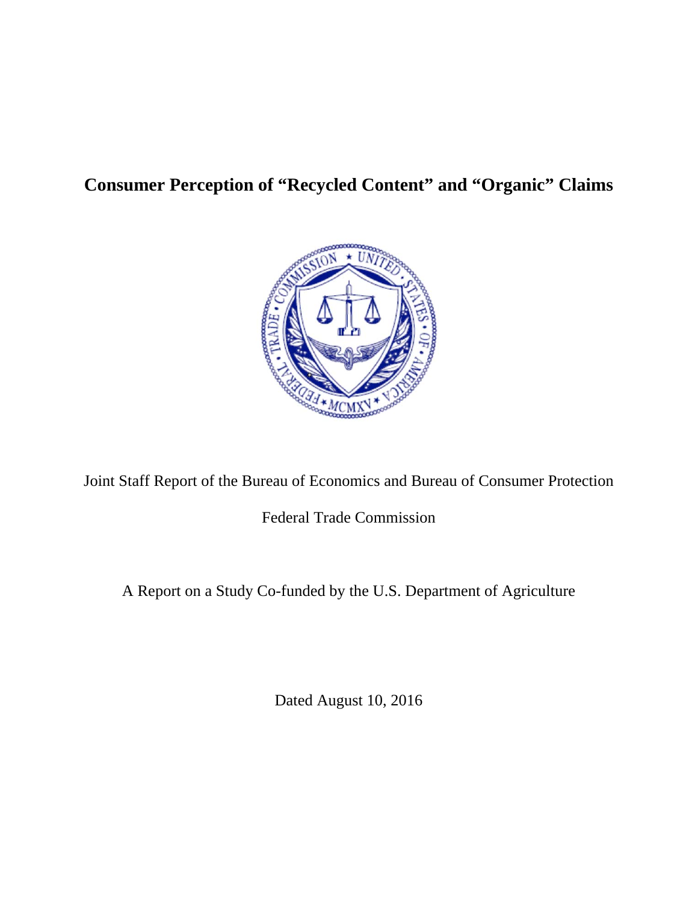# Consumer Perception of "Recycled Content" and "Organic" Claims

Joint Staff Report of the Bureau of Economics and Bureau of Consumer Protection

Federal Trade Commission

A Report on a Study Co-funded by the U.S. Department of Agriculture

Dated August 10, 2016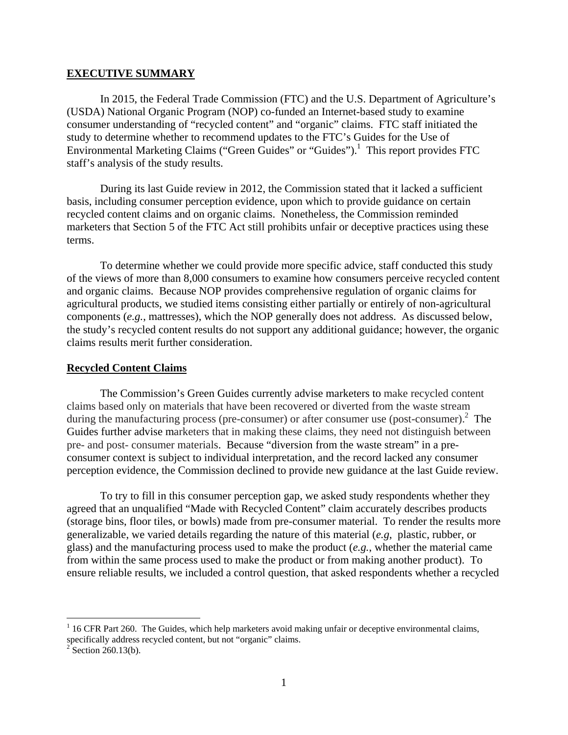## EXECUTIVE SUMMARY

In 2015, the Federal Trade Commission (FTC) and the U.S. Department of Agriculture's (USDA) National Organic Program (NOP) co-funded an Internet-based study to examine consumer understanding of "recycled content" and "organic" claims. FTC staff initiated the study to determine whether to recommend updates to the FTC's Guides for the Use of Environmental Marketing Claims ("Green Guides" or "Guides").[1] This report provides FTC staff's analysis of the study results.

During its last Guide review in 2012, the Commission stated that it lacked a sufficient basis, including consumer perception evidence, upon which to provide guidance on certain recycled content claims and on organic claims. Nonetheless, the Commission reminded marketers that Section 5 of the FTC Act still prohibits unfair or deceptive practices using these terms.

To determine whether we could provide more specific advice, staff conducted this study of the views of more than 8,000 consumers to examine how consumers perceive recycled content and organic claims. Because NOP provides comprehensive regulation of organic claims for agricultural products, we studied items consisting either partially or entirely of non-agricultural components (*e.g.*, mattresses), which the NOP generally does not address. As discussed below, the study's recycled content results do not support any additional guidance; however, the organic claims results merit further consideration.

## Recycled Content Claims

The Commission's Green Guides currently advise marketers to make recycled content claims based only on materials that have been recovered or diverted from the waste stream during the manufacturing process (pre-consumer) or after consumer use (post-consumer).[2] The Guides further advise marketers that in making these claims, they need not distinguish between pre- and post- consumer materials. Because "diversion from the waste stream" in a pre-consumer context is subject to individual interpretation, and the record lacked any consumer perception evidence, the Commission declined to provide new guidance at the last Guide review.

To try to fill in this consumer perception gap, we asked study respondents whether they agreed that an unqualified "Made with Recycled Content" claim accurately describes products (storage bins, floor tiles, or bowls) made from pre-consumer material. To render the results more generalizable, we varied details regarding the nature of this material (*e.g,* plastic, rubber, or glass) and the manufacturing process used to make the product (*e.g.*, whether the material came from within the same process used to make the product or from making another product). To ensure reliable results, we included a control question, that asked respondents whether a recycled

---

[1] 16 CFR Part 260. The Guides, which help marketers avoid making unfair or deceptive environmental claims, specifically address recycled content, but not "organic" claims.

[2] Section 260.13(b).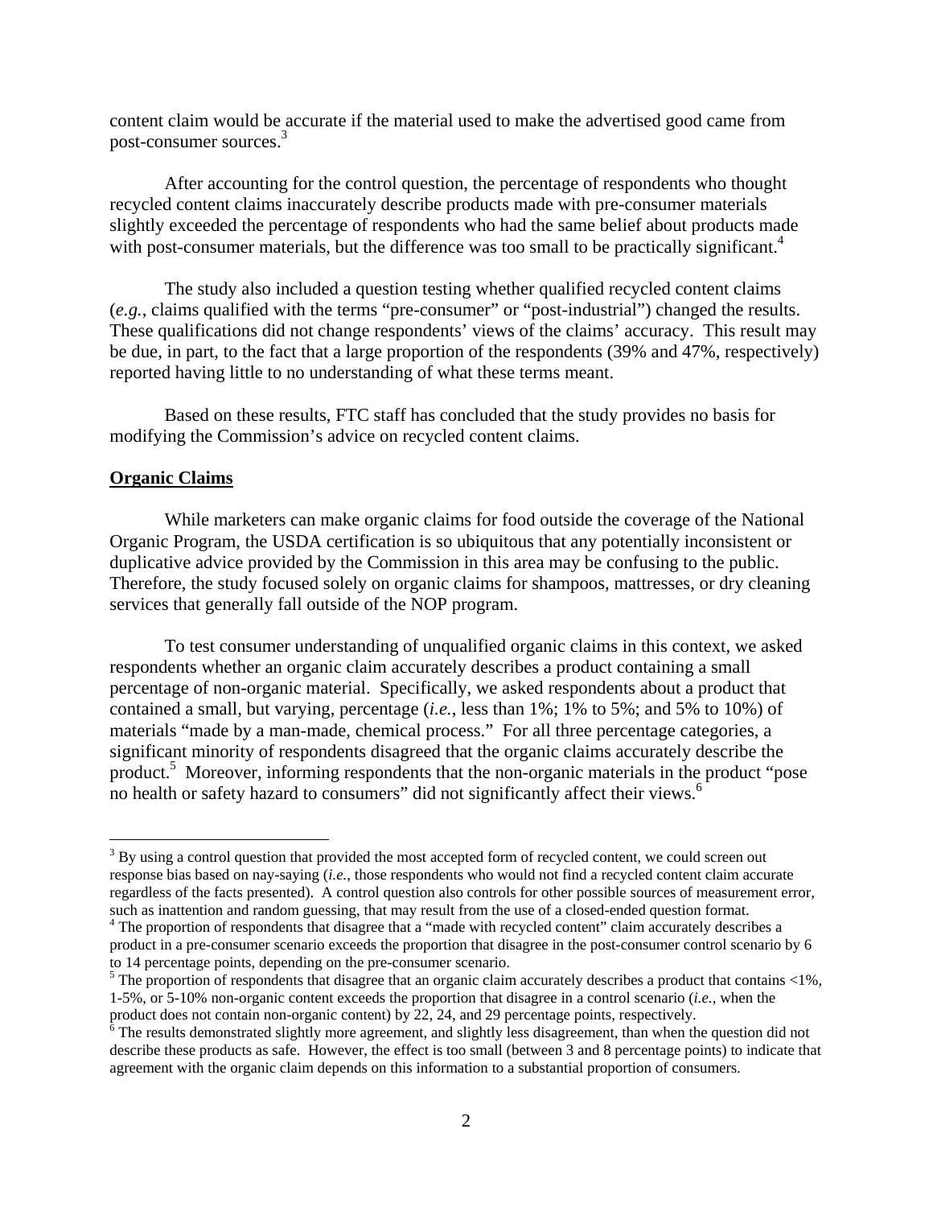content claim would be accurate if the material used to make the advertised good came from post-consumer sources.[3]

After accounting for the control question, the percentage of respondents who thought recycled content claims inaccurately describe products made with pre-consumer materials slightly exceeded the percentage of respondents who had the same belief about products made with post-consumer materials, but the difference was too small to be practically significant.[4]

The study also included a question testing whether qualified recycled content claims (*e.g.*, claims qualified with the terms "pre-consumer" or "post-industrial") changed the results. These qualifications did not change respondents' views of the claims' accuracy. This result may be due, in part, to the fact that a large proportion of the respondents (39% and 47%, respectively) reported having little to no understanding of what these terms meant.

Based on these results, FTC staff has concluded that the study provides no basis for modifying the Commission's advice on recycled content claims.

**Organic Claims**

While marketers can make organic claims for food outside the coverage of the National Organic Program, the USDA certification is so ubiquitous that any potentially inconsistent or duplicative advice provided by the Commission in this area may be confusing to the public. Therefore, the study focused solely on organic claims for shampoos, mattresses, or dry cleaning services that generally fall outside of the NOP program.

To test consumer understanding of unqualified organic claims in this context, we asked respondents whether an organic claim accurately describes a product containing a small percentage of non-organic material. Specifically, we asked respondents about a product that contained a small, but varying, percentage (*i.e.*, less than 1%; 1% to 5%; and 5% to 10%) of materials "made by a man-made, chemical process." For all three percentage categories, a significant minority of respondents disagreed that the organic claims accurately describe the product.[5] Moreover, informing respondents that the non-organic materials in the product "pose no health or safety hazard to consumers" did not significantly affect their views.[6]

---

[3] By using a control question that provided the most accepted form of recycled content, we could screen out response bias based on nay-saying (*i.e.*, those respondents who would not find a recycled content claim accurate regardless of the facts presented). A control question also controls for other possible sources of measurement error, such as inattention and random guessing, that may result from the use of a closed-ended question format.

[4] The proportion of respondents that disagree that a "made with recycled content" claim accurately describes a product in a pre-consumer scenario exceeds the proportion that disagree in the post-consumer control scenario by 6 to 14 percentage points, depending on the pre-consumer scenario.

[5] The proportion of respondents that disagree that an organic claim accurately describes a product that contains <1%, 1-5%, or 5-10% non-organic content exceeds the proportion that disagree in a control scenario (*i.e.*, when the product does not contain non-organic content) by 22, 24, and 29 percentage points, respectively.

[6] The results demonstrated slightly more agreement, and slightly less disagreement, than when the question did not describe these products as safe. However, the effect is too small (between 3 and 8 percentage points) to indicate that agreement with the organic claim depends on this information to a substantial proportion of consumers.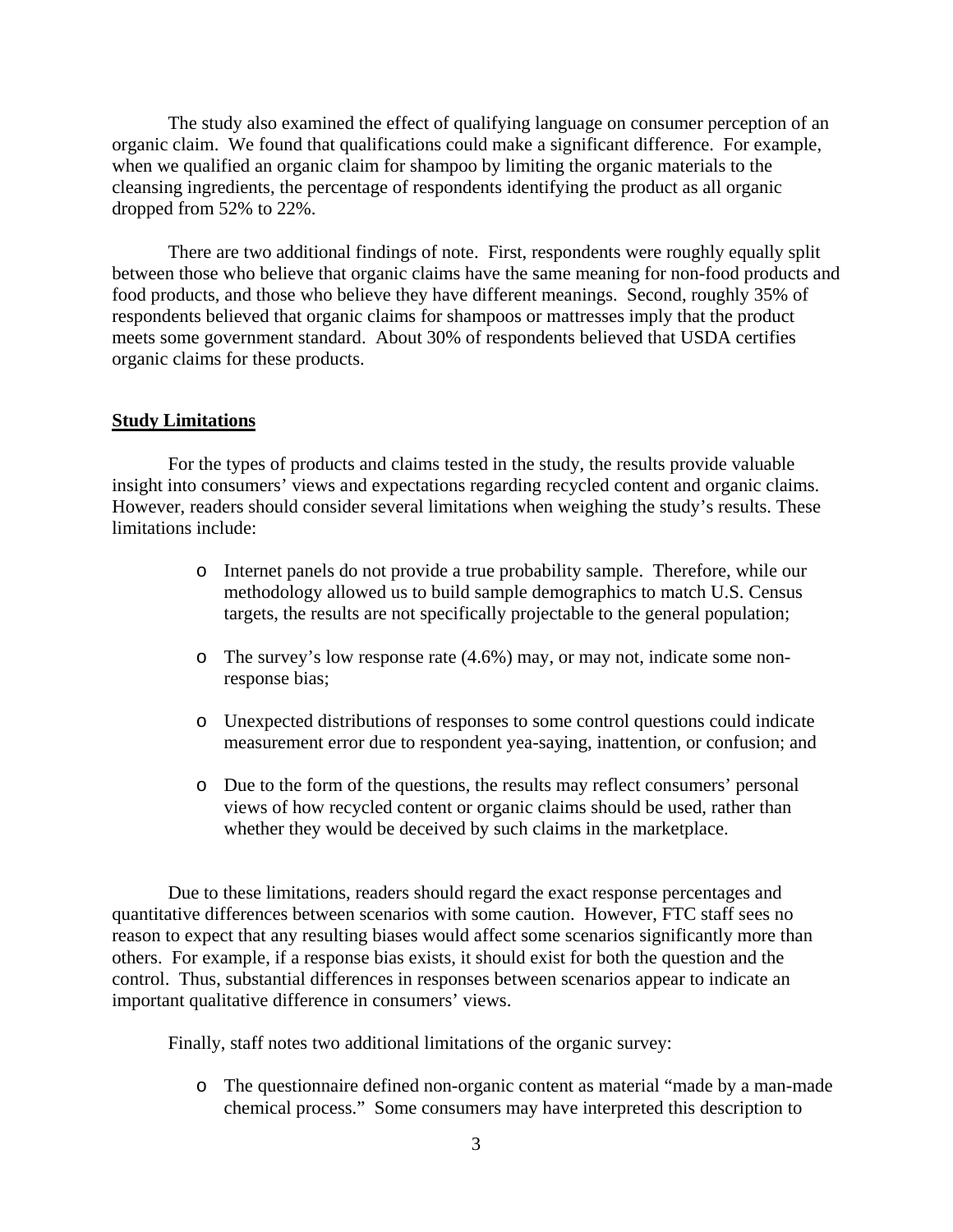The study also examined the effect of qualifying language on consumer perception of an organic claim. We found that qualifications could make a significant difference. For example, when we qualified an organic claim for shampoo by limiting the organic materials to the cleansing ingredients, the percentage of respondents identifying the product as all organic dropped from 52% to 22%.

There are two additional findings of note. First, respondents were roughly equally split between those who believe that organic claims have the same meaning for non-food products and food products, and those who believe they have different meanings. Second, roughly 35% of respondents believed that organic claims for shampoos or mattresses imply that the product meets some government standard. About 30% of respondents believed that USDA certifies organic claims for these products.

**Study Limitations**

For the types of products and claims tested in the study, the results provide valuable insight into consumers' views and expectations regarding recycled content and organic claims. However, readers should consider several limitations when weighing the study's results. These limitations include:

- Internet panels do not provide a true probability sample. Therefore, while our methodology allowed us to build sample demographics to match U.S. Census targets, the results are not specifically projectable to the general population;
- The survey's low response rate (4.6%) may, or may not, indicate some non-response bias;
- Unexpected distributions of responses to some control questions could indicate measurement error due to respondent yea-saying, inattention, or confusion; and
- Due to the form of the questions, the results may reflect consumers' personal views of how recycled content or organic claims should be used, rather than whether they would be deceived by such claims in the marketplace.

Due to these limitations, readers should regard the exact response percentages and quantitative differences between scenarios with some caution. However, FTC staff sees no reason to expect that any resulting biases would affect some scenarios significantly more than others. For example, if a response bias exists, it should exist for both the question and the control. Thus, substantial differences in responses between scenarios appear to indicate an important qualitative difference in consumers' views.

Finally, staff notes two additional limitations of the organic survey:

- The questionnaire defined non-organic content as material "made by a man-made chemical process." Some consumers may have interpreted this description to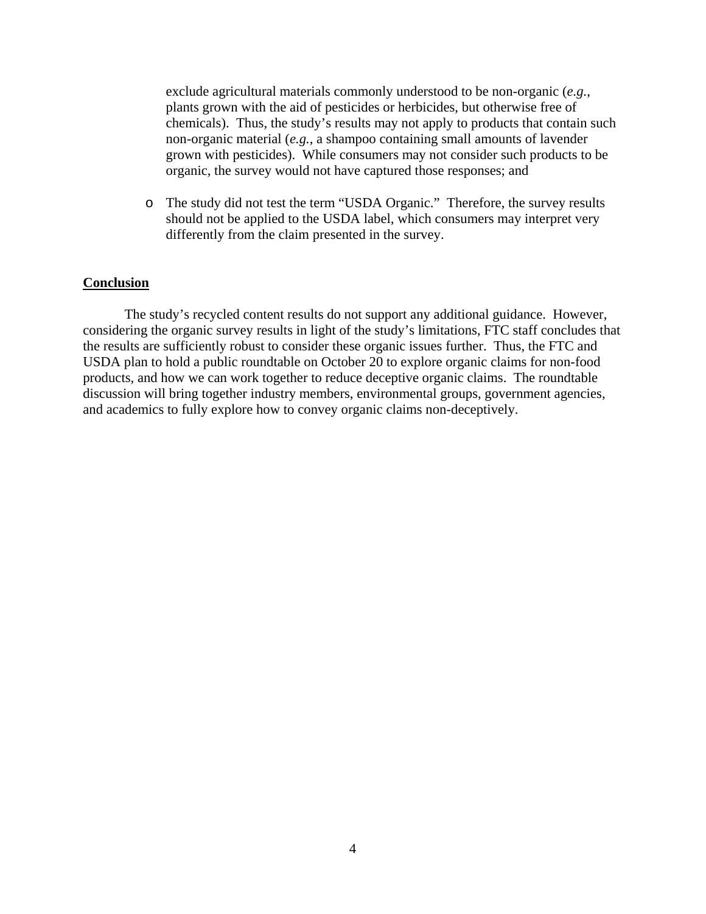exclude agricultural materials commonly understood to be non-organic (*e.g.*, plants grown with the aid of pesticides or herbicides, but otherwise free of chemicals). Thus, the study's results may not apply to products that contain such non-organic material (*e.g.*, a shampoo containing small amounts of lavender grown with pesticides). While consumers may not consider such products to be organic, the survey would not have captured those responses; and

- The study did not test the term "USDA Organic." Therefore, the survey results should not be applied to the USDA label, which consumers may interpret very differently from the claim presented in the survey.

**<u>Conclusion</u>**

The study's recycled content results do not support any additional guidance. However, considering the organic survey results in light of the study's limitations, FTC staff concludes that the results are sufficiently robust to consider these organic issues further. Thus, the FTC and USDA plan to hold a public roundtable on October 20 to explore organic claims for non-food products, and how we can work together to reduce deceptive organic claims. The roundtable discussion will bring together industry members, environmental groups, government agencies, and academics to fully explore how to convey organic claims non-deceptively.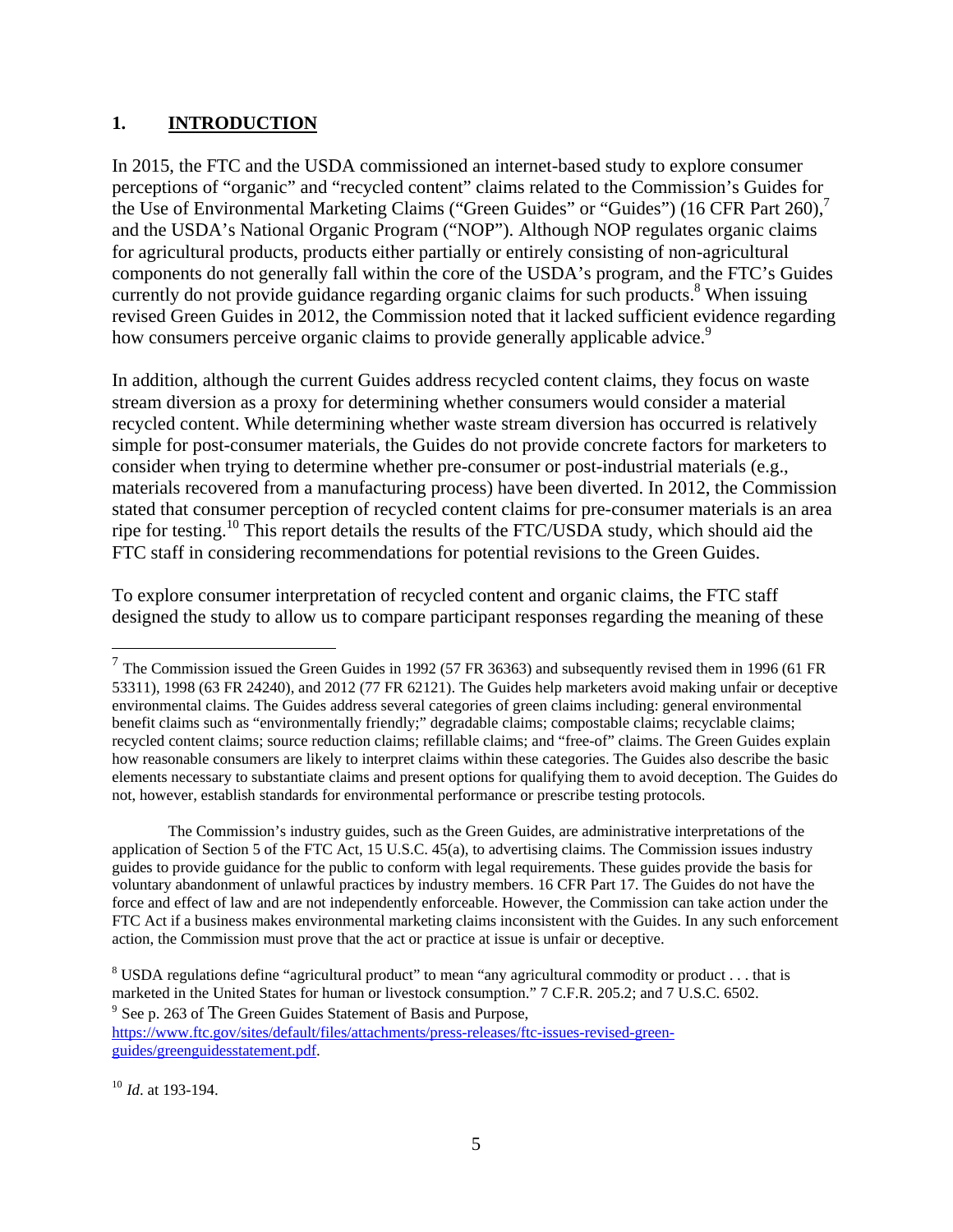## 1. INTRODUCTION

In 2015, the FTC and the USDA commissioned an internet-based study to explore consumer perceptions of "organic" and "recycled content" claims related to the Commission's Guides for the Use of Environmental Marketing Claims ("Green Guides" or "Guides") (16 CFR Part 260),[7] and the USDA's National Organic Program ("NOP"). Although NOP regulates organic claims for agricultural products, products either partially or entirely consisting of non-agricultural components do not generally fall within the core of the USDA's program, and the FTC's Guides currently do not provide guidance regarding organic claims for such products.[8] When issuing revised Green Guides in 2012, the Commission noted that it lacked sufficient evidence regarding how consumers perceive organic claims to provide generally applicable advice.[9]

In addition, although the current Guides address recycled content claims, they focus on waste stream diversion as a proxy for determining whether consumers would consider a material recycled content. While determining whether waste stream diversion has occurred is relatively simple for post-consumer materials, the Guides do not provide concrete factors for marketers to consider when trying to determine whether pre-consumer or post-industrial materials (e.g., materials recovered from a manufacturing process) have been diverted. In 2012, the Commission stated that consumer perception of recycled content claims for pre-consumer materials is an area ripe for testing.[10] This report details the results of the FTC/USDA study, which should aid the FTC staff in considering recommendations for potential revisions to the Green Guides.

To explore consumer interpretation of recycled content and organic claims, the FTC staff designed the study to allow us to compare participant responses regarding the meaning of these

---

[7] The Commission issued the Green Guides in 1992 (57 FR 36363) and subsequently revised them in 1996 (61 FR 53311), 1998 (63 FR 24240), and 2012 (77 FR 62121). The Guides help marketers avoid making unfair or deceptive environmental claims. The Guides address several categories of green claims including: general environmental benefit claims such as "environmentally friendly;" degradable claims; compostable claims; recyclable claims; recycled content claims; source reduction claims; refillable claims; and "free-of" claims. The Green Guides explain how reasonable consumers are likely to interpret claims within these categories. The Guides also describe the basic elements necessary to substantiate claims and present options for qualifying them to avoid deception. The Guides do not, however, establish standards for environmental performance or prescribe testing protocols.

The Commission's industry guides, such as the Green Guides, are administrative interpretations of the application of Section 5 of the FTC Act, 15 U.S.C. 45(a), to advertising claims. The Commission issues industry guides to provide guidance for the public to conform with legal requirements. These guides provide the basis for voluntary abandonment of unlawful practices by industry members. 16 CFR Part 17. The Guides do not have the force and effect of law and are not independently enforceable. However, the Commission can take action under the FTC Act if a business makes environmental marketing claims inconsistent with the Guides. In any such enforcement action, the Commission must prove that the act or practice at issue is unfair or deceptive.

[8] USDA regulations define "agricultural product" to mean "any agricultural commodity or product . . . that is marketed in the United States for human or livestock consumption." 7 C.F.R. 205.2; and 7 U.S.C. 6502.

[9] See p. 263 of The Green Guides Statement of Basis and Purpose, https://www.ftc.gov/sites/default/files/attachments/press-releases/ftc-issues-revised-green-guides/greenguidesstatement.pdf.

[10] *Id*. at 193-194.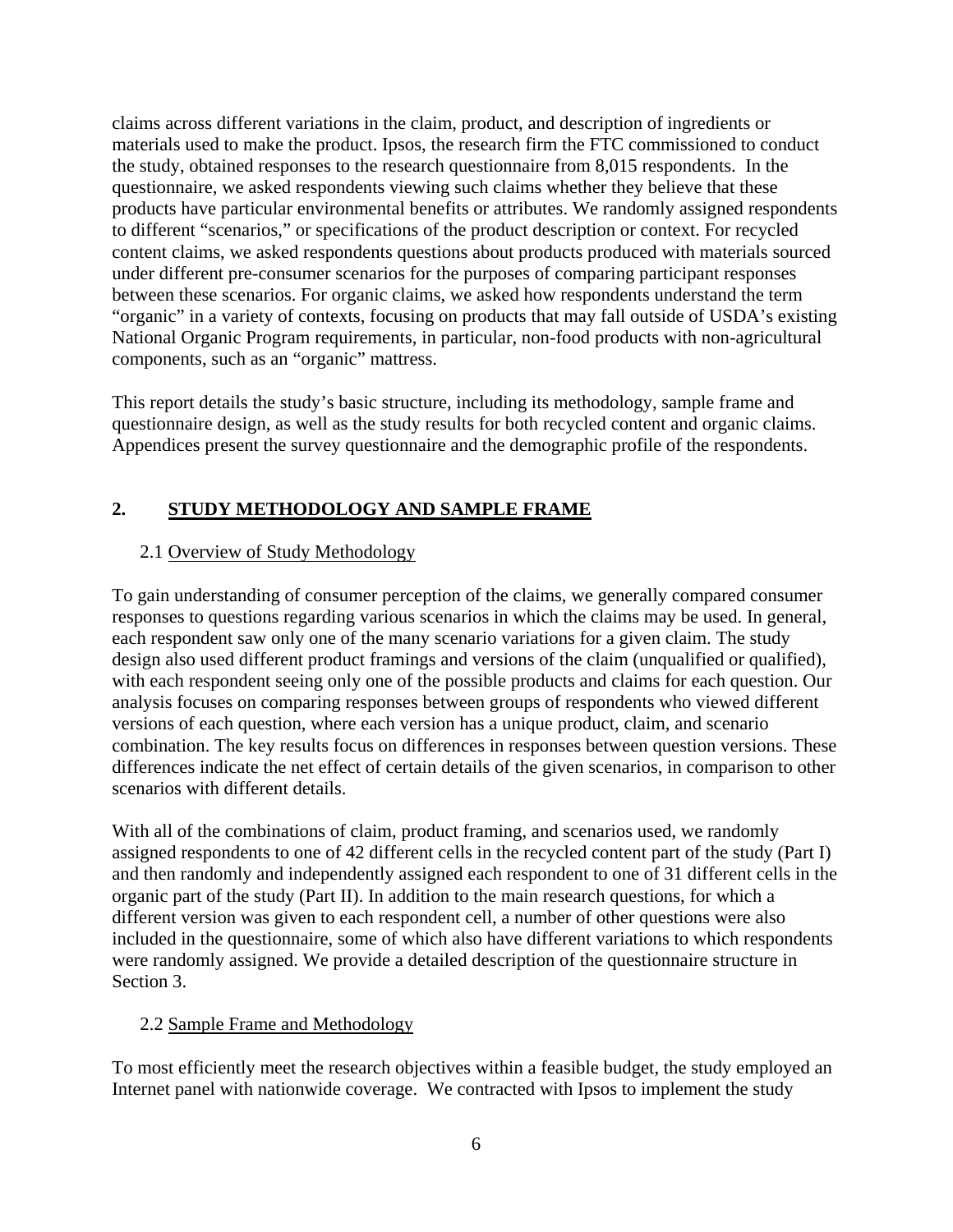claims across different variations in the claim, product, and description of ingredients or materials used to make the product. Ipsos, the research firm the FTC commissioned to conduct the study, obtained responses to the research questionnaire from 8,015 respondents. In the questionnaire, we asked respondents viewing such claims whether they believe that these products have particular environmental benefits or attributes. We randomly assigned respondents to different "scenarios," or specifications of the product description or context. For recycled content claims, we asked respondents questions about products produced with materials sourced under different pre-consumer scenarios for the purposes of comparing participant responses between these scenarios. For organic claims, we asked how respondents understand the term "organic" in a variety of contexts, focusing on products that may fall outside of USDA's existing National Organic Program requirements, in particular, non-food products with non-agricultural components, such as an "organic" mattress.

This report details the study's basic structure, including its methodology, sample frame and questionnaire design, as well as the study results for both recycled content and organic claims. Appendices present the survey questionnaire and the demographic profile of the respondents.

## 2. STUDY METHODOLOGY AND SAMPLE FRAME

### 2.1 Overview of Study Methodology

To gain understanding of consumer perception of the claims, we generally compared consumer responses to questions regarding various scenarios in which the claims may be used. In general, each respondent saw only one of the many scenario variations for a given claim. The study design also used different product framings and versions of the claim (unqualified or qualified), with each respondent seeing only one of the possible products and claims for each question. Our analysis focuses on comparing responses between groups of respondents who viewed different versions of each question, where each version has a unique product, claim, and scenario combination. The key results focus on differences in responses between question versions. These differences indicate the net effect of certain details of the given scenarios, in comparison to other scenarios with different details.

With all of the combinations of claim, product framing, and scenarios used, we randomly assigned respondents to one of 42 different cells in the recycled content part of the study (Part I) and then randomly and independently assigned each respondent to one of 31 different cells in the organic part of the study (Part II). In addition to the main research questions, for which a different version was given to each respondent cell, a number of other questions were also included in the questionnaire, some of which also have different variations to which respondents were randomly assigned. We provide a detailed description of the questionnaire structure in Section 3.

### 2.2 Sample Frame and Methodology

To most efficiently meet the research objectives within a feasible budget, the study employed an Internet panel with nationwide coverage. We contracted with Ipsos to implement the study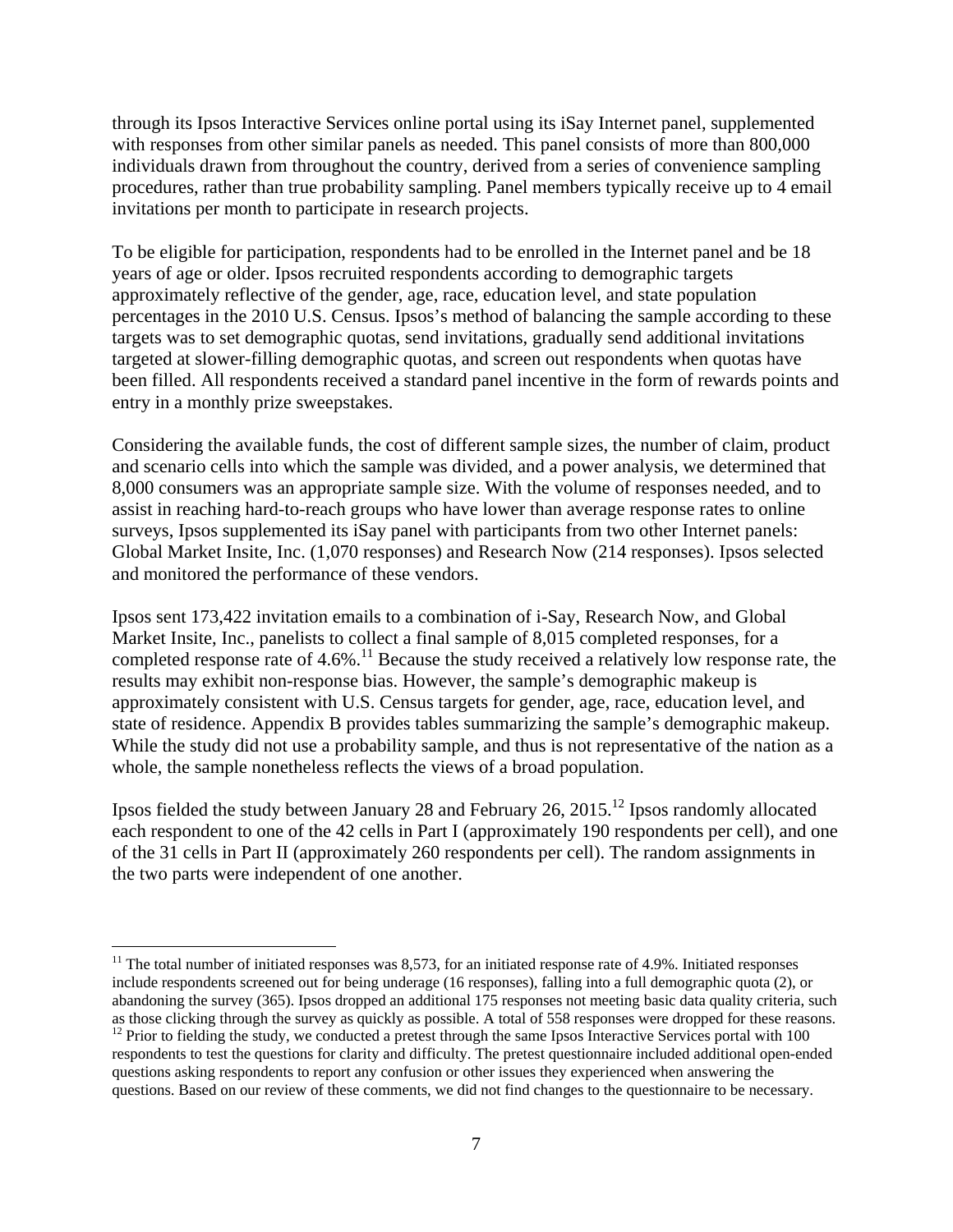through its Ipsos Interactive Services online portal using its iSay Internet panel, supplemented with responses from other similar panels as needed. This panel consists of more than 800,000 individuals drawn from throughout the country, derived from a series of convenience sampling procedures, rather than true probability sampling. Panel members typically receive up to 4 email invitations per month to participate in research projects.

To be eligible for participation, respondents had to be enrolled in the Internet panel and be 18 years of age or older. Ipsos recruited respondents according to demographic targets approximately reflective of the gender, age, race, education level, and state population percentages in the 2010 U.S. Census. Ipsos's method of balancing the sample according to these targets was to set demographic quotas, send invitations, gradually send additional invitations targeted at slower-filling demographic quotas, and screen out respondents when quotas have been filled. All respondents received a standard panel incentive in the form of rewards points and entry in a monthly prize sweepstakes.

Considering the available funds, the cost of different sample sizes, the number of claim, product and scenario cells into which the sample was divided, and a power analysis, we determined that 8,000 consumers was an appropriate sample size. With the volume of responses needed, and to assist in reaching hard-to-reach groups who have lower than average response rates to online surveys, Ipsos supplemented its iSay panel with participants from two other Internet panels: Global Market Insite, Inc. (1,070 responses) and Research Now (214 responses). Ipsos selected and monitored the performance of these vendors.

Ipsos sent 173,422 invitation emails to a combination of i-Say, Research Now, and Global Market Insite, Inc., panelists to collect a final sample of 8,015 completed responses, for a completed response rate of 4.6%.[11] Because the study received a relatively low response rate, the results may exhibit non-response bias. However, the sample's demographic makeup is approximately consistent with U.S. Census targets for gender, age, race, education level, and state of residence. Appendix B provides tables summarizing the sample's demographic makeup. While the study did not use a probability sample, and thus is not representative of the nation as a whole, the sample nonetheless reflects the views of a broad population.

Ipsos fielded the study between January 28 and February 26, 2015.[12] Ipsos randomly allocated each respondent to one of the 42 cells in Part I (approximately 190 respondents per cell), and one of the 31 cells in Part II (approximately 260 respondents per cell). The random assignments in the two parts were independent of one another.

---

[11] The total number of initiated responses was 8,573, for an initiated response rate of 4.9%. Initiated responses include respondents screened out for being underage (16 responses), falling into a full demographic quota (2), or abandoning the survey (365). Ipsos dropped an additional 175 responses not meeting basic data quality criteria, such as those clicking through the survey as quickly as possible. A total of 558 responses were dropped for these reasons.

[12] Prior to fielding the study, we conducted a pretest through the same Ipsos Interactive Services portal with 100 respondents to test the questions for clarity and difficulty. The pretest questionnaire included additional open-ended questions asking respondents to report any confusion or other issues they experienced when answering the questions. Based on our review of these comments, we did not find changes to the questionnaire to be necessary.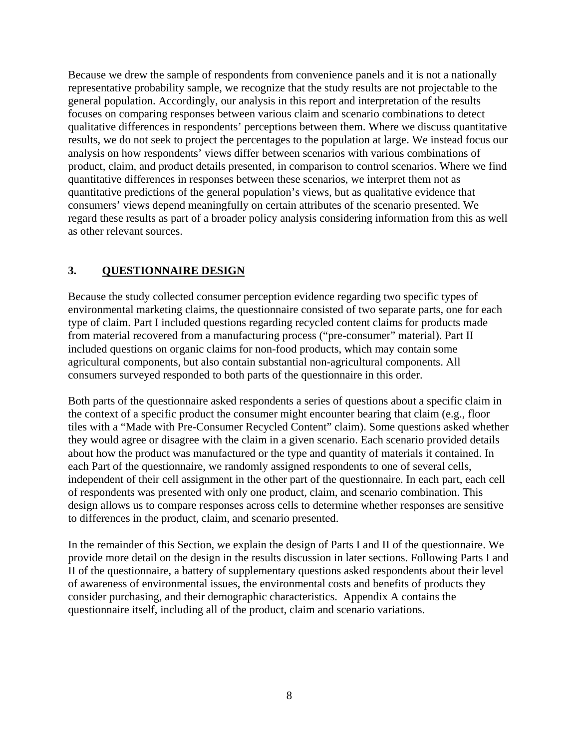Because we drew the sample of respondents from convenience panels and it is not a nationally representative probability sample, we recognize that the study results are not projectable to the general population. Accordingly, our analysis in this report and interpretation of the results focuses on comparing responses between various claim and scenario combinations to detect qualitative differences in respondents' perceptions between them. Where we discuss quantitative results, we do not seek to project the percentages to the population at large. We instead focus our analysis on how respondents' views differ between scenarios with various combinations of product, claim, and product details presented, in comparison to control scenarios. Where we find quantitative differences in responses between these scenarios, we interpret them not as quantitative predictions of the general population's views, but as qualitative evidence that consumers' views depend meaningfully on certain attributes of the scenario presented. We regard these results as part of a broader policy analysis considering information from this as well as other relevant sources.

## 3. QUESTIONNAIRE DESIGN

Because the study collected consumer perception evidence regarding two specific types of environmental marketing claims, the questionnaire consisted of two separate parts, one for each type of claim. Part I included questions regarding recycled content claims for products made from material recovered from a manufacturing process ("pre-consumer" material). Part II included questions on organic claims for non-food products, which may contain some agricultural components, but also contain substantial non-agricultural components. All consumers surveyed responded to both parts of the questionnaire in this order.

Both parts of the questionnaire asked respondents a series of questions about a specific claim in the context of a specific product the consumer might encounter bearing that claim (e.g., floor tiles with a "Made with Pre-Consumer Recycled Content" claim). Some questions asked whether they would agree or disagree with the claim in a given scenario. Each scenario provided details about how the product was manufactured or the type and quantity of materials it contained. In each Part of the questionnaire, we randomly assigned respondents to one of several cells, independent of their cell assignment in the other part of the questionnaire. In each part, each cell of respondents was presented with only one product, claim, and scenario combination. This design allows us to compare responses across cells to determine whether responses are sensitive to differences in the product, claim, and scenario presented.

In the remainder of this Section, we explain the design of Parts I and II of the questionnaire. We provide more detail on the design in the results discussion in later sections. Following Parts I and II of the questionnaire, a battery of supplementary questions asked respondents about their level of awareness of environmental issues, the environmental costs and benefits of products they consider purchasing, and their demographic characteristics. Appendix A contains the questionnaire itself, including all of the product, claim and scenario variations.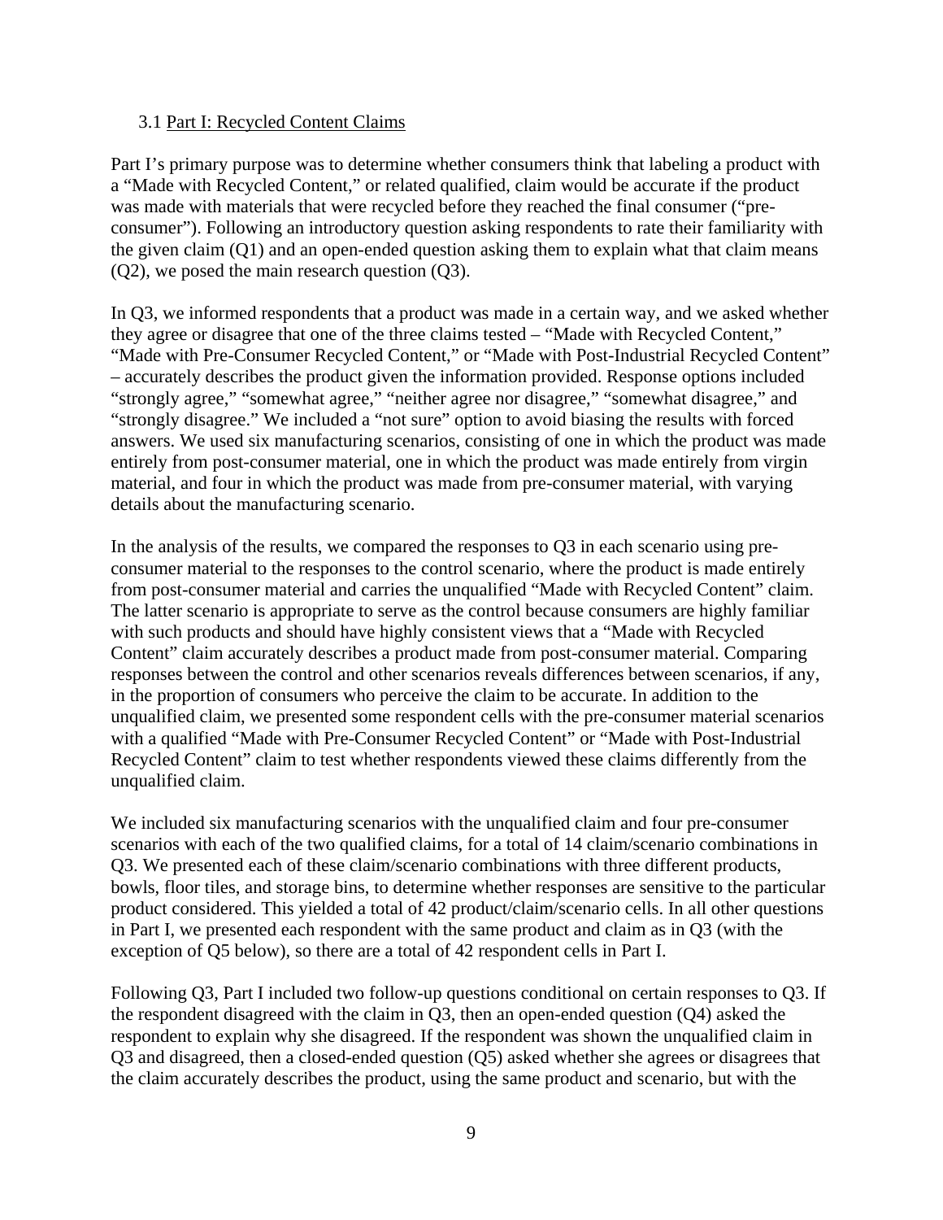### 3.1 Part I: Recycled Content Claims

Part I's primary purpose was to determine whether consumers think that labeling a product with a "Made with Recycled Content," or related qualified, claim would be accurate if the product was made with materials that were recycled before they reached the final consumer ("pre-consumer"). Following an introductory question asking respondents to rate their familiarity with the given claim (Q1) and an open-ended question asking them to explain what that claim means (Q2), we posed the main research question (Q3).

In Q3, we informed respondents that a product was made in a certain way, and we asked whether they agree or disagree that one of the three claims tested – "Made with Recycled Content," "Made with Pre-Consumer Recycled Content," or "Made with Post-Industrial Recycled Content" – accurately describes the product given the information provided. Response options included "strongly agree," "somewhat agree," "neither agree nor disagree," "somewhat disagree," and "strongly disagree." We included a "not sure" option to avoid biasing the results with forced answers. We used six manufacturing scenarios, consisting of one in which the product was made entirely from post-consumer material, one in which the product was made entirely from virgin material, and four in which the product was made from pre-consumer material, with varying details about the manufacturing scenario.

In the analysis of the results, we compared the responses to Q3 in each scenario using pre-consumer material to the responses to the control scenario, where the product is made entirely from post-consumer material and carries the unqualified "Made with Recycled Content" claim. The latter scenario is appropriate to serve as the control because consumers are highly familiar with such products and should have highly consistent views that a "Made with Recycled Content" claim accurately describes a product made from post-consumer material. Comparing responses between the control and other scenarios reveals differences between scenarios, if any, in the proportion of consumers who perceive the claim to be accurate. In addition to the unqualified claim, we presented some respondent cells with the pre-consumer material scenarios with a qualified "Made with Pre-Consumer Recycled Content" or "Made with Post-Industrial Recycled Content" claim to test whether respondents viewed these claims differently from the unqualified claim.

We included six manufacturing scenarios with the unqualified claim and four pre-consumer scenarios with each of the two qualified claims, for a total of 14 claim/scenario combinations in Q3. We presented each of these claim/scenario combinations with three different products, bowls, floor tiles, and storage bins, to determine whether responses are sensitive to the particular product considered. This yielded a total of 42 product/claim/scenario cells. In all other questions in Part I, we presented each respondent with the same product and claim as in Q3 (with the exception of Q5 below), so there are a total of 42 respondent cells in Part I.

Following Q3, Part I included two follow-up questions conditional on certain responses to Q3. If the respondent disagreed with the claim in Q3, then an open-ended question (Q4) asked the respondent to explain why she disagreed. If the respondent was shown the unqualified claim in Q3 and disagreed, then a closed-ended question (Q5) asked whether she agrees or disagrees that the claim accurately describes the product, using the same product and scenario, but with the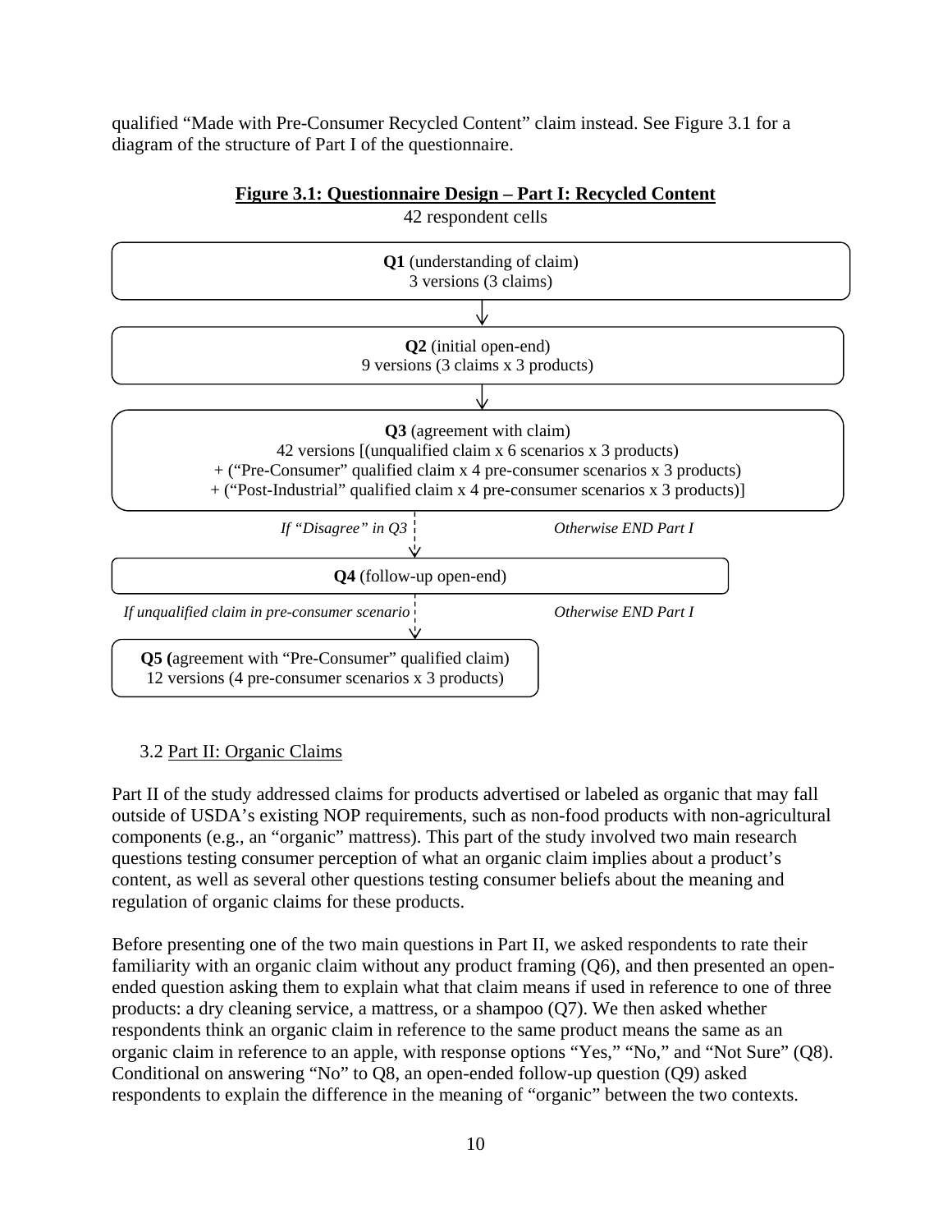qualified "Made with Pre-Consumer Recycled Content" claim instead. See Figure 3.1 for a diagram of the structure of Part I of the questionnaire.

**Figure 3.1: Questionnaire Design – Part I: Recycled Content**

42 respondent cells

**Q1** (understanding of claim)
3 versions (3 claims)

↓

**Q2** (initial open-end)
9 versions (3 claims x 3 products)

↓

**Q3** (agreement with claim)
42 versions [(unqualified claim x 6 scenarios x 3 products)
+ ("Pre-Consumer" qualified claim x 4 pre-consumer scenarios x 3 products)
+ ("Post-Industrial" qualified claim x 4 pre-consumer scenarios x 3 products)]

*If "Disagree" in Q3* ↓ *Otherwise END Part I*

**Q4** (follow-up open-end)

*If unqualified claim in pre-consumer scenario* ↓ *Otherwise END Part I*

**Q5 (**agreement with "Pre-Consumer" qualified claim)
12 versions (4 pre-consumer scenarios x 3 products)

### 3.2 Part II: Organic Claims

Part II of the study addressed claims for products advertised or labeled as organic that may fall outside of USDA's existing NOP requirements, such as non-food products with non-agricultural components (e.g., an "organic" mattress). This part of the study involved two main research questions testing consumer perception of what an organic claim implies about a product's content, as well as several other questions testing consumer beliefs about the meaning and regulation of organic claims for these products.

Before presenting one of the two main questions in Part II, we asked respondents to rate their familiarity with an organic claim without any product framing (Q6), and then presented an open-ended question asking them to explain what that claim means if used in reference to one of three products: a dry cleaning service, a mattress, or a shampoo (Q7). We then asked whether respondents think an organic claim in reference to the same product means the same as an organic claim in reference to an apple, with response options "Yes," "No," and "Not Sure" (Q8). Conditional on answering "No" to Q8, an open-ended follow-up question (Q9) asked respondents to explain the difference in the meaning of "organic" between the two contexts.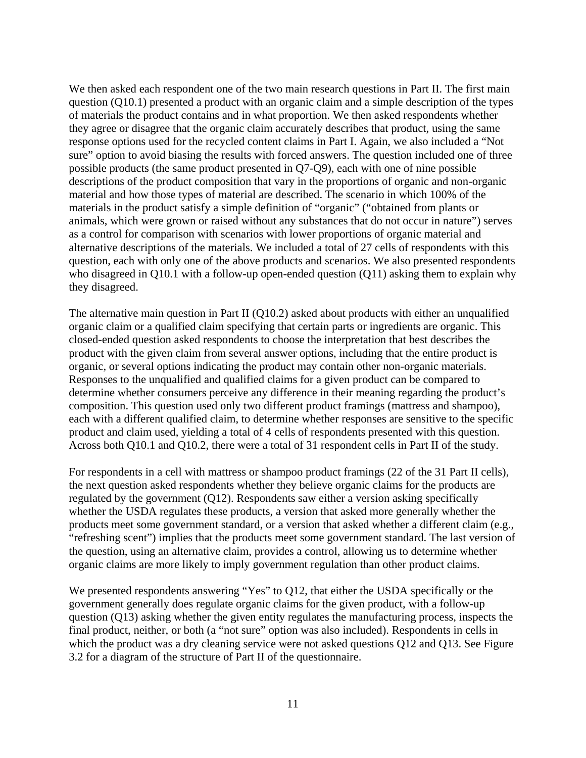We then asked each respondent one of the two main research questions in Part II. The first main question (Q10.1) presented a product with an organic claim and a simple description of the types of materials the product contains and in what proportion. We then asked respondents whether they agree or disagree that the organic claim accurately describes that product, using the same response options used for the recycled content claims in Part I. Again, we also included a "Not sure" option to avoid biasing the results with forced answers. The question included one of three possible products (the same product presented in Q7-Q9), each with one of nine possible descriptions of the product composition that vary in the proportions of organic and non-organic material and how those types of material are described. The scenario in which 100% of the materials in the product satisfy a simple definition of "organic" ("obtained from plants or animals, which were grown or raised without any substances that do not occur in nature") serves as a control for comparison with scenarios with lower proportions of organic material and alternative descriptions of the materials. We included a total of 27 cells of respondents with this question, each with only one of the above products and scenarios. We also presented respondents who disagreed in Q10.1 with a follow-up open-ended question (Q11) asking them to explain why they disagreed.

The alternative main question in Part II (Q10.2) asked about products with either an unqualified organic claim or a qualified claim specifying that certain parts or ingredients are organic. This closed-ended question asked respondents to choose the interpretation that best describes the product with the given claim from several answer options, including that the entire product is organic, or several options indicating the product may contain other non-organic materials. Responses to the unqualified and qualified claims for a given product can be compared to determine whether consumers perceive any difference in their meaning regarding the product's composition. This question used only two different product framings (mattress and shampoo), each with a different qualified claim, to determine whether responses are sensitive to the specific product and claim used, yielding a total of 4 cells of respondents presented with this question. Across both Q10.1 and Q10.2, there were a total of 31 respondent cells in Part II of the study.

For respondents in a cell with mattress or shampoo product framings (22 of the 31 Part II cells), the next question asked respondents whether they believe organic claims for the products are regulated by the government (Q12). Respondents saw either a version asking specifically whether the USDA regulates these products, a version that asked more generally whether the products meet some government standard, or a version that asked whether a different claim (e.g., "refreshing scent") implies that the products meet some government standard. The last version of the question, using an alternative claim, provides a control, allowing us to determine whether organic claims are more likely to imply government regulation than other product claims.

We presented respondents answering "Yes" to Q12, that either the USDA specifically or the government generally does regulate organic claims for the given product, with a follow-up question (Q13) asking whether the given entity regulates the manufacturing process, inspects the final product, neither, or both (a "not sure" option was also included). Respondents in cells in which the product was a dry cleaning service were not asked questions Q12 and Q13. See Figure 3.2 for a diagram of the structure of Part II of the questionnaire.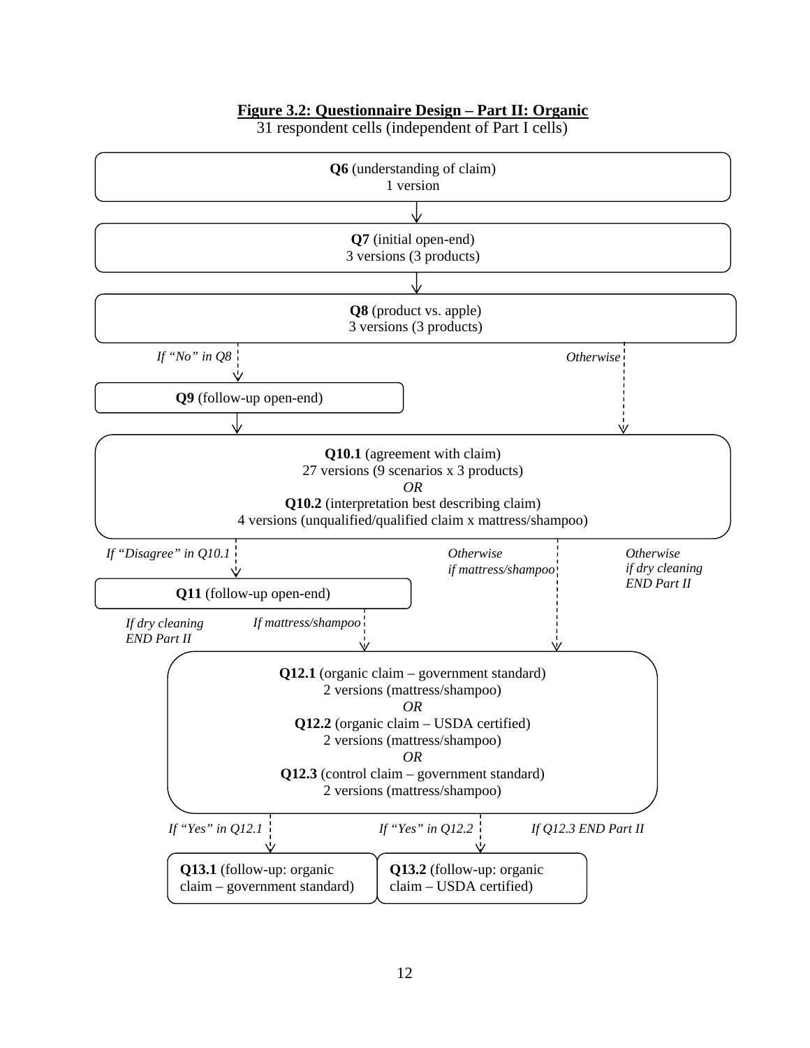**Figure 3.2: Questionnaire Design – Part II: Organic**

31 respondent cells (independent of Part I cells)

**Q6** (understanding of claim)
1 version

**Q7** (initial open-end)
3 versions (3 products)

**Q8** (product vs. apple)
3 versions (3 products)

*If "No" in Q8* → **Q9** (follow-up open-end)

*Otherwise* → Q10

**Q10.1** (agreement with claim)
27 versions (9 scenarios x 3 products)
*OR*
**Q10.2** (interpretation best describing claim)
4 versions (unqualified/qualified claim x mattress/shampoo)

*If "Disagree" in Q10.1* → **Q11** (follow-up open-end)

*Otherwise if mattress/shampoo* → Q12

*Otherwise if dry cleaning END Part II*

From Q11: *If dry cleaning END Part II*; *If mattress/shampoo* → Q12

**Q12.1** (organic claim – government standard)
2 versions (mattress/shampoo)
*OR*
**Q12.2** (organic claim – USDA certified)
2 versions (mattress/shampoo)
*OR*
**Q12.3** (control claim – government standard)
2 versions (mattress/shampoo)

*If "Yes" in Q12.1* → **Q13.1** (follow-up: organic claim – government standard)

*If "Yes" in Q12.2* → **Q13.2** (follow-up: organic claim – USDA certified)

*If Q12.3 END Part II*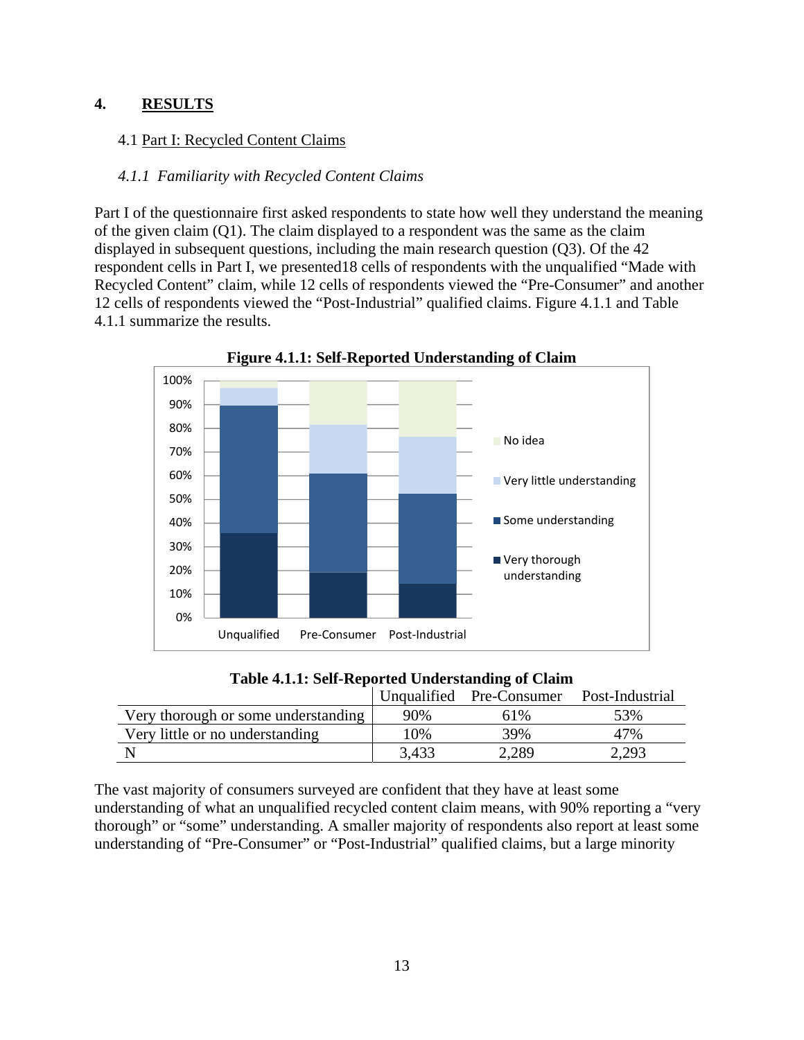## 4. RESULTS

### 4.1 Part I: Recycled Content Claims

#### *4.1.1 Familiarity with Recycled Content Claims*

Part I of the questionnaire first asked respondents to state how well they understand the meaning of the given claim (Q1). The claim displayed to a respondent was the same as the claim displayed in subsequent questions, including the main research question (Q3). Of the 42 respondent cells in Part I, we presented18 cells of respondents with the unqualified "Made with Recycled Content" claim, while 12 cells of respondents viewed the "Pre-Consumer" and another 12 cells of respondents viewed the "Post-Industrial" qualified claims. Figure 4.1.1 and Table 4.1.1 summarize the results.

**Figure 4.1.1: Self-Reported Understanding of Claim**

**Table 4.1.1: Self-Reported Understanding of Claim**

| | Unqualified | Pre-Consumer | Post-Industrial |
|---|---|---|---|
| Very thorough or some understanding | 90% | 61% | 53% |
| Very little or no understanding | 10% | 39% | 47% |
| N | 3,433 | 2,289 | 2,293 |

The vast majority of consumers surveyed are confident that they have at least some understanding of what an unqualified recycled content claim means, with 90% reporting a "very thorough" or "some" understanding. A smaller majority of respondents also report at least some understanding of "Pre-Consumer" or "Post-Industrial" qualified claims, but a large minority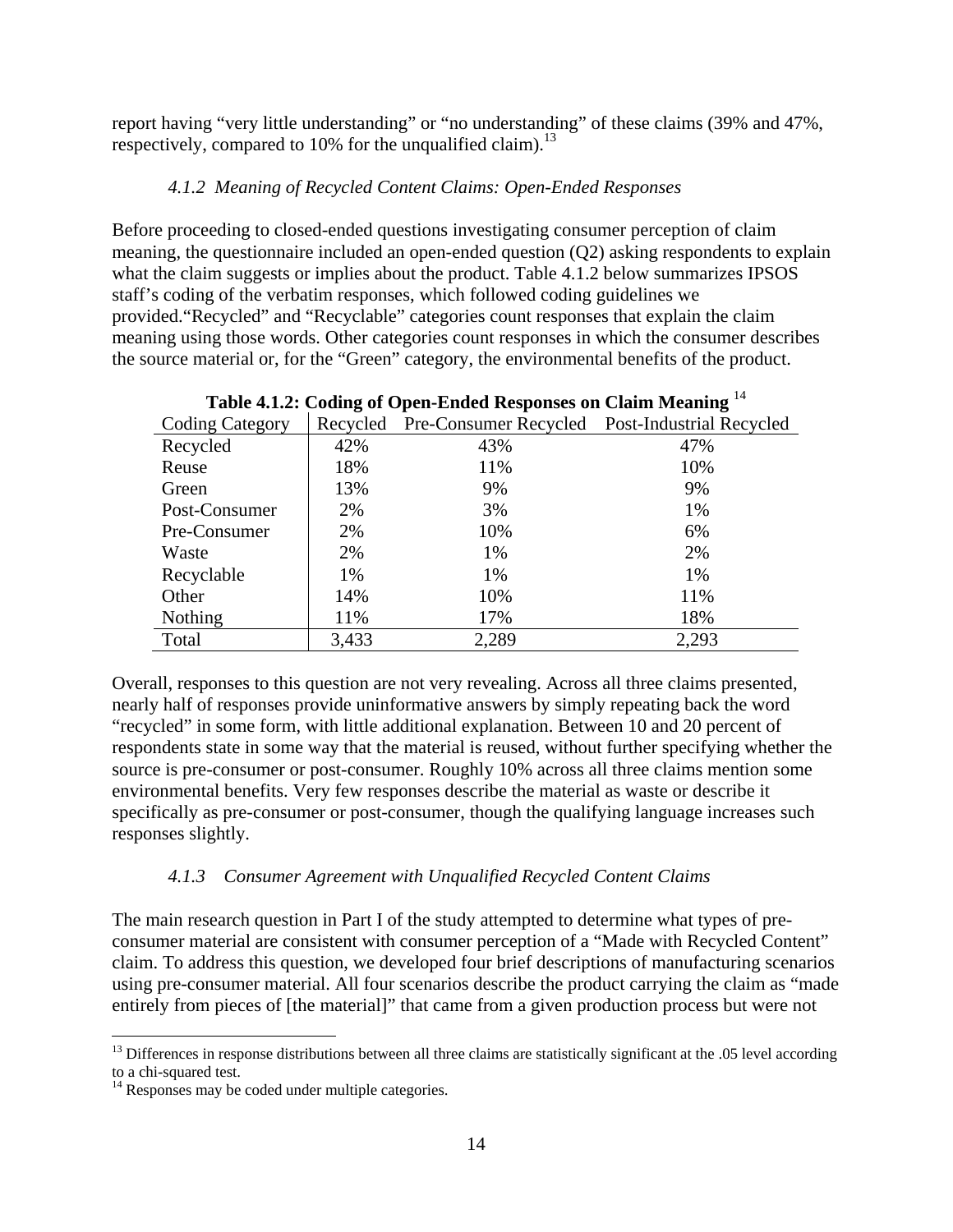report having “very little understanding” or “no understanding” of these claims (39% and 47%, respectively, compared to 10% for the unqualified claim).[13]

#### *4.1.2 Meaning of Recycled Content Claims: Open-Ended Responses*

Before proceeding to closed-ended questions investigating consumer perception of claim meaning, the questionnaire included an open-ended question (Q2) asking respondents to explain what the claim suggests or implies about the product. Table 4.1.2 below summarizes IPSOS staff’s coding of the verbatim responses, which followed coding guidelines we provided.“Recycled” and “Recyclable” categories count responses that explain the claim meaning using those words. Other categories count responses in which the consumer describes the source material or, for the “Green” category, the environmental benefits of the product.

**Table 4.1.2: Coding of Open-Ended Responses on Claim Meaning** [14]

| Coding Category | Recycled | Pre-Consumer Recycled | Post-Industrial Recycled |
|---|---|---|---|
| Recycled | 42% | 43% | 47% |
| Reuse | 18% | 11% | 10% |
| Green | 13% | 9% | 9% |
| Post-Consumer | 2% | 3% | 1% |
| Pre-Consumer | 2% | 10% | 6% |
| Waste | 2% | 1% | 2% |
| Recyclable | 1% | 1% | 1% |
| Other | 14% | 10% | 11% |
| Nothing | 11% | 17% | 18% |
| Total | 3,433 | 2,289 | 2,293 |

Overall, responses to this question are not very revealing. Across all three claims presented, nearly half of responses provide uninformative answers by simply repeating back the word “recycled” in some form, with little additional explanation. Between 10 and 20 percent of respondents state in some way that the material is reused, without further specifying whether the source is pre-consumer or post-consumer. Roughly 10% across all three claims mention some environmental benefits. Very few responses describe the material as waste or describe it specifically as pre-consumer or post-consumer, though the qualifying language increases such responses slightly.

#### *4.1.3 Consumer Agreement with Unqualified Recycled Content Claims*

The main research question in Part I of the study attempted to determine what types of pre-consumer material are consistent with consumer perception of a “Made with Recycled Content” claim. To address this question, we developed four brief descriptions of manufacturing scenarios using pre-consumer material. All four scenarios describe the product carrying the claim as “made entirely from pieces of [the material]” that came from a given production process but were not

---

[13] Differences in response distributions between all three claims are statistically significant at the .05 level according to a chi-squared test.

[14] Responses may be coded under multiple categories.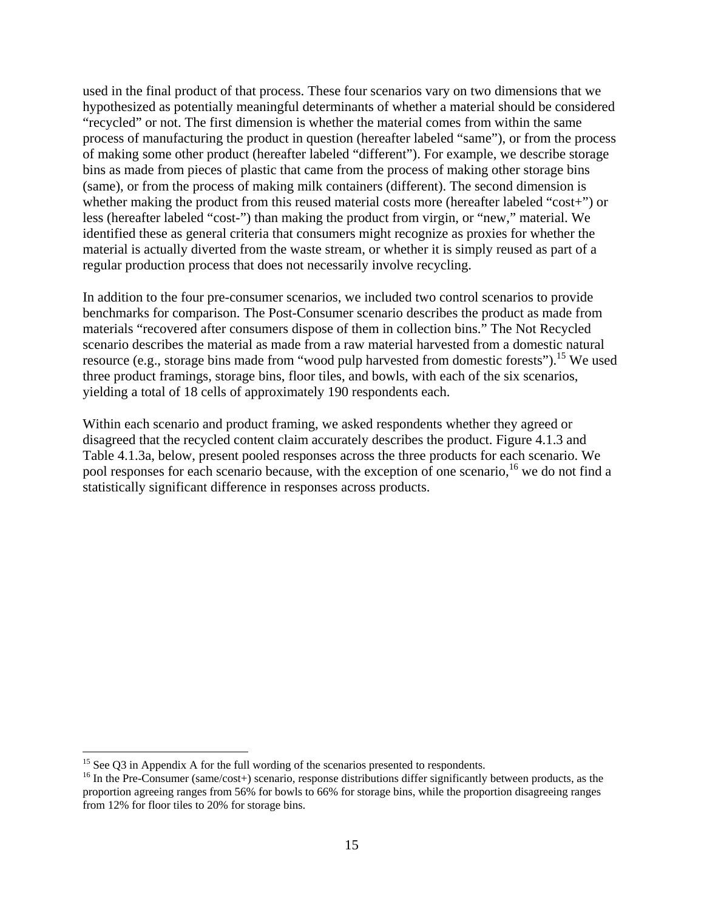used in the final product of that process. These four scenarios vary on two dimensions that we hypothesized as potentially meaningful determinants of whether a material should be considered "recycled" or not. The first dimension is whether the material comes from within the same process of manufacturing the product in question (hereafter labeled "same"), or from the process of making some other product (hereafter labeled "different"). For example, we describe storage bins as made from pieces of plastic that came from the process of making other storage bins (same), or from the process of making milk containers (different). The second dimension is whether making the product from this reused material costs more (hereafter labeled "cost+") or less (hereafter labeled "cost-") than making the product from virgin, or "new," material. We identified these as general criteria that consumers might recognize as proxies for whether the material is actually diverted from the waste stream, or whether it is simply reused as part of a regular production process that does not necessarily involve recycling.

In addition to the four pre-consumer scenarios, we included two control scenarios to provide benchmarks for comparison. The Post-Consumer scenario describes the product as made from materials "recovered after consumers dispose of them in collection bins." The Not Recycled scenario describes the material as made from a raw material harvested from a domestic natural resource (e.g., storage bins made from "wood pulp harvested from domestic forests").[15] We used three product framings, storage bins, floor tiles, and bowls, with each of the six scenarios, yielding a total of 18 cells of approximately 190 respondents each.

Within each scenario and product framing, we asked respondents whether they agreed or disagreed that the recycled content claim accurately describes the product. Figure 4.1.3 and Table 4.1.3a, below, present pooled responses across the three products for each scenario. We pool responses for each scenario because, with the exception of one scenario,[16] we do not find a statistically significant difference in responses across products.

[15] See Q3 in Appendix A for the full wording of the scenarios presented to respondents.

[16] In the Pre-Consumer (same/cost+) scenario, response distributions differ significantly between products, as the proportion agreeing ranges from 56% for bowls to 66% for storage bins, while the proportion disagreeing ranges from 12% for floor tiles to 20% for storage bins.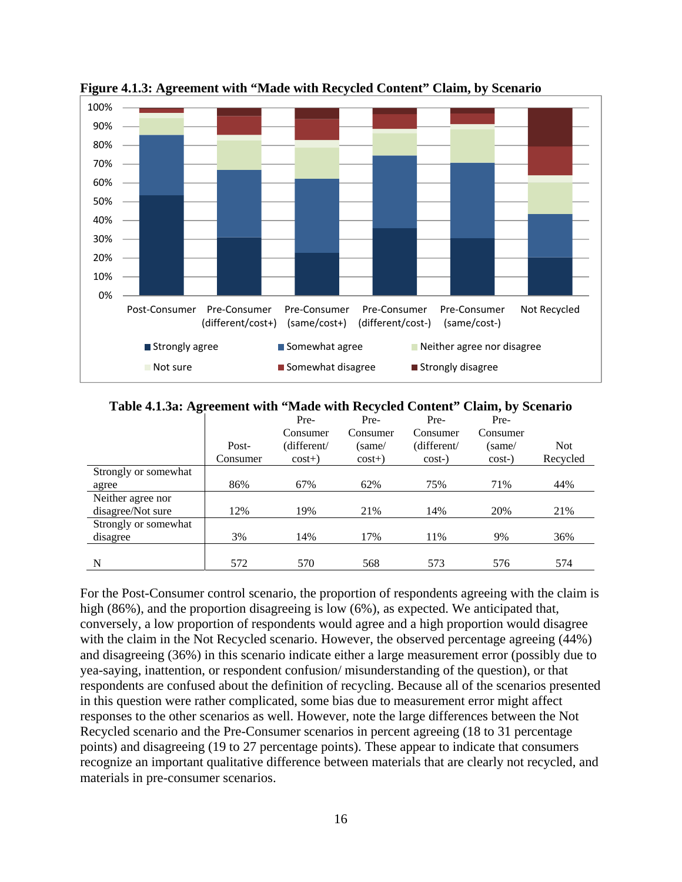**Figure 4.1.3: Agreement with "Made with Recycled Content" Claim, by Scenario**

**Table 4.1.3a: Agreement with "Made with Recycled Content" Claim, by Scenario**

| | Post-Consumer | Pre-Consumer (different/ cost+) | Pre-Consumer (same/ cost+) | Pre-Consumer (different/ cost-) | Pre-Consumer (same/ cost-) | Not Recycled |
|---|---|---|---|---|---|---|
| Strongly or somewhat agree | 86% | 67% | 62% | 75% | 71% | 44% |
| Neither agree nor disagree/Not sure | 12% | 19% | 21% | 14% | 20% | 21% |
| Strongly or somewhat disagree | 3% | 14% | 17% | 11% | 9% | 36% |
| N | 572 | 570 | 568 | 573 | 576 | 574 |

For the Post-Consumer control scenario, the proportion of respondents agreeing with the claim is high (86%), and the proportion disagreeing is low (6%), as expected. We anticipated that, conversely, a low proportion of respondents would agree and a high proportion would disagree with the claim in the Not Recycled scenario. However, the observed percentage agreeing (44%) and disagreeing (36%) in this scenario indicate either a large measurement error (possibly due to yea-saying, inattention, or respondent confusion/ misunderstanding of the question), or that respondents are confused about the definition of recycling. Because all of the scenarios presented in this question were rather complicated, some bias due to measurement error might affect responses to the other scenarios as well. However, note the large differences between the Not Recycled scenario and the Pre-Consumer scenarios in percent agreeing (18 to 31 percentage points) and disagreeing (19 to 27 percentage points). These appear to indicate that consumers recognize an important qualitative difference between materials that are clearly not recycled, and materials in pre-consumer scenarios.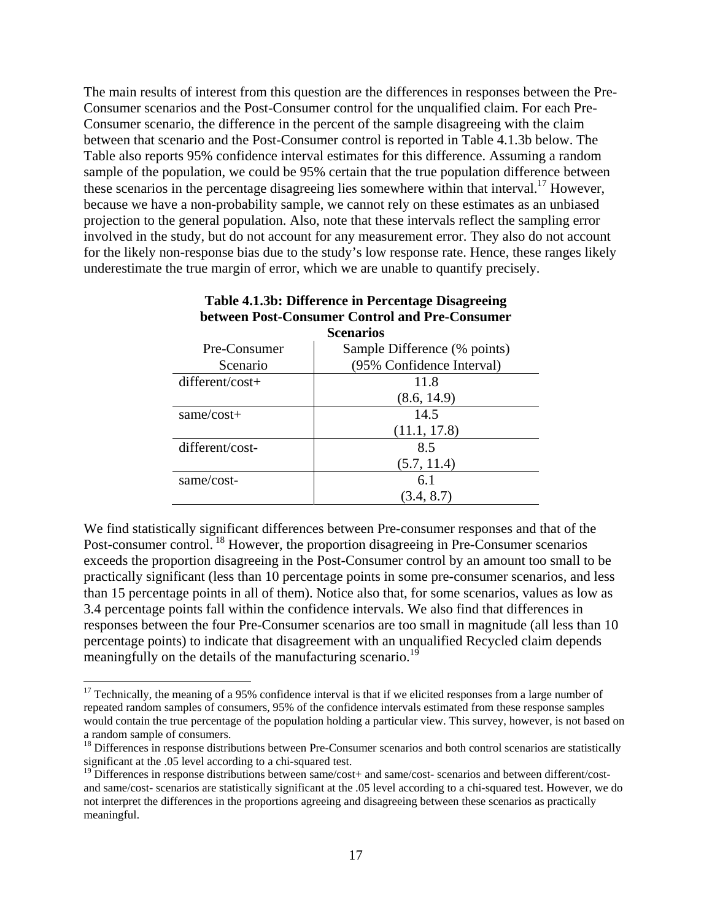The main results of interest from this question are the differences in responses between the Pre-Consumer scenarios and the Post-Consumer control for the unqualified claim. For each Pre-Consumer scenario, the difference in the percent of the sample disagreeing with the claim between that scenario and the Post-Consumer control is reported in Table 4.1.3b below. The Table also reports 95% confidence interval estimates for this difference. Assuming a random sample of the population, we could be 95% certain that the true population difference between these scenarios in the percentage disagreeing lies somewhere within that interval.[17] However, because we have a non-probability sample, we cannot rely on these estimates as an unbiased projection to the general population. Also, note that these intervals reflect the sampling error involved in the study, but do not account for any measurement error. They also do not account for the likely non-response bias due to the study's low response rate. Hence, these ranges likely underestimate the true margin of error, which we are unable to quantify precisely.

**Table 4.1.3b: Difference in Percentage Disagreeing between Post-Consumer Control and Pre-Consumer Scenarios**

| Pre-Consumer Scenario | Sample Difference (% points) (95% Confidence Interval) |
|---|---|
| different/cost+ | 11.8 (8.6, 14.9) |
| same/cost+ | 14.5 (11.1, 17.8) |
| different/cost- | 8.5 (5.7, 11.4) |
| same/cost- | 6.1 (3.4, 8.7) |

We find statistically significant differences between Pre-consumer responses and that of the Post-consumer control.[18] However, the proportion disagreeing in Pre-Consumer scenarios exceeds the proportion disagreeing in the Post-Consumer control by an amount too small to be practically significant (less than 10 percentage points in some pre-consumer scenarios, and less than 15 percentage points in all of them). Notice also that, for some scenarios, values as low as 3.4 percentage points fall within the confidence intervals. We also find that differences in responses between the four Pre-Consumer scenarios are too small in magnitude (all less than 10 percentage points) to indicate that disagreement with an unqualified Recycled claim depends meaningfully on the details of the manufacturing scenario.[19]

[17] Technically, the meaning of a 95% confidence interval is that if we elicited responses from a large number of repeated random samples of consumers, 95% of the confidence intervals estimated from these response samples would contain the true percentage of the population holding a particular view. This survey, however, is not based on a random sample of consumers.

[18] Differences in response distributions between Pre-Consumer scenarios and both control scenarios are statistically significant at the .05 level according to a chi-squared test.

[19] Differences in response distributions between same/cost+ and same/cost- scenarios and between different/cost- and same/cost- scenarios are statistically significant at the .05 level according to a chi-squared test. However, we do not interpret the differences in the proportions agreeing and disagreeing between these scenarios as practically meaningful.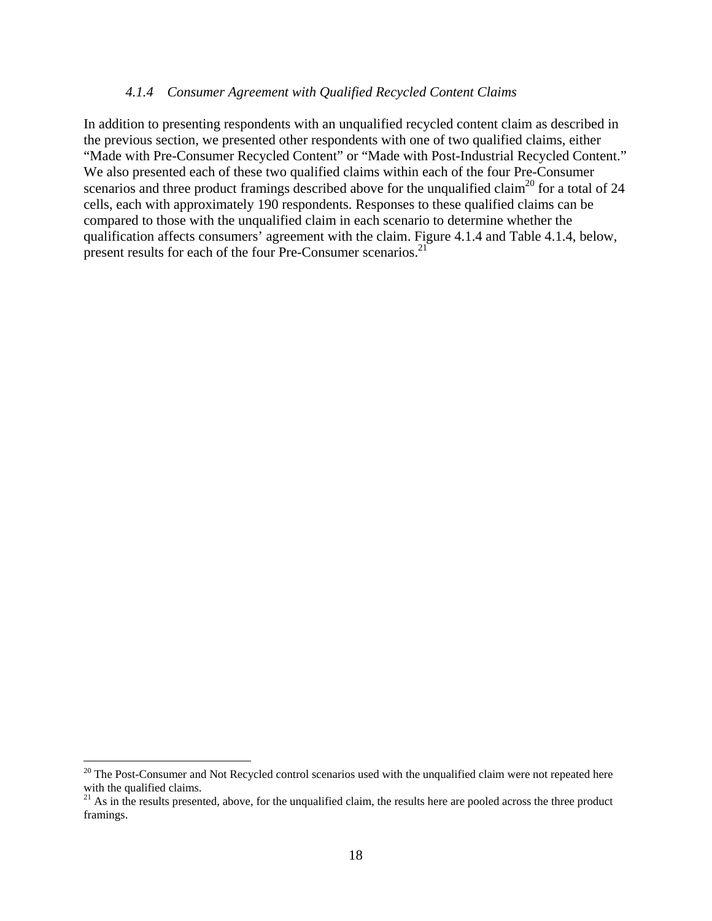#### *4.1.4 Consumer Agreement with Qualified Recycled Content Claims*

In addition to presenting respondents with an unqualified recycled content claim as described in the previous section, we presented other respondents with one of two qualified claims, either "Made with Pre-Consumer Recycled Content" or "Made with Post-Industrial Recycled Content." We also presented each of these two qualified claims within each of the four Pre-Consumer scenarios and three product framings described above for the unqualified claim[20] for a total of 24 cells, each with approximately 190 respondents. Responses to these qualified claims can be compared to those with the unqualified claim in each scenario to determine whether the qualification affects consumers' agreement with the claim. Figure 4.1.4 and Table 4.1.4, below, present results for each of the four Pre-Consumer scenarios.[21]

[20] The Post-Consumer and Not Recycled control scenarios used with the unqualified claim were not repeated here with the qualified claims.

[21] As in the results presented, above, for the unqualified claim, the results here are pooled across the three product framings.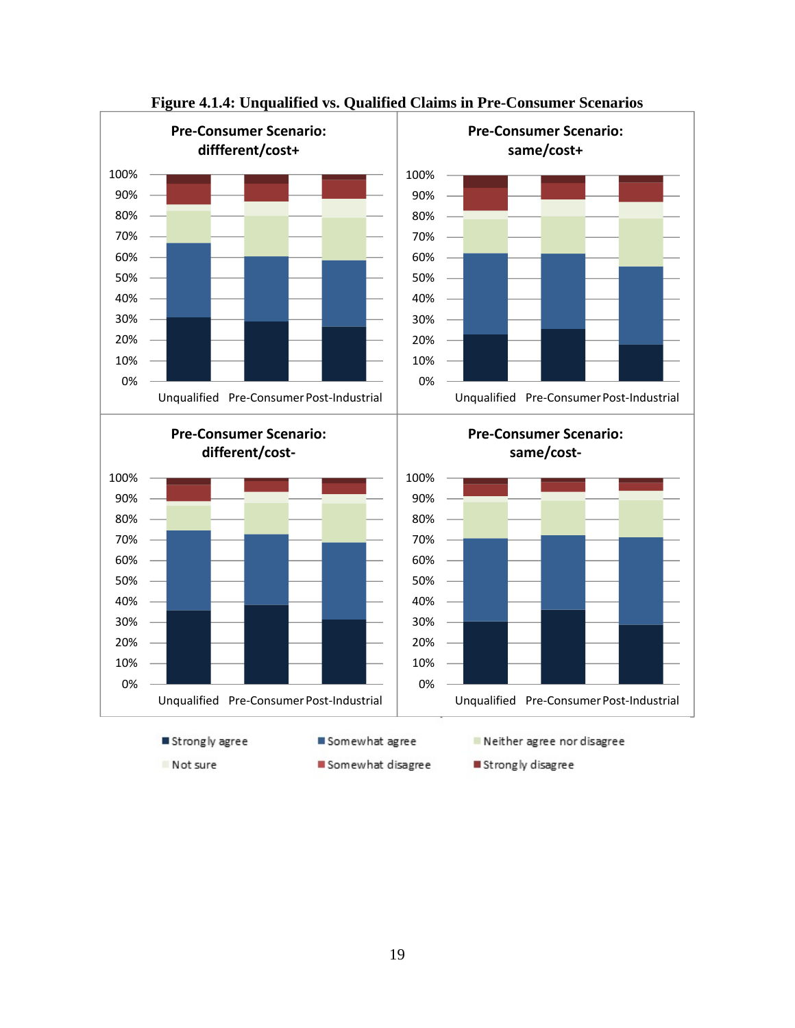**Figure 4.1.4: Unqualified vs. Qualified Claims in Pre-Consumer Scenarios**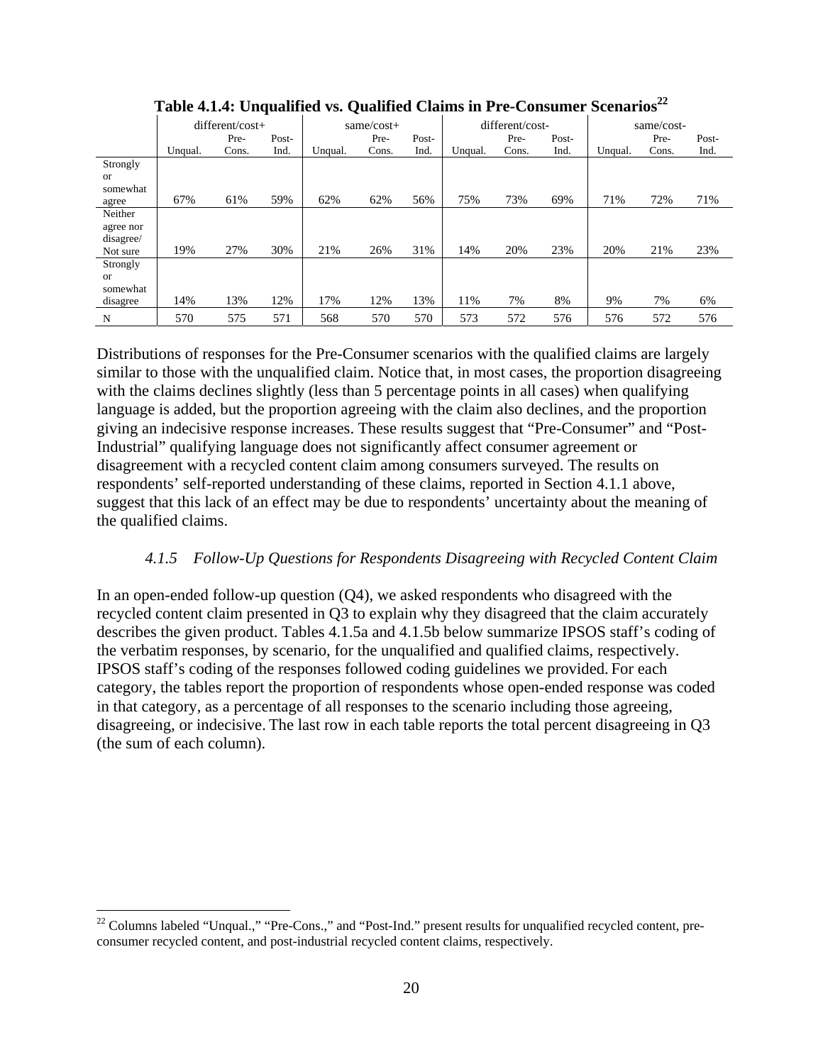**Table 4.1.4: Unqualified vs. Qualified Claims in Pre-Consumer Scenarios[22]**

| | different/cost+ | | | same/cost+ | | | different/cost- | | | same/cost- | | |
|---|---|---|---|---|---|---|---|---|---|---|---|---|
| | Unqual. | Pre-Cons. | Post-Ind. | Unqual. | Pre-Cons. | Post-Ind. | Unqual. | Pre-Cons. | Post-Ind. | Unqual. | Pre-Cons. | Post-Ind. |
| Strongly or somewhat agree | 67% | 61% | 59% | 62% | 62% | 56% | 75% | 73% | 69% | 71% | 72% | 71% |
| Neither agree nor disagree/ Not sure | 19% | 27% | 30% | 21% | 26% | 31% | 14% | 20% | 23% | 20% | 21% | 23% |
| Strongly or somewhat disagree | 14% | 13% | 12% | 17% | 12% | 13% | 11% | 7% | 8% | 9% | 7% | 6% |
| N | 570 | 575 | 571 | 568 | 570 | 570 | 573 | 572 | 576 | 576 | 572 | 576 |

Distributions of responses for the Pre-Consumer scenarios with the qualified claims are largely similar to those with the unqualified claim. Notice that, in most cases, the proportion disagreeing with the claims declines slightly (less than 5 percentage points in all cases) when qualifying language is added, but the proportion agreeing with the claim also declines, and the proportion giving an indecisive response increases. These results suggest that "Pre-Consumer" and "Post-Industrial" qualifying language does not significantly affect consumer agreement or disagreement with a recycled content claim among consumers surveyed. The results on respondents' self-reported understanding of these claims, reported in Section 4.1.1 above, suggest that this lack of an effect may be due to respondents' uncertainty about the meaning of the qualified claims.

### *4.1.5 Follow-Up Questions for Respondents Disagreeing with Recycled Content Claim*

In an open-ended follow-up question (Q4), we asked respondents who disagreed with the recycled content claim presented in Q3 to explain why they disagreed that the claim accurately describes the given product. Tables 4.1.5a and 4.1.5b below summarize IPSOS staff's coding of the verbatim responses, by scenario, for the unqualified and qualified claims, respectively. IPSOS staff's coding of the responses followed coding guidelines we provided. For each category, the tables report the proportion of respondents whose open-ended response was coded in that category, as a percentage of all responses to the scenario including those agreeing, disagreeing, or indecisive. The last row in each table reports the total percent disagreeing in Q3 (the sum of each column).

[22] Columns labeled "Unqual.," "Pre-Cons.," and "Post-Ind." present results for unqualified recycled content, pre-consumer recycled content, and post-industrial recycled content claims, respectively.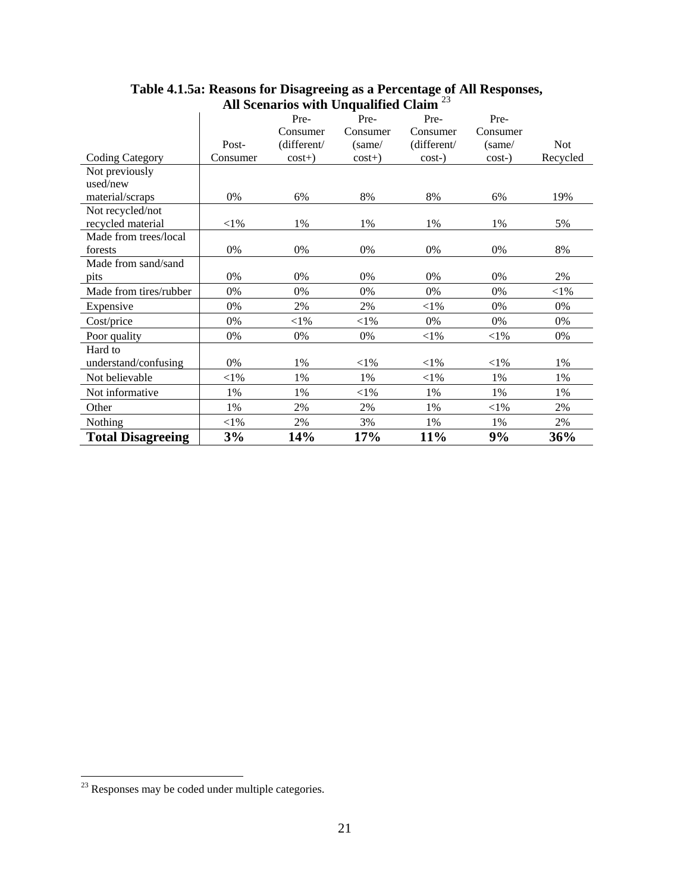**Table 4.1.5a: Reasons for Disagreeing as a Percentage of All Responses, All Scenarios with Unqualified Claim** [23]

| Coding Category | Post-Consumer | Pre-Consumer (different/ cost+) | Pre-Consumer (same/ cost+) | Pre-Consumer (different/ cost-) | Pre-Consumer (same/ cost-) | Not Recycled |
|---|---|---|---|---|---|---|
| Not previously used/new material/scraps | 0% | 6% | 8% | 8% | 6% | 19% |
| Not recycled/not recycled material | <1% | 1% | 1% | 1% | 1% | 5% |
| Made from trees/local forests | 0% | 0% | 0% | 0% | 0% | 8% |
| Made from sand/sand pits | 0% | 0% | 0% | 0% | 0% | 2% |
| Made from tires/rubber | 0% | 0% | 0% | 0% | 0% | <1% |
| Expensive | 0% | 2% | 2% | <1% | 0% | 0% |
| Cost/price | 0% | <1% | <1% | 0% | 0% | 0% |
| Poor quality | 0% | 0% | 0% | <1% | <1% | 0% |
| Hard to understand/confusing | 0% | 1% | <1% | <1% | <1% | 1% |
| Not believable | <1% | 1% | 1% | <1% | 1% | 1% |
| Not informative | 1% | 1% | <1% | 1% | 1% | 1% |
| Other | 1% | 2% | 2% | 1% | <1% | 2% |
| Nothing | <1% | 2% | 3% | 1% | 1% | 2% |
| **Total Disagreeing** | **3%** | **14%** | **17%** | **11%** | **9%** | **36%** |

[23] Responses may be coded under multiple categories.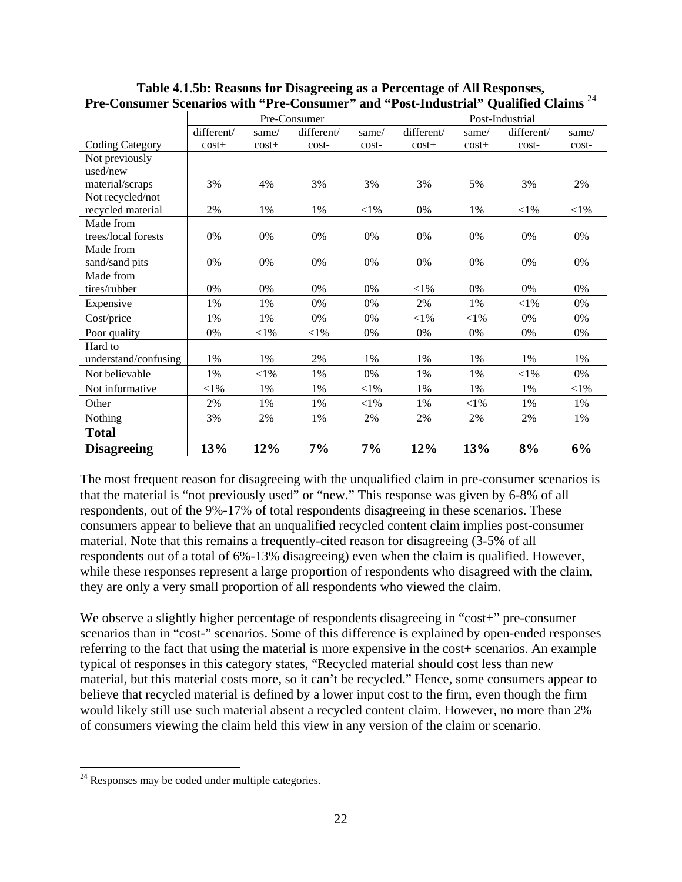**Table 4.1.5b: Reasons for Disagreeing as a Percentage of All Responses, Pre-Consumer Scenarios with "Pre-Consumer" and "Post-Industrial" Qualified Claims** [24]

| | Pre-Consumer | | | | Post-Industrial | | | |
|---|---|---|---|---|---|---|---|---|
| Coding Category | different/ cost+ | same/ cost+ | different/ cost- | same/ cost- | different/ cost+ | same/ cost+ | different/ cost- | same/ cost- |
| Not previously used/new material/scraps | 3% | 4% | 3% | 3% | 3% | 5% | 3% | 2% |
| Not recycled/not recycled material | 2% | 1% | 1% | <1% | 0% | 1% | <1% | <1% |
| Made from trees/local forests | 0% | 0% | 0% | 0% | 0% | 0% | 0% | 0% |
| Made from sand/sand pits | 0% | 0% | 0% | 0% | 0% | 0% | 0% | 0% |
| Made from tires/rubber | 0% | 0% | 0% | 0% | <1% | 0% | 0% | 0% |
| Expensive | 1% | 1% | 0% | 0% | 2% | 1% | <1% | 0% |
| Cost/price | 1% | 1% | 0% | 0% | <1% | <1% | 0% | 0% |
| Poor quality | 0% | <1% | <1% | 0% | 0% | 0% | 0% | 0% |
| Hard to understand/confusing | 1% | 1% | 2% | 1% | 1% | 1% | 1% | 1% |
| Not believable | 1% | <1% | 1% | 0% | 1% | 1% | <1% | 0% |
| Not informative | <1% | 1% | 1% | <1% | 1% | 1% | 1% | <1% |
| Other | 2% | 1% | 1% | <1% | 1% | <1% | 1% | 1% |
| Nothing | 3% | 2% | 1% | 2% | 2% | 2% | 2% | 1% |
| **Total Disagreeing** | **13%** | **12%** | **7%** | **7%** | **12%** | **13%** | **8%** | **6%** |

The most frequent reason for disagreeing with the unqualified claim in pre-consumer scenarios is that the material is "not previously used" or "new." This response was given by 6-8% of all respondents, out of the 9%-17% of total respondents disagreeing in these scenarios. These consumers appear to believe that an unqualified recycled content claim implies post-consumer material. Note that this remains a frequently-cited reason for disagreeing (3-5% of all respondents out of a total of 6%-13% disagreeing) even when the claim is qualified. However, while these responses represent a large proportion of respondents who disagreed with the claim, they are only a very small proportion of all respondents who viewed the claim.

We observe a slightly higher percentage of respondents disagreeing in "cost+" pre-consumer scenarios than in "cost-" scenarios. Some of this difference is explained by open-ended responses referring to the fact that using the material is more expensive in the cost+ scenarios. An example typical of responses in this category states, "Recycled material should cost less than new material, but this material costs more, so it can't be recycled." Hence, some consumers appear to believe that recycled material is defined by a lower input cost to the firm, even though the firm would likely still use such material absent a recycled content claim. However, no more than 2% of consumers viewing the claim held this view in any version of the claim or scenario.

[24] Responses may be coded under multiple categories.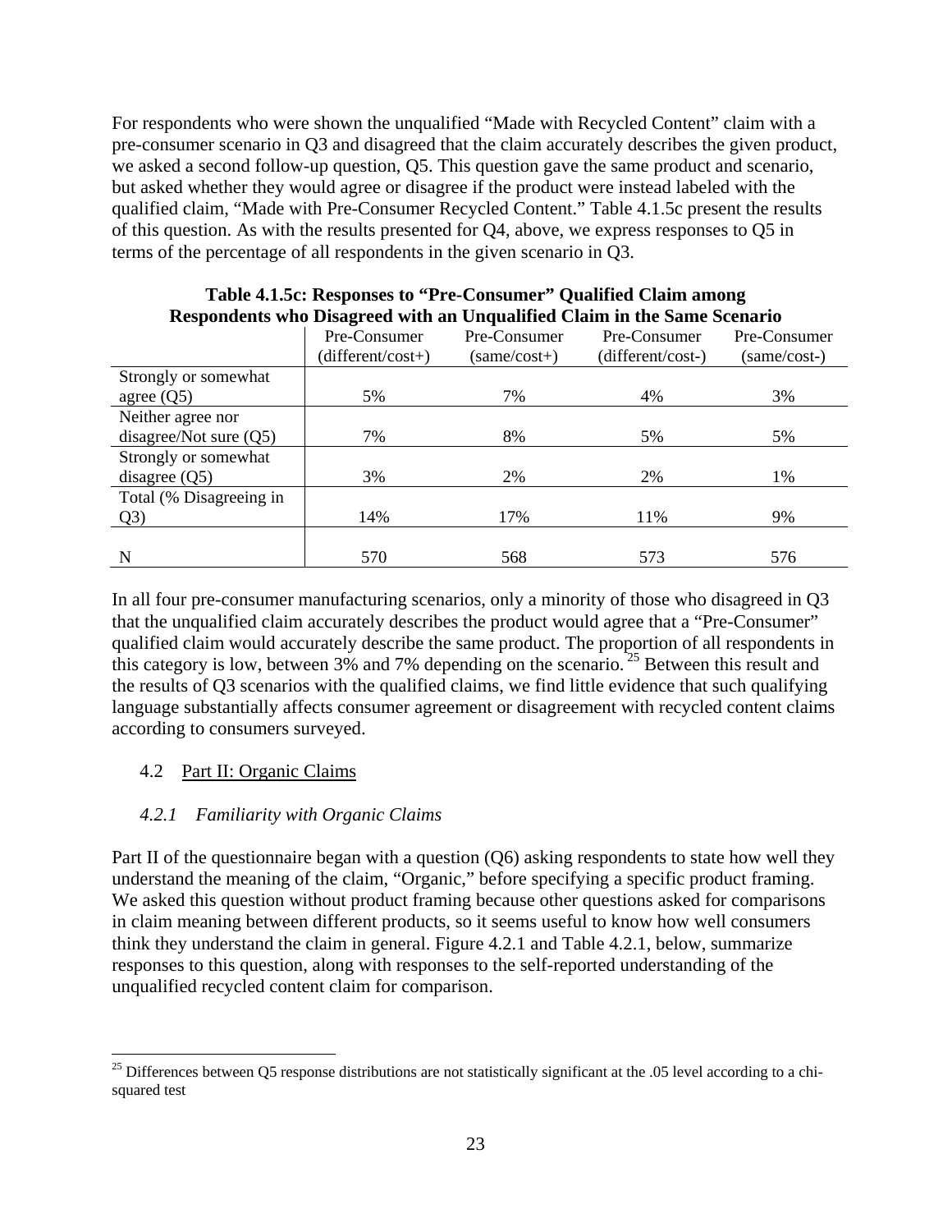For respondents who were shown the unqualified "Made with Recycled Content" claim with a pre-consumer scenario in Q3 and disagreed that the claim accurately describes the given product, we asked a second follow-up question, Q5. This question gave the same product and scenario, but asked whether they would agree or disagree if the product were instead labeled with the qualified claim, "Made with Pre-Consumer Recycled Content." Table 4.1.5c present the results of this question. As with the results presented for Q4, above, we express responses to Q5 in terms of the percentage of all respondents in the given scenario in Q3.

**Table 4.1.5c: Responses to "Pre-Consumer" Qualified Claim among Respondents who Disagreed with an Unqualified Claim in the Same Scenario**

| | Pre-Consumer (different/cost+) | Pre-Consumer (same/cost+) | Pre-Consumer (different/cost-) | Pre-Consumer (same/cost-) |
|---|---|---|---|---|
| Strongly or somewhat agree (Q5) | 5% | 7% | 4% | 3% |
| Neither agree nor disagree/Not sure (Q5) | 7% | 8% | 5% | 5% |
| Strongly or somewhat disagree (Q5) | 3% | 2% | 2% | 1% |
| Total (% Disagreeing in Q3) | 14% | 17% | 11% | 9% |
| N | 570 | 568 | 573 | 576 |

In all four pre-consumer manufacturing scenarios, only a minority of those who disagreed in Q3 that the unqualified claim accurately describes the product would agree that a "Pre-Consumer" qualified claim would accurately describe the same product. The proportion of all respondents in this category is low, between 3% and 7% depending on the scenario.[25] Between this result and the results of Q3 scenarios with the qualified claims, we find little evidence that such qualifying language substantially affects consumer agreement or disagreement with recycled content claims according to consumers surveyed.

## 4.2 Part II: Organic Claims

### *4.2.1 Familiarity with Organic Claims*

Part II of the questionnaire began with a question (Q6) asking respondents to state how well they understand the meaning of the claim, "Organic," before specifying a specific product framing. We asked this question without product framing because other questions asked for comparisons in claim meaning between different products, so it seems useful to know how well consumers think they understand the claim in general. Figure 4.2.1 and Table 4.2.1, below, summarize responses to this question, along with responses to the self-reported understanding of the unqualified recycled content claim for comparison.

[25] Differences between Q5 response distributions are not statistically significant at the .05 level according to a chi-squared test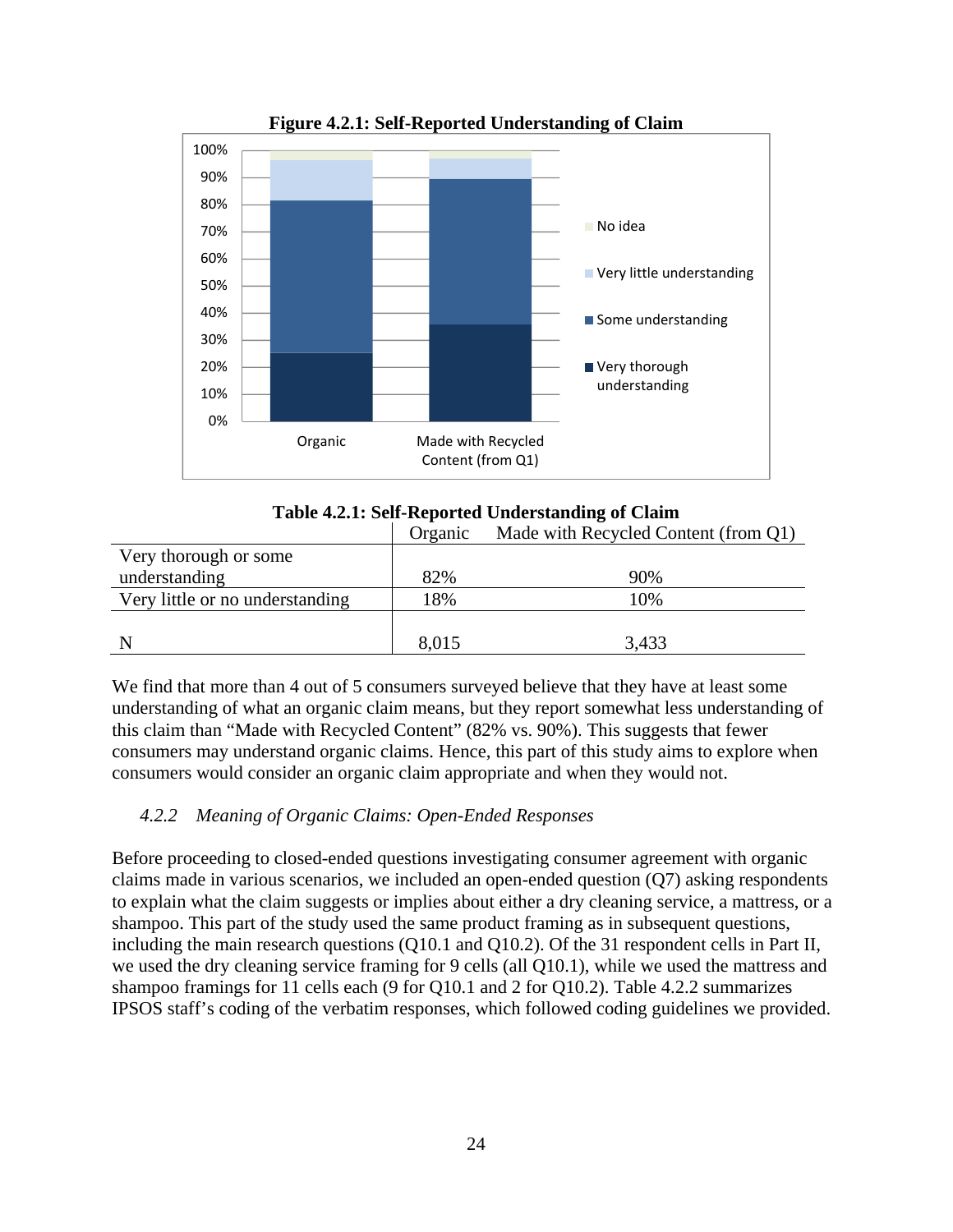**Figure 4.2.1: Self-Reported Understanding of Claim**

**Table 4.2.1: Self-Reported Understanding of Claim**

| | Organic | Made with Recycled Content (from Q1) |
|---|---|---|
| Very thorough or some understanding | 82% | 90% |
| Very little or no understanding | 18% | 10% |
| N | 8,015 | 3,433 |

We find that more than 4 out of 5 consumers surveyed believe that they have at least some understanding of what an organic claim means, but they report somewhat less understanding of this claim than "Made with Recycled Content" (82% vs. 90%). This suggests that fewer consumers may understand organic claims. Hence, this part of this study aims to explore when consumers would consider an organic claim appropriate and when they would not.

### *4.2.2 Meaning of Organic Claims: Open-Ended Responses*

Before proceeding to closed-ended questions investigating consumer agreement with organic claims made in various scenarios, we included an open-ended question (Q7) asking respondents to explain what the claim suggests or implies about either a dry cleaning service, a mattress, or a shampoo. This part of the study used the same product framing as in subsequent questions, including the main research questions (Q10.1 and Q10.2). Of the 31 respondent cells in Part II, we used the dry cleaning service framing for 9 cells (all Q10.1), while we used the mattress and shampoo framings for 11 cells each (9 for Q10.1 and 2 for Q10.2). Table 4.2.2 summarizes IPSOS staff's coding of the verbatim responses, which followed coding guidelines we provided.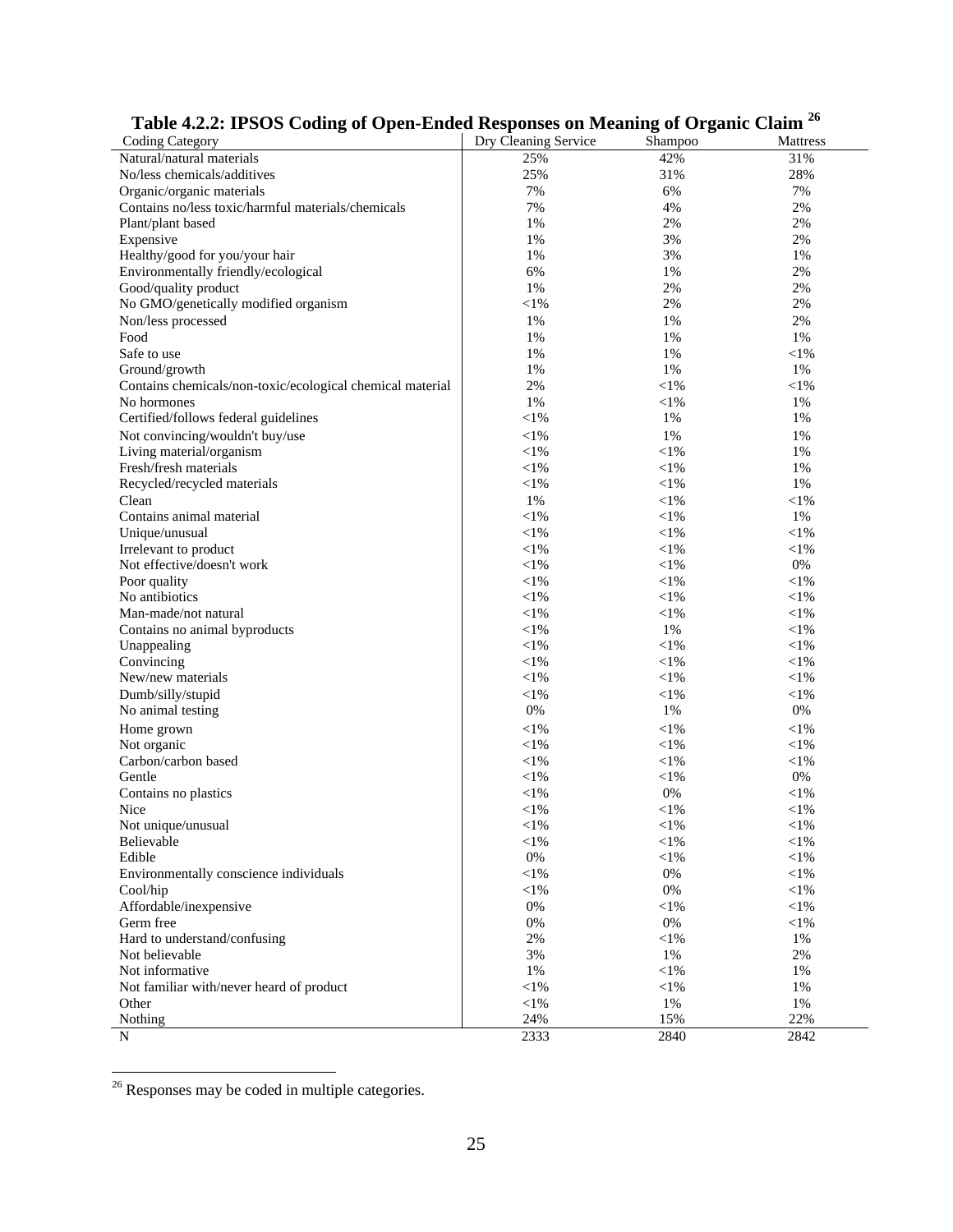### Table 4.2.2: IPSOS Coding of Open-Ended Responses on Meaning of Organic Claim [26]

| Coding Category | Dry Cleaning Service | Shampoo | Mattress |
|---|---|---|---|
| Natural/natural materials | 25% | 42% | 31% |
| No/less chemicals/additives | 25% | 31% | 28% |
| Organic/organic materials | 7% | 6% | 7% |
| Contains no/less toxic/harmful materials/chemicals | 7% | 4% | 2% |
| Plant/plant based | 1% | 2% | 2% |
| Expensive | 1% | 3% | 2% |
| Healthy/good for you/your hair | 1% | 3% | 1% |
| Environmentally friendly/ecological | 6% | 1% | 2% |
| Good/quality product | 1% | 2% | 2% |
| No GMO/genetically modified organism | <1% | 2% | 2% |
| Non/less processed | 1% | 1% | 2% |
| Food | 1% | 1% | 1% |
| Safe to use | 1% | 1% | <1% |
| Ground/growth | 1% | 1% | 1% |
| Contains chemicals/non-toxic/ecological chemical material | 2% | <1% | <1% |
| No hormones | 1% | <1% | 1% |
| Certified/follows federal guidelines | <1% | 1% | 1% |
| Not convincing/wouldn't buy/use | <1% | 1% | 1% |
| Living material/organism | <1% | <1% | 1% |
| Fresh/fresh materials | <1% | <1% | 1% |
| Recycled/recycled materials | <1% | <1% | 1% |
| Clean | 1% | <1% | <1% |
| Contains animal material | <1% | <1% | 1% |
| Unique/unusual | <1% | <1% | <1% |
| Irrelevant to product | <1% | <1% | <1% |
| Not effective/doesn't work | <1% | <1% | 0% |
| Poor quality | <1% | <1% | <1% |
| No antibiotics | <1% | <1% | <1% |
| Man-made/not natural | <1% | <1% | <1% |
| Contains no animal byproducts | <1% | 1% | <1% |
| Unappealing | <1% | <1% | <1% |
| Convincing | <1% | <1% | <1% |
| New/new materials | <1% | <1% | <1% |
| Dumb/silly/stupid | <1% | <1% | <1% |
| No animal testing | 0% | 1% | 0% |
| Home grown | <1% | <1% | <1% |
| Not organic | <1% | <1% | <1% |
| Carbon/carbon based | <1% | <1% | <1% |
| Gentle | <1% | <1% | 0% |
| Contains no plastics | <1% | 0% | <1% |
| Nice | <1% | <1% | <1% |
| Not unique/unusual | <1% | <1% | <1% |
| Believable | <1% | <1% | <1% |
| Edible | 0% | <1% | <1% |
| Environmentally conscience individuals | <1% | 0% | <1% |
| Cool/hip | <1% | 0% | <1% |
| Affordable/inexpensive | 0% | <1% | <1% |
| Germ free | 0% | 0% | <1% |
| Hard to understand/confusing | 2% | <1% | 1% |
| Not believable | 3% | 1% | 2% |
| Not informative | 1% | <1% | 1% |
| Not familiar with/never heard of product | <1% | <1% | 1% |
| Other | <1% | 1% | 1% |
| Nothing | 24% | 15% | 22% |
| N | 2333 | 2840 | 2842 |

[26] Responses may be coded in multiple categories.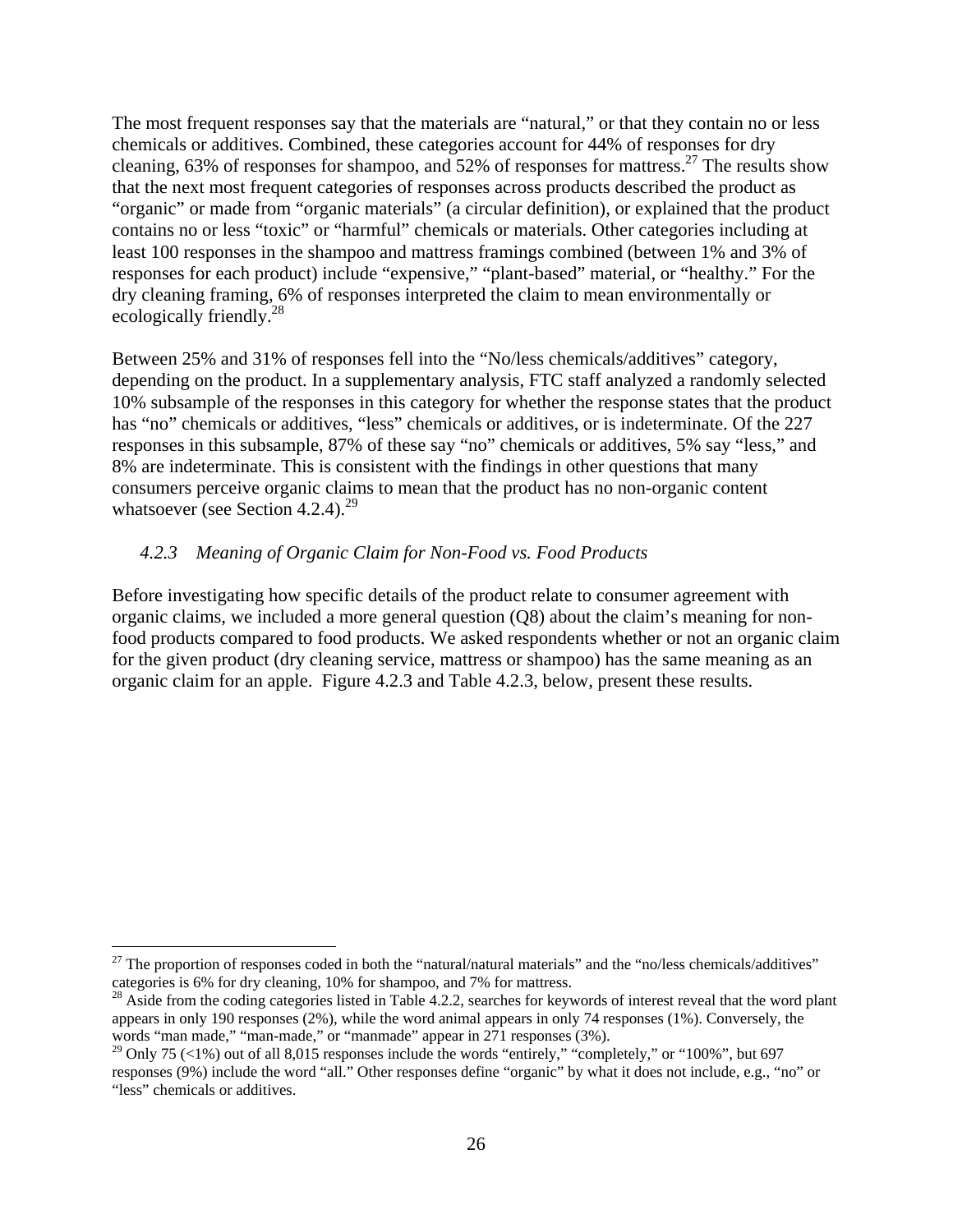The most frequent responses say that the materials are "natural," or that they contain no or less chemicals or additives. Combined, these categories account for 44% of responses for dry cleaning, 63% of responses for shampoo, and 52% of responses for mattress.[27] The results show that the next most frequent categories of responses across products described the product as "organic" or made from "organic materials" (a circular definition), or explained that the product contains no or less "toxic" or "harmful" chemicals or materials. Other categories including at least 100 responses in the shampoo and mattress framings combined (between 1% and 3% of responses for each product) include "expensive," "plant-based" material, or "healthy." For the dry cleaning framing, 6% of responses interpreted the claim to mean environmentally or ecologically friendly.[28]

Between 25% and 31% of responses fell into the "No/less chemicals/additives" category, depending on the product. In a supplementary analysis, FTC staff analyzed a randomly selected 10% subsample of the responses in this category for whether the response states that the product has "no" chemicals or additives, "less" chemicals or additives, or is indeterminate. Of the 227 responses in this subsample, 87% of these say "no" chemicals or additives, 5% say "less," and 8% are indeterminate. This is consistent with the findings in other questions that many consumers perceive organic claims to mean that the product has no non-organic content whatsoever (see Section 4.2.4).[29]

### *4.2.3 Meaning of Organic Claim for Non-Food vs. Food Products*

Before investigating how specific details of the product relate to consumer agreement with organic claims, we included a more general question (Q8) about the claim's meaning for non-food products compared to food products. We asked respondents whether or not an organic claim for the given product (dry cleaning service, mattress or shampoo) has the same meaning as an organic claim for an apple. Figure 4.2.3 and Table 4.2.3, below, present these results.

---

[27] The proportion of responses coded in both the "natural/natural materials" and the "no/less chemicals/additives" categories is 6% for dry cleaning, 10% for shampoo, and 7% for mattress.

[28] Aside from the coding categories listed in Table 4.2.2, searches for keywords of interest reveal that the word plant appears in only 190 responses (2%), while the word animal appears in only 74 responses (1%). Conversely, the words "man made," "man-made," or "manmade" appear in 271 responses (3%).

[29] Only 75 (<1%) out of all 8,015 responses include the words "entirely," "completely," or "100%", but 697 responses (9%) include the word "all." Other responses define "organic" by what it does not include, e.g., "no" or "less" chemicals or additives.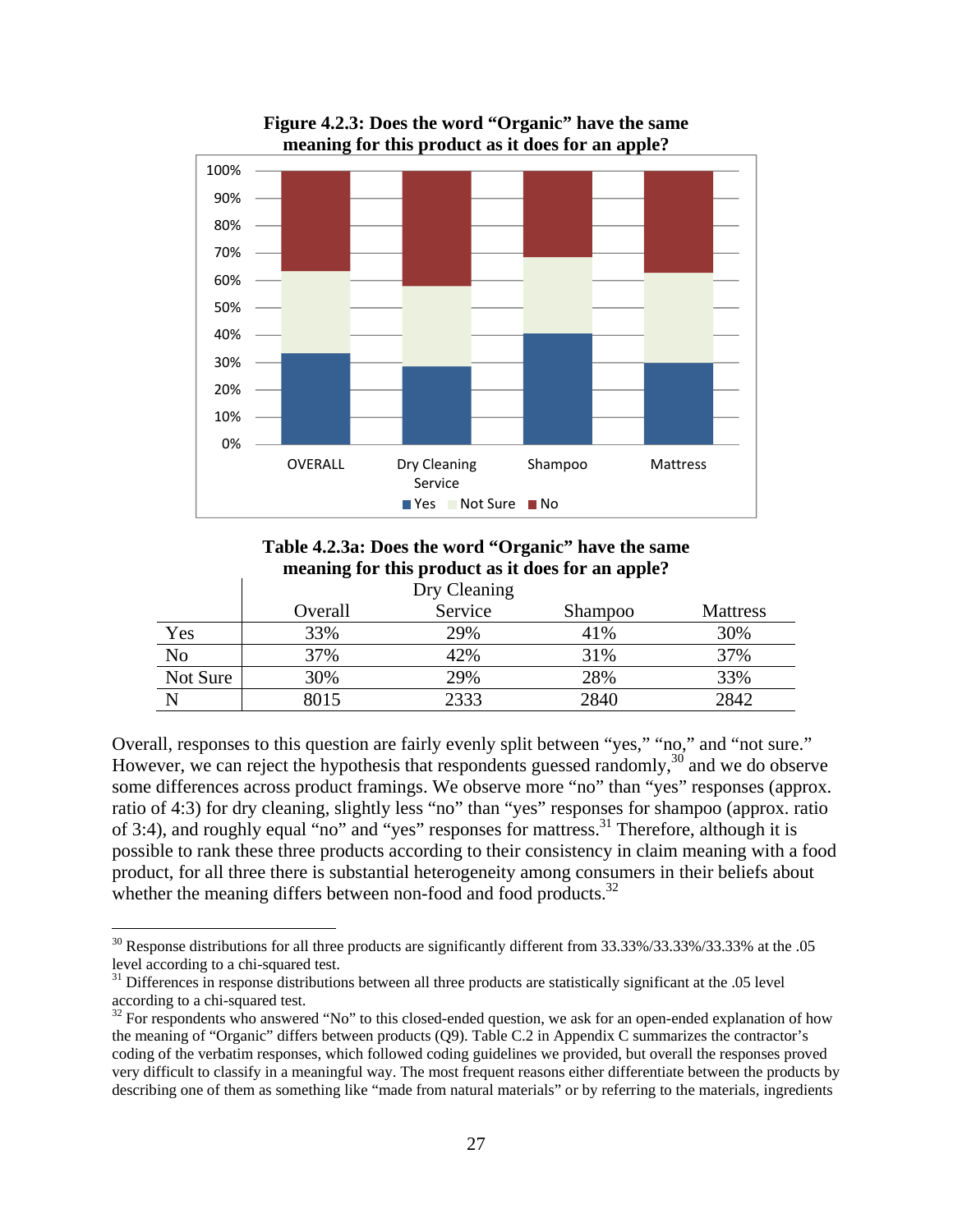**Figure 4.2.3: Does the word "Organic" have the same meaning for this product as it does for an apple?**

**Table 4.2.3a: Does the word "Organic" have the same meaning for this product as it does for an apple?**

| | Overall | Dry Cleaning Service | Shampoo | Mattress |
|---|---|---|---|---|
| Yes | 33% | 29% | 41% | 30% |
| No | 37% | 42% | 31% | 37% |
| Not Sure | 30% | 29% | 28% | 33% |
| N | 8015 | 2333 | 2840 | 2842 |

Overall, responses to this question are fairly evenly split between "yes," "no," and "not sure." However, we can reject the hypothesis that respondents guessed randomly,[30] and we do observe some differences across product framings. We observe more "no" than "yes" responses (approx. ratio of 4:3) for dry cleaning, slightly less "no" than "yes" responses for shampoo (approx. ratio of 3:4), and roughly equal "no" and "yes" responses for mattress.[31] Therefore, although it is possible to rank these three products according to their consistency in claim meaning with a food product, for all three there is substantial heterogeneity among consumers in their beliefs about whether the meaning differs between non-food and food products.[32]

---

[30] Response distributions for all three products are significantly different from 33.33%/33.33%/33.33% at the .05 level according to a chi-squared test.

[31] Differences in response distributions between all three products are statistically significant at the .05 level according to a chi-squared test.

[32] For respondents who answered "No" to this closed-ended question, we ask for an open-ended explanation of how the meaning of "Organic" differs between products (Q9). Table C.2 in Appendix C summarizes the contractor's coding of the verbatim responses, which followed coding guidelines we provided, but overall the responses proved very difficult to classify in a meaningful way. The most frequent reasons either differentiate between the products by describing one of them as something like "made from natural materials" or by referring to the materials, ingredients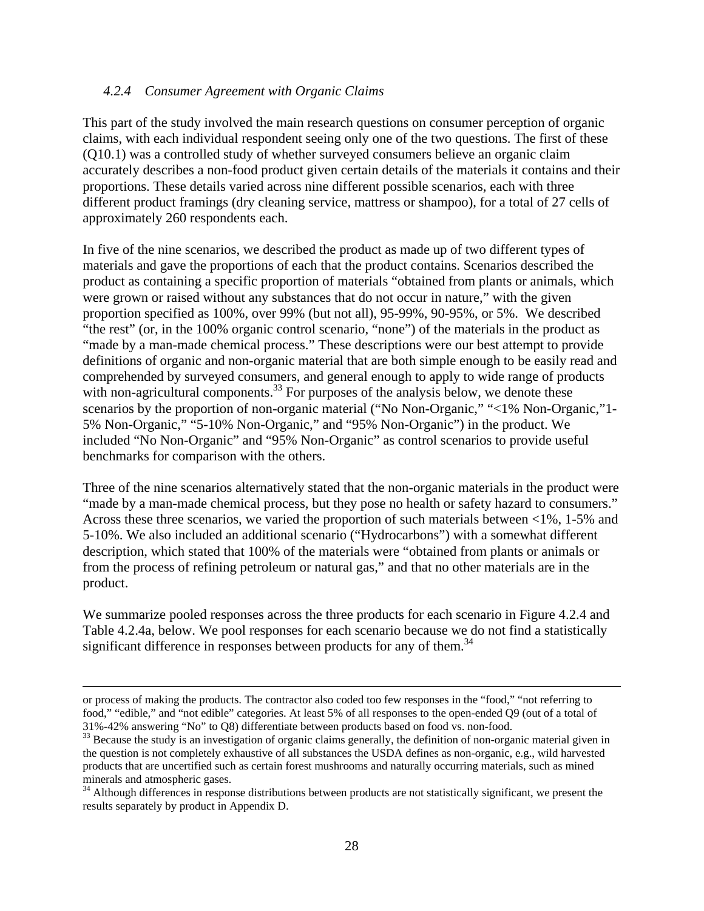### 4.2.4 *Consumer Agreement with Organic Claims*

This part of the study involved the main research questions on consumer perception of organic claims, with each individual respondent seeing only one of the two questions. The first of these (Q10.1) was a controlled study of whether surveyed consumers believe an organic claim accurately describes a non-food product given certain details of the materials it contains and their proportions. These details varied across nine different possible scenarios, each with three different product framings (dry cleaning service, mattress or shampoo), for a total of 27 cells of approximately 260 respondents each.

In five of the nine scenarios, we described the product as made up of two different types of materials and gave the proportions of each that the product contains. Scenarios described the product as containing a specific proportion of materials "obtained from plants or animals, which were grown or raised without any substances that do not occur in nature," with the given proportion specified as 100%, over 99% (but not all), 95-99%, 90-95%, or 5%. We described "the rest" (or, in the 100% organic control scenario, "none") of the materials in the product as "made by a man-made chemical process." These descriptions were our best attempt to provide definitions of organic and non-organic material that are both simple enough to be easily read and comprehended by surveyed consumers, and general enough to apply to wide range of products with non-agricultural components.[33] For purposes of the analysis below, we denote these scenarios by the proportion of non-organic material ("No Non-Organic," "<1% Non-Organic,"1-5% Non-Organic," "5-10% Non-Organic," and "95% Non-Organic") in the product. We included "No Non-Organic" and "95% Non-Organic" as control scenarios to provide useful benchmarks for comparison with the others.

Three of the nine scenarios alternatively stated that the non-organic materials in the product were "made by a man-made chemical process, but they pose no health or safety hazard to consumers." Across these three scenarios, we varied the proportion of such materials between <1%, 1-5% and 5-10%. We also included an additional scenario ("Hydrocarbons") with a somewhat different description, which stated that 100% of the materials were "obtained from plants or animals or from the process of refining petroleum or natural gas," and that no other materials are in the product.

We summarize pooled responses across the three products for each scenario in Figure 4.2.4 and Table 4.2.4a, below. We pool responses for each scenario because we do not find a statistically significant difference in responses between products for any of them.[34]

---

or process of making the products. The contractor also coded too few responses in the "food," "not referring to food," "edible," and "not edible" categories. At least 5% of all responses to the open-ended Q9 (out of a total of 31%-42% answering "No" to Q8) differentiate between products based on food vs. non-food.

[33] Because the study is an investigation of organic claims generally, the definition of non-organic material given in the question is not completely exhaustive of all substances the USDA defines as non-organic, e.g., wild harvested products that are uncertified such as certain forest mushrooms and naturally occurring materials, such as mined minerals and atmospheric gases.

[34] Although differences in response distributions between products are not statistically significant, we present the results separately by product in Appendix D.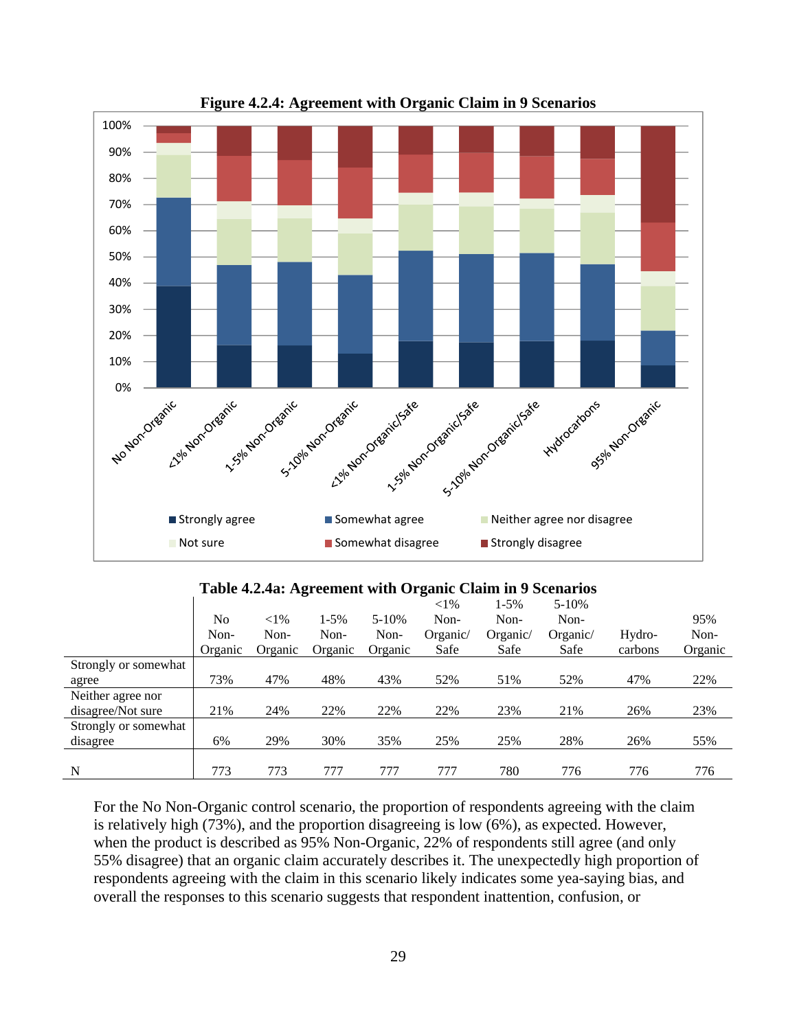**Figure 4.2.4: Agreement with Organic Claim in 9 Scenarios**

**Table 4.2.4a: Agreement with Organic Claim in 9 Scenarios**

| | No Non-Organic | <1% Non-Organic | 1-5% Non-Organic | 5-10% Non-Organic | <1% Non-Organic/ Safe | 1-5% Non-Organic/ Safe | 5-10% Non-Organic/ Safe | Hydro-carbons | 95% Non-Organic |
|---|---|---|---|---|---|---|---|---|---|
| Strongly or somewhat agree | 73% | 47% | 48% | 43% | 52% | 51% | 52% | 47% | 22% |
| Neither agree nor disagree/Not sure | 21% | 24% | 22% | 22% | 22% | 23% | 21% | 26% | 23% |
| Strongly or somewhat disagree | 6% | 29% | 30% | 35% | 25% | 25% | 28% | 26% | 55% |
| N | 773 | 773 | 777 | 777 | 777 | 780 | 776 | 776 | 776 |

For the No Non-Organic control scenario, the proportion of respondents agreeing with the claim is relatively high (73%), and the proportion disagreeing is low (6%), as expected. However, when the product is described as 95% Non-Organic, 22% of respondents still agree (and only 55% disagree) that an organic claim accurately describes it. The unexpectedly high proportion of respondents agreeing with the claim in this scenario likely indicates some yea-saying bias, and overall the responses to this scenario suggests that respondent inattention, confusion, or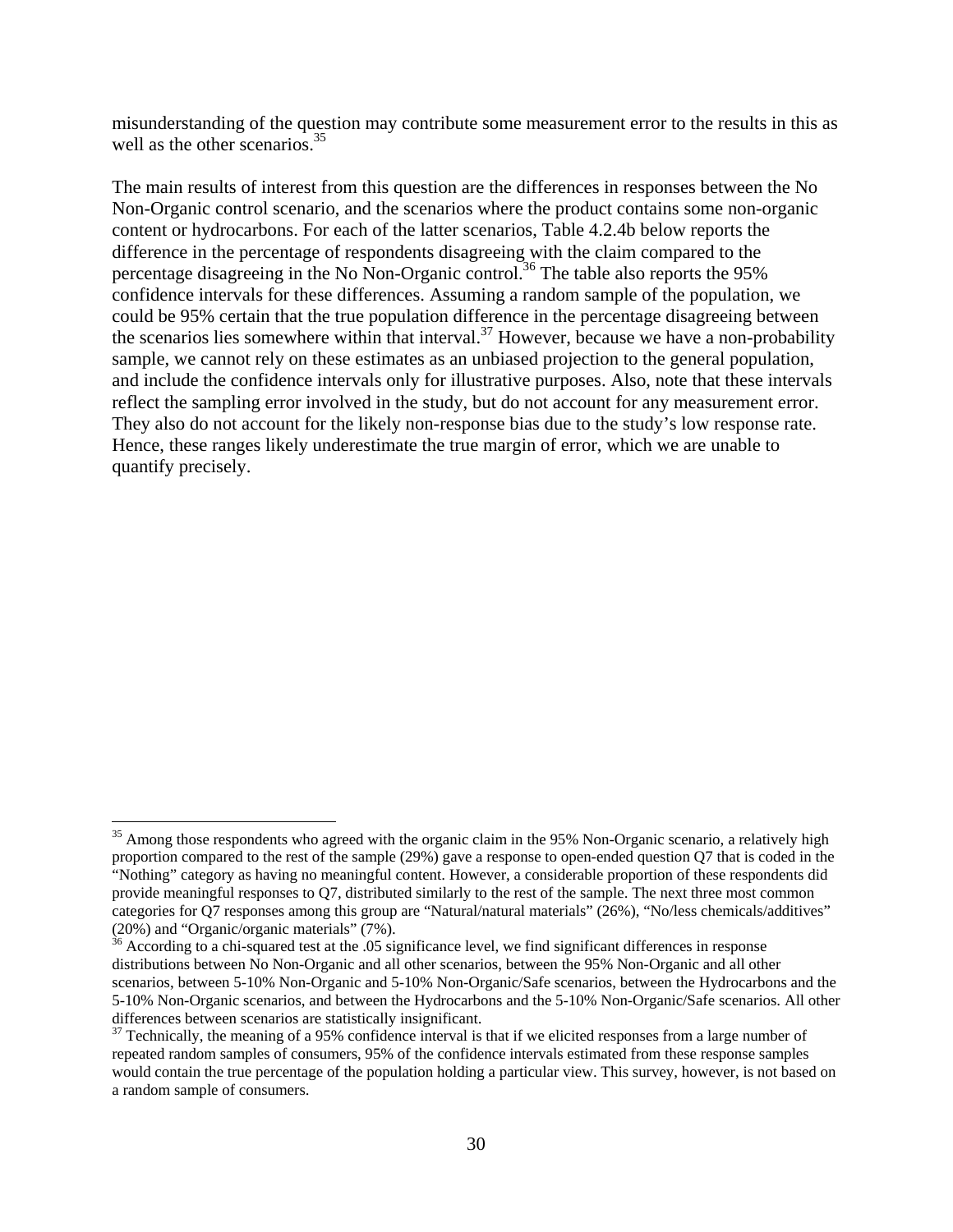misunderstanding of the question may contribute some measurement error to the results in this as well as the other scenarios.[35]

The main results of interest from this question are the differences in responses between the No Non-Organic control scenario, and the scenarios where the product contains some non-organic content or hydrocarbons. For each of the latter scenarios, Table 4.2.4b below reports the difference in the percentage of respondents disagreeing with the claim compared to the percentage disagreeing in the No Non-Organic control.[36] The table also reports the 95% confidence intervals for these differences. Assuming a random sample of the population, we could be 95% certain that the true population difference in the percentage disagreeing between the scenarios lies somewhere within that interval.[37] However, because we have a non-probability sample, we cannot rely on these estimates as an unbiased projection to the general population, and include the confidence intervals only for illustrative purposes. Also, note that these intervals reflect the sampling error involved in the study, but do not account for any measurement error. They also do not account for the likely non-response bias due to the study's low response rate. Hence, these ranges likely underestimate the true margin of error, which we are unable to quantify precisely.

---

[35] Among those respondents who agreed with the organic claim in the 95% Non-Organic scenario, a relatively high proportion compared to the rest of the sample (29%) gave a response to open-ended question Q7 that is coded in the "Nothing" category as having no meaningful content. However, a considerable proportion of these respondents did provide meaningful responses to Q7, distributed similarly to the rest of the sample. The next three most common categories for Q7 responses among this group are "Natural/natural materials" (26%), "No/less chemicals/additives" (20%) and "Organic/organic materials" (7%).

[36] According to a chi-squared test at the .05 significance level, we find significant differences in response distributions between No Non-Organic and all other scenarios, between the 95% Non-Organic and all other scenarios, between 5-10% Non-Organic and 5-10% Non-Organic/Safe scenarios, between the Hydrocarbons and the 5-10% Non-Organic scenarios, and between the Hydrocarbons and the 5-10% Non-Organic/Safe scenarios. All other differences between scenarios are statistically insignificant.

[37] Technically, the meaning of a 95% confidence interval is that if we elicited responses from a large number of repeated random samples of consumers, 95% of the confidence intervals estimated from these response samples would contain the true percentage of the population holding a particular view. This survey, however, is not based on a random sample of consumers.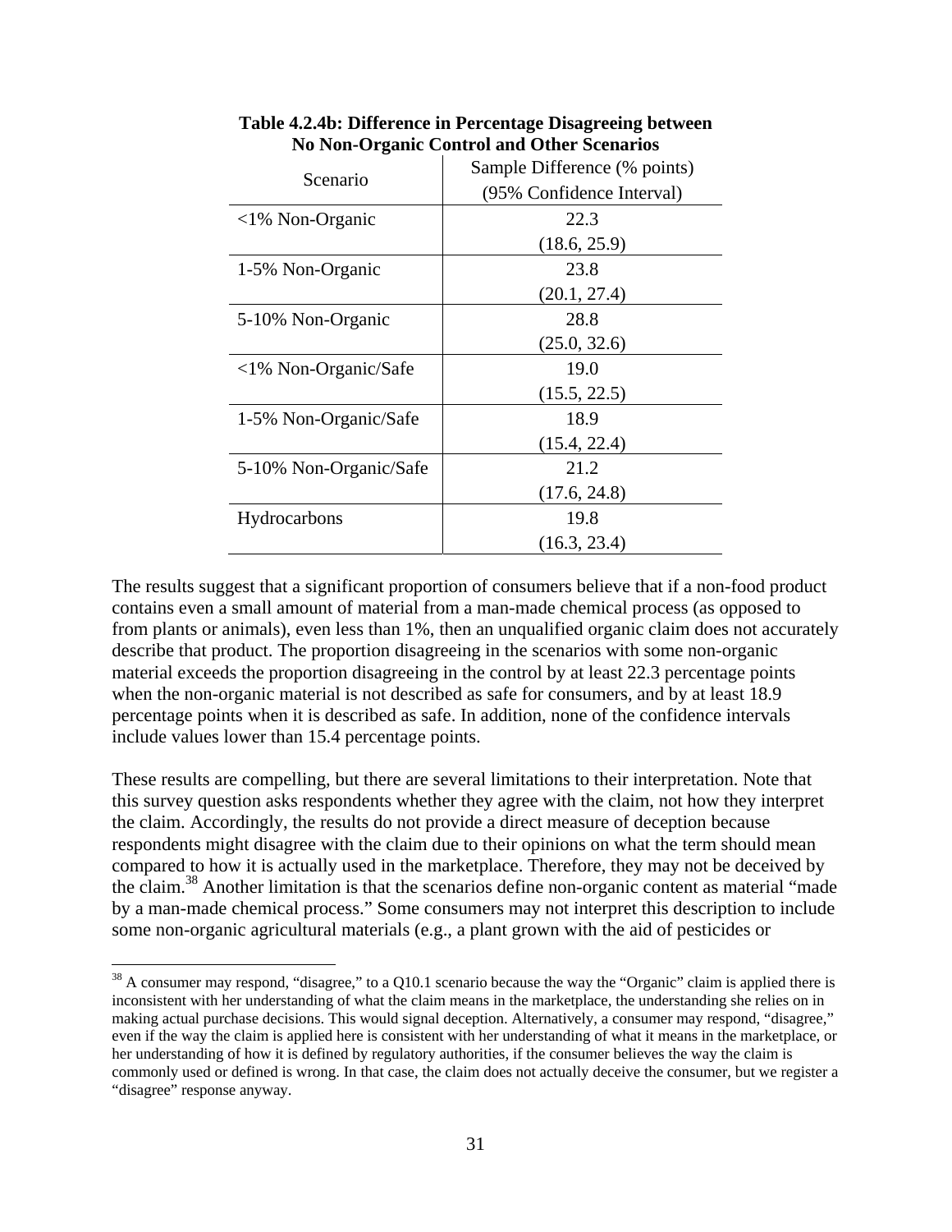**Table 4.2.4b: Difference in Percentage Disagreeing between No Non-Organic Control and Other Scenarios**

| Scenario | Sample Difference (% points) (95% Confidence Interval) |
|---|---|
| <1% Non-Organic | 22.3 (18.6, 25.9) |
| 1-5% Non-Organic | 23.8 (20.1, 27.4) |
| 5-10% Non-Organic | 28.8 (25.0, 32.6) |
| <1% Non-Organic/Safe | 19.0 (15.5, 22.5) |
| 1-5% Non-Organic/Safe | 18.9 (15.4, 22.4) |
| 5-10% Non-Organic/Safe | 21.2 (17.6, 24.8) |
| Hydrocarbons | 19.8 (16.3, 23.4) |

The results suggest that a significant proportion of consumers believe that if a non-food product contains even a small amount of material from a man-made chemical process (as opposed to from plants or animals), even less than 1%, then an unqualified organic claim does not accurately describe that product. The proportion disagreeing in the scenarios with some non-organic material exceeds the proportion disagreeing in the control by at least 22.3 percentage points when the non-organic material is not described as safe for consumers, and by at least 18.9 percentage points when it is described as safe. In addition, none of the confidence intervals include values lower than 15.4 percentage points.

These results are compelling, but there are several limitations to their interpretation. Note that this survey question asks respondents whether they agree with the claim, not how they interpret the claim. Accordingly, the results do not provide a direct measure of deception because respondents might disagree with the claim due to their opinions on what the term should mean compared to how it is actually used in the marketplace. Therefore, they may not be deceived by the claim.[38] Another limitation is that the scenarios define non-organic content as material "made by a man-made chemical process." Some consumers may not interpret this description to include some non-organic agricultural materials (e.g., a plant grown with the aid of pesticides or

[38] A consumer may respond, "disagree," to a Q10.1 scenario because the way the "Organic" claim is applied there is inconsistent with her understanding of what the claim means in the marketplace, the understanding she relies on in making actual purchase decisions. This would signal deception. Alternatively, a consumer may respond, "disagree," even if the way the claim is applied here is consistent with her understanding of what it means in the marketplace, or her understanding of how it is defined by regulatory authorities, if the consumer believes the way the claim is commonly used or defined is wrong. In that case, the claim does not actually deceive the consumer, but we register a "disagree" response anyway.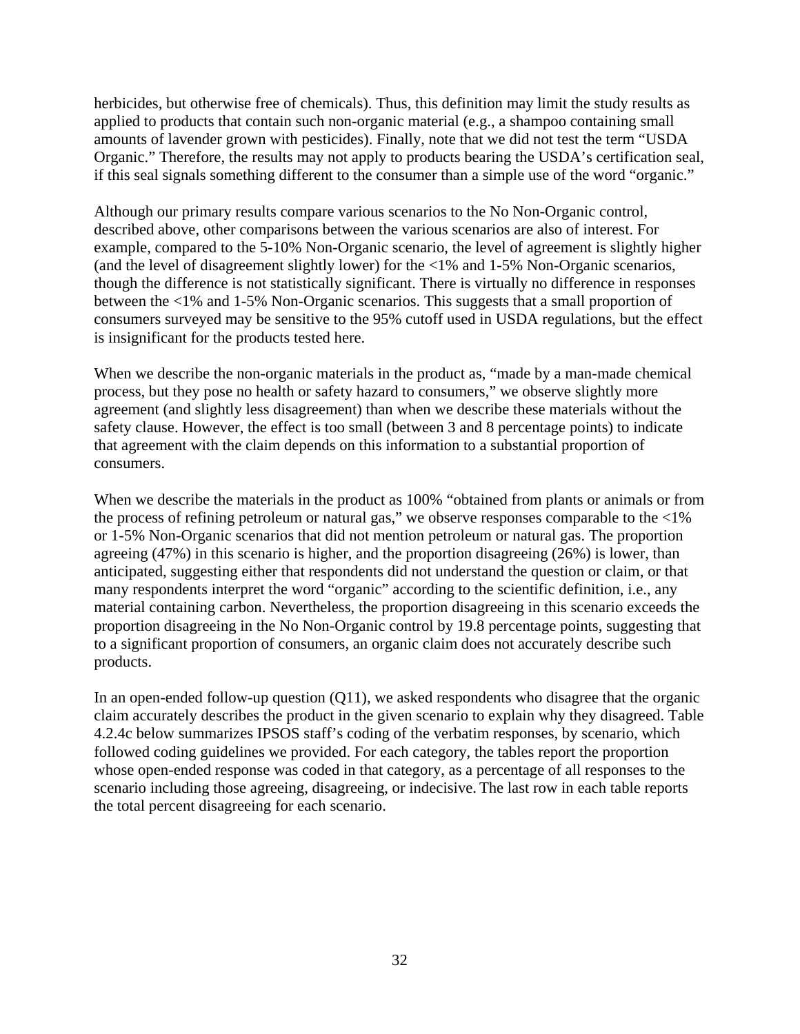herbicides, but otherwise free of chemicals). Thus, this definition may limit the study results as applied to products that contain such non-organic material (e.g., a shampoo containing small amounts of lavender grown with pesticides). Finally, note that we did not test the term "USDA Organic." Therefore, the results may not apply to products bearing the USDA's certification seal, if this seal signals something different to the consumer than a simple use of the word "organic."

Although our primary results compare various scenarios to the No Non-Organic control, described above, other comparisons between the various scenarios are also of interest. For example, compared to the 5-10% Non-Organic scenario, the level of agreement is slightly higher (and the level of disagreement slightly lower) for the <1% and 1-5% Non-Organic scenarios, though the difference is not statistically significant. There is virtually no difference in responses between the <1% and 1-5% Non-Organic scenarios. This suggests that a small proportion of consumers surveyed may be sensitive to the 95% cutoff used in USDA regulations, but the effect is insignificant for the products tested here.

When we describe the non-organic materials in the product as, "made by a man-made chemical process, but they pose no health or safety hazard to consumers," we observe slightly more agreement (and slightly less disagreement) than when we describe these materials without the safety clause. However, the effect is too small (between 3 and 8 percentage points) to indicate that agreement with the claim depends on this information to a substantial proportion of consumers.

When we describe the materials in the product as 100% "obtained from plants or animals or from the process of refining petroleum or natural gas," we observe responses comparable to the <1% or 1-5% Non-Organic scenarios that did not mention petroleum or natural gas. The proportion agreeing (47%) in this scenario is higher, and the proportion disagreeing (26%) is lower, than anticipated, suggesting either that respondents did not understand the question or claim, or that many respondents interpret the word "organic" according to the scientific definition, i.e., any material containing carbon. Nevertheless, the proportion disagreeing in this scenario exceeds the proportion disagreeing in the No Non-Organic control by 19.8 percentage points, suggesting that to a significant proportion of consumers, an organic claim does not accurately describe such products.

In an open-ended follow-up question (Q11), we asked respondents who disagree that the organic claim accurately describes the product in the given scenario to explain why they disagreed. Table 4.2.4c below summarizes IPSOS staff's coding of the verbatim responses, by scenario, which followed coding guidelines we provided. For each category, the tables report the proportion whose open-ended response was coded in that category, as a percentage of all responses to the scenario including those agreeing, disagreeing, or indecisive. The last row in each table reports the total percent disagreeing for each scenario.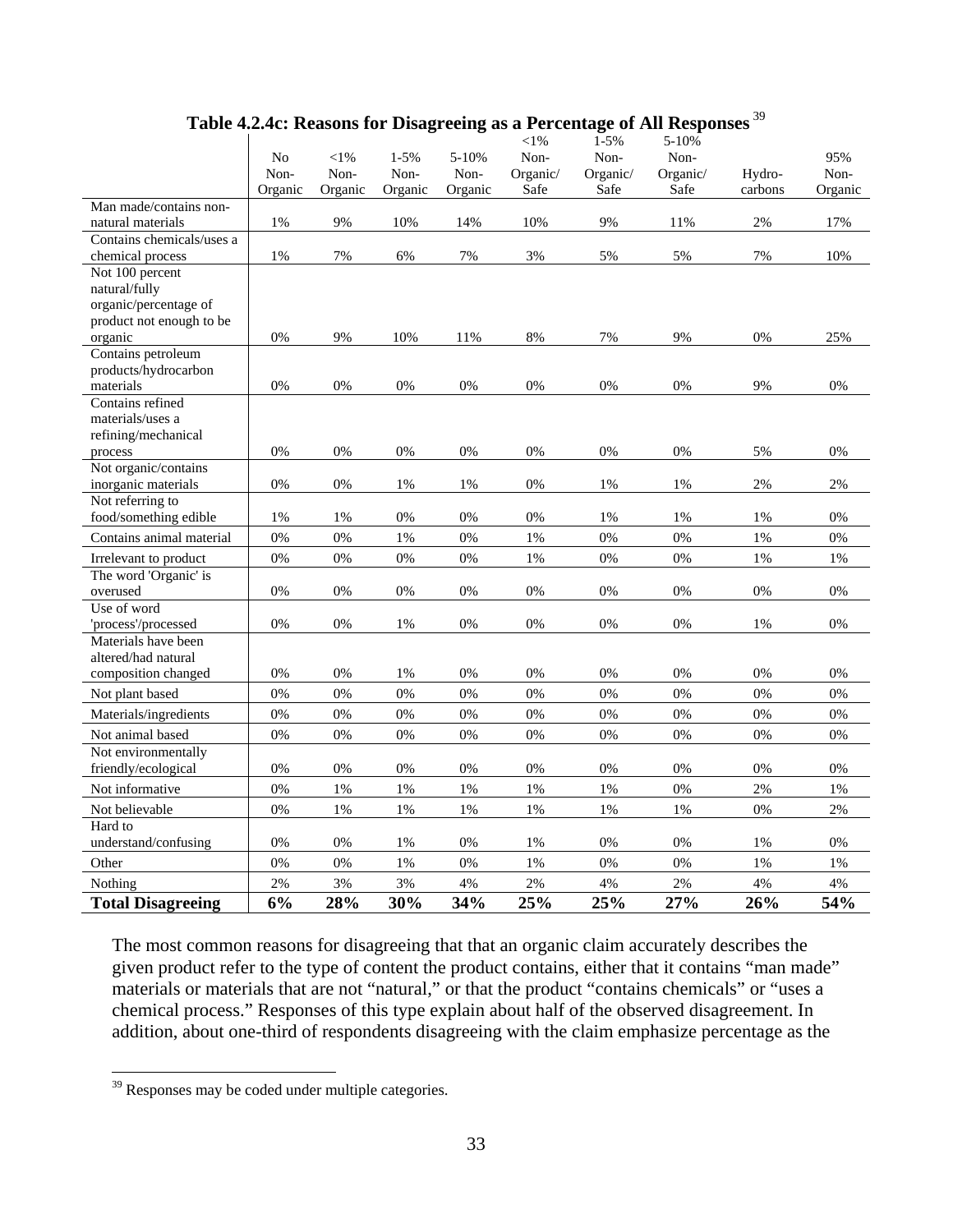**Table 4.2.4c: Reasons for Disagreeing as a Percentage of All Responses** [39]

| | No Non-Organic | <1% Non-Organic | 1-5% Non-Organic | 5-10% Non-Organic | <1% Non-Organic/ Safe | 1-5% Non-Organic/ Safe | 5-10% Non-Organic/ Safe | Hydro-carbons | 95% Non-Organic |
|---|---|---|---|---|---|---|---|---|---|
| Man made/contains non-natural materials | 1% | 9% | 10% | 14% | 10% | 9% | 11% | 2% | 17% |
| Contains chemicals/uses a chemical process | 1% | 7% | 6% | 7% | 3% | 5% | 5% | 7% | 10% |
| Not 100 percent natural/fully organic/percentage of product not enough to be organic | 0% | 9% | 10% | 11% | 8% | 7% | 9% | 0% | 25% |
| Contains petroleum products/hydrocarbon materials | 0% | 0% | 0% | 0% | 0% | 0% | 0% | 9% | 0% |
| Contains refined materials/uses a refining/mechanical process | 0% | 0% | 0% | 0% | 0% | 0% | 0% | 5% | 0% |
| Not organic/contains inorganic materials | 0% | 0% | 1% | 1% | 0% | 1% | 1% | 2% | 2% |
| Not referring to food/something edible | 1% | 1% | 0% | 0% | 0% | 1% | 1% | 1% | 0% |
| Contains animal material | 0% | 0% | 1% | 0% | 1% | 0% | 0% | 1% | 0% |
| Irrelevant to product | 0% | 0% | 0% | 0% | 1% | 0% | 0% | 1% | 1% |
| The word 'Organic' is overused | 0% | 0% | 0% | 0% | 0% | 0% | 0% | 0% | 0% |
| Use of word 'process'/processed | 0% | 0% | 1% | 0% | 0% | 0% | 0% | 1% | 0% |
| Materials have been altered/had natural composition changed | 0% | 0% | 1% | 0% | 0% | 0% | 0% | 0% | 0% |
| Not plant based | 0% | 0% | 0% | 0% | 0% | 0% | 0% | 0% | 0% |
| Materials/ingredients | 0% | 0% | 0% | 0% | 0% | 0% | 0% | 0% | 0% |
| Not animal based | 0% | 0% | 0% | 0% | 0% | 0% | 0% | 0% | 0% |
| Not environmentally friendly/ecological | 0% | 0% | 0% | 0% | 0% | 0% | 0% | 0% | 0% |
| Not informative | 0% | 1% | 1% | 1% | 1% | 1% | 0% | 2% | 1% |
| Not believable | 0% | 1% | 1% | 1% | 1% | 1% | 1% | 0% | 2% |
| Hard to understand/confusing | 0% | 0% | 1% | 0% | 1% | 0% | 0% | 1% | 0% |
| Other | 0% | 0% | 1% | 0% | 1% | 0% | 0% | 1% | 1% |
| Nothing | 2% | 3% | 3% | 4% | 2% | 4% | 2% | 4% | 4% |
| **Total Disagreeing** | **6%** | **28%** | **30%** | **34%** | **25%** | **25%** | **27%** | **26%** | **54%** |

The most common reasons for disagreeing that that an organic claim accurately describes the given product refer to the type of content the product contains, either that it contains "man made" materials or materials that are not "natural," or that the product "contains chemicals" or "uses a chemical process." Responses of this type explain about half of the observed disagreement. In addition, about one-third of respondents disagreeing with the claim emphasize percentage as the

[39] Responses may be coded under multiple categories.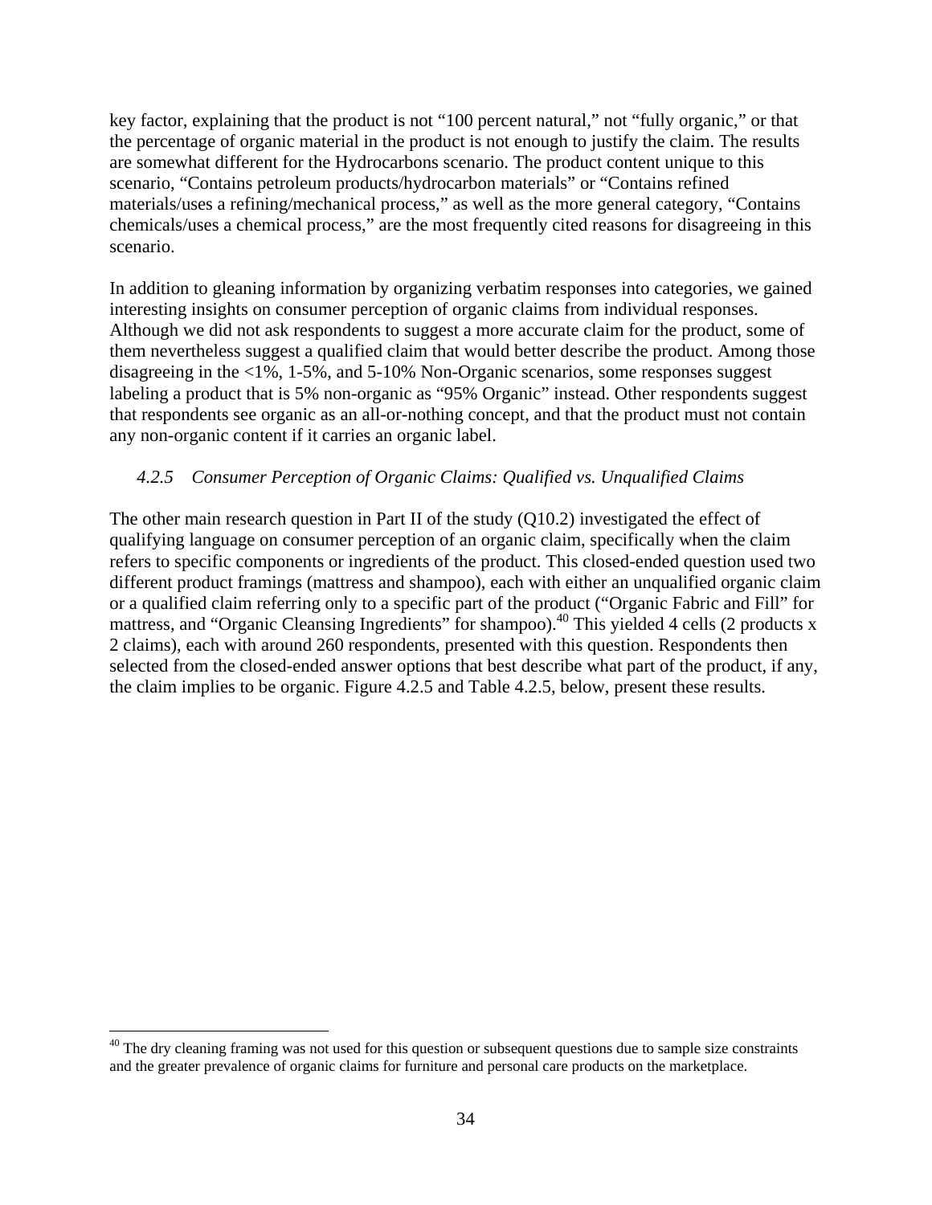key factor, explaining that the product is not "100 percent natural," not "fully organic," or that the percentage of organic material in the product is not enough to justify the claim. The results are somewhat different for the Hydrocarbons scenario. The product content unique to this scenario, "Contains petroleum products/hydrocarbon materials" or "Contains refined materials/uses a refining/mechanical process," as well as the more general category, "Contains chemicals/uses a chemical process," are the most frequently cited reasons for disagreeing in this scenario.

In addition to gleaning information by organizing verbatim responses into categories, we gained interesting insights on consumer perception of organic claims from individual responses. Although we did not ask respondents to suggest a more accurate claim for the product, some of them nevertheless suggest a qualified claim that would better describe the product. Among those disagreeing in the <1%, 1-5%, and 5-10% Non-Organic scenarios, some responses suggest labeling a product that is 5% non-organic as "95% Organic" instead. Other respondents suggest that respondents see organic as an all-or-nothing concept, and that the product must not contain any non-organic content if it carries an organic label.

#### *4.2.5 Consumer Perception of Organic Claims: Qualified vs. Unqualified Claims*

The other main research question in Part II of the study (Q10.2) investigated the effect of qualifying language on consumer perception of an organic claim, specifically when the claim refers to specific components or ingredients of the product. This closed-ended question used two different product framings (mattress and shampoo), each with either an unqualified organic claim or a qualified claim referring only to a specific part of the product ("Organic Fabric and Fill" for mattress, and "Organic Cleansing Ingredients" for shampoo).[40] This yielded 4 cells (2 products x 2 claims), each with around 260 respondents, presented with this question. Respondents then selected from the closed-ended answer options that best describe what part of the product, if any, the claim implies to be organic. Figure 4.2.5 and Table 4.2.5, below, present these results.

---

[40] The dry cleaning framing was not used for this question or subsequent questions due to sample size constraints and the greater prevalence of organic claims for furniture and personal care products on the marketplace.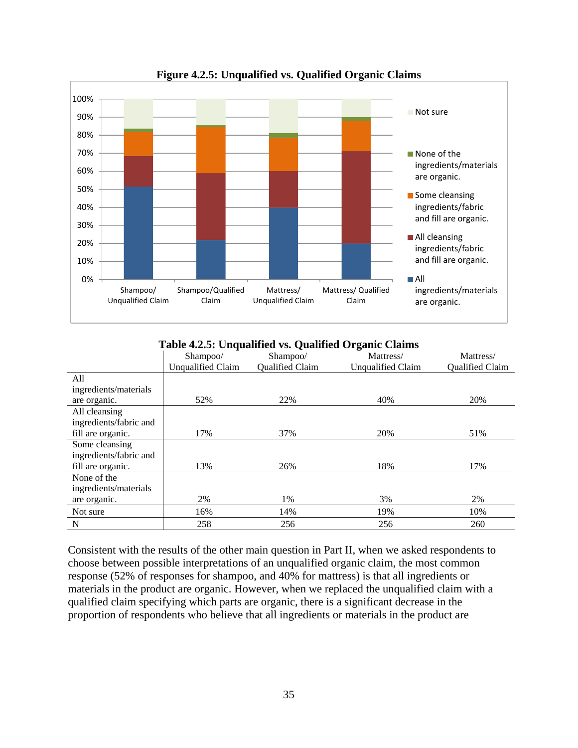**Figure 4.2.5: Unqualified vs. Qualified Organic Claims**

**Table 4.2.5: Unqualified vs. Qualified Organic Claims**

| | Shampoo/ Unqualified Claim | Shampoo/ Qualified Claim | Mattress/ Unqualified Claim | Mattress/ Qualified Claim |
|---|---|---|---|---|
| All ingredients/materials are organic. | 52% | 22% | 40% | 20% |
| All cleansing ingredients/fabric and fill are organic. | 17% | 37% | 20% | 51% |
| Some cleansing ingredients/fabric and fill are organic. | 13% | 26% | 18% | 17% |
| None of the ingredients/materials are organic. | 2% | 1% | 3% | 2% |
| Not sure | 16% | 14% | 19% | 10% |
| N | 258 | 256 | 256 | 260 |

Consistent with the results of the other main question in Part II, when we asked respondents to choose between possible interpretations of an unqualified organic claim, the most common response (52% of responses for shampoo, and 40% for mattress) is that all ingredients or materials in the product are organic. However, when we replaced the unqualified claim with a qualified claim specifying which parts are organic, there is a significant decrease in the proportion of respondents who believe that all ingredients or materials in the product are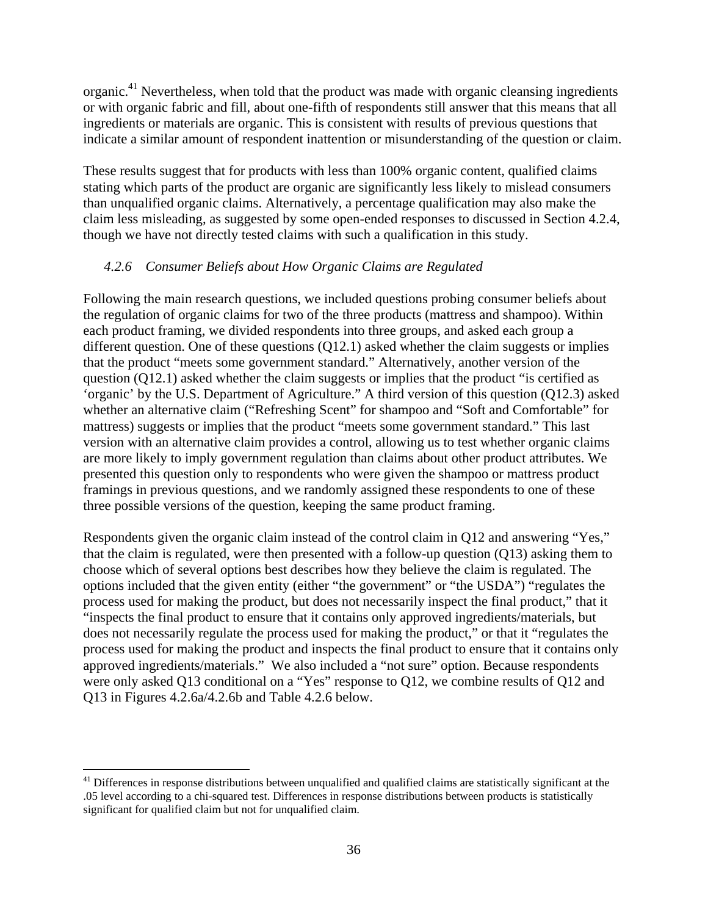organic.[41] Nevertheless, when told that the product was made with organic cleansing ingredients or with organic fabric and fill, about one-fifth of respondents still answer that this means that all ingredients or materials are organic. This is consistent with results of previous questions that indicate a similar amount of respondent inattention or misunderstanding of the question or claim.

These results suggest that for products with less than 100% organic content, qualified claims stating which parts of the product are organic are significantly less likely to mislead consumers than unqualified organic claims. Alternatively, a percentage qualification may also make the claim less misleading, as suggested by some open-ended responses to discussed in Section 4.2.4, though we have not directly tested claims with such a qualification in this study.

### *4.2.6 Consumer Beliefs about How Organic Claims are Regulated*

Following the main research questions, we included questions probing consumer beliefs about the regulation of organic claims for two of the three products (mattress and shampoo). Within each product framing, we divided respondents into three groups, and asked each group a different question. One of these questions (Q12.1) asked whether the claim suggests or implies that the product "meets some government standard." Alternatively, another version of the question (Q12.1) asked whether the claim suggests or implies that the product "is certified as 'organic' by the U.S. Department of Agriculture." A third version of this question (Q12.3) asked whether an alternative claim ("Refreshing Scent" for shampoo and "Soft and Comfortable" for mattress) suggests or implies that the product "meets some government standard." This last version with an alternative claim provides a control, allowing us to test whether organic claims are more likely to imply government regulation than claims about other product attributes. We presented this question only to respondents who were given the shampoo or mattress product framings in previous questions, and we randomly assigned these respondents to one of these three possible versions of the question, keeping the same product framing.

Respondents given the organic claim instead of the control claim in Q12 and answering "Yes," that the claim is regulated, were then presented with a follow-up question (Q13) asking them to choose which of several options best describes how they believe the claim is regulated. The options included that the given entity (either "the government" or "the USDA") "regulates the process used for making the product, but does not necessarily inspect the final product," that it "inspects the final product to ensure that it contains only approved ingredients/materials, but does not necessarily regulate the process used for making the product," or that it "regulates the process used for making the product and inspects the final product to ensure that it contains only approved ingredients/materials." We also included a "not sure" option. Because respondents were only asked Q13 conditional on a "Yes" response to Q12, we combine results of Q12 and Q13 in Figures 4.2.6a/4.2.6b and Table 4.2.6 below.

---

[41] Differences in response distributions between unqualified and qualified claims are statistically significant at the .05 level according to a chi-squared test. Differences in response distributions between products is statistically significant for qualified claim but not for unqualified claim.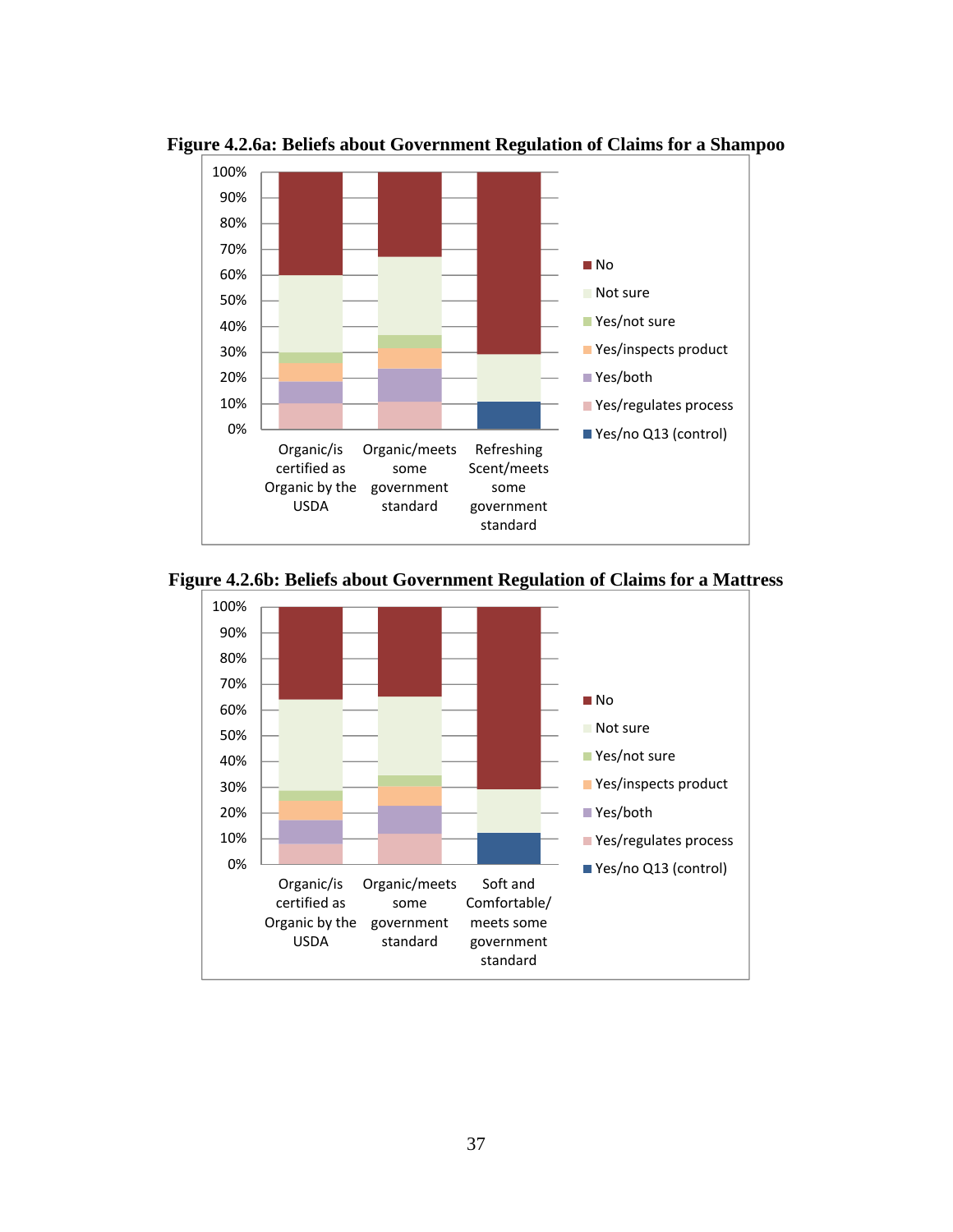**Figure 4.2.6a: Beliefs about Government Regulation of Claims for a Shampoo**

**Figure 4.2.6b: Beliefs about Government Regulation of Claims for a Mattress**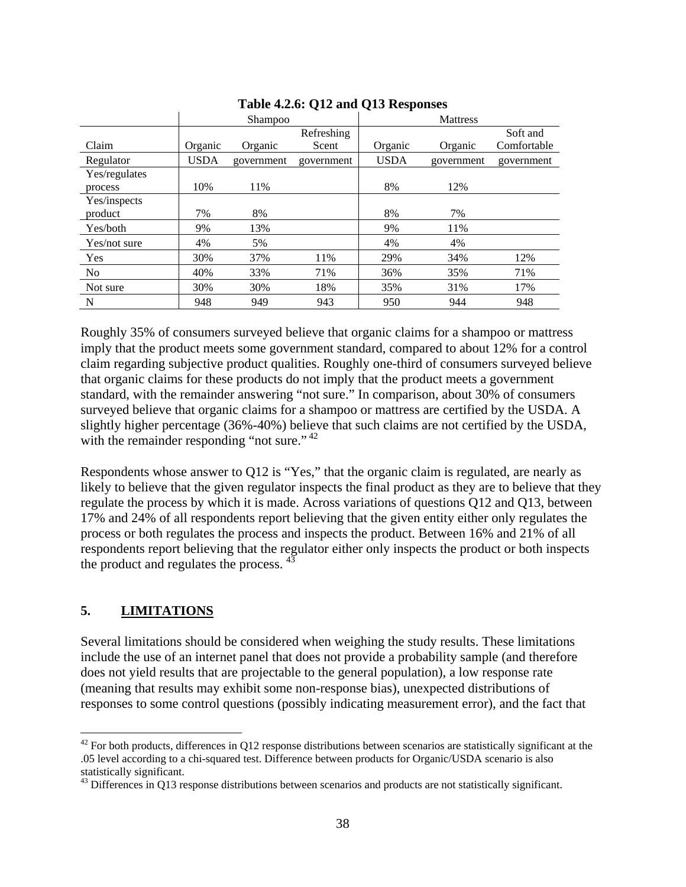**Table 4.2.6: Q12 and Q13 Responses**

| | Shampoo | | | Mattress | | |
|---|---|---|---|---|---|---|
| Claim | Organic | Organic | Refreshing Scent | Organic | Organic | Soft and Comfortable |
| Regulator | USDA | government | government | USDA | government | government |
| Yes/regulates process | 10% | 11% | | 8% | 12% | |
| Yes/inspects product | 7% | 8% | | 8% | 7% | |
| Yes/both | 9% | 13% | | 9% | 11% | |
| Yes/not sure | 4% | 5% | | 4% | 4% | |
| Yes | 30% | 37% | 11% | 29% | 34% | 12% |
| No | 40% | 33% | 71% | 36% | 35% | 71% |
| Not sure | 30% | 30% | 18% | 35% | 31% | 17% |
| N | 948 | 949 | 943 | 950 | 944 | 948 |

Roughly 35% of consumers surveyed believe that organic claims for a shampoo or mattress imply that the product meets some government standard, compared to about 12% for a control claim regarding subjective product qualities. Roughly one-third of consumers surveyed believe that organic claims for these products do not imply that the product meets a government standard, with the remainder answering "not sure." In comparison, about 30% of consumers surveyed believe that organic claims for a shampoo or mattress are certified by the USDA. A slightly higher percentage (36%-40%) believe that such claims are not certified by the USDA, with the remainder responding "not sure." [42]

Respondents whose answer to Q12 is "Yes," that the organic claim is regulated, are nearly as likely to believe that the given regulator inspects the final product as they are to believe that they regulate the process by which it is made. Across variations of questions Q12 and Q13, between 17% and 24% of all respondents report believing that the given entity either only regulates the process or both regulates the process and inspects the product. Between 16% and 21% of all respondents report believing that the regulator either only inspects the product or both inspects the product and regulates the process. [43]

## 5. LIMITATIONS

Several limitations should be considered when weighing the study results. These limitations include the use of an internet panel that does not provide a probability sample (and therefore does not yield results that are projectable to the general population), a low response rate (meaning that results may exhibit some non-response bias), unexpected distributions of responses to some control questions (possibly indicating measurement error), and the fact that

[42] For both products, differences in Q12 response distributions between scenarios are statistically significant at the .05 level according to a chi-squared test. Difference between products for Organic/USDA scenario is also statistically significant.

[43] Differences in Q13 response distributions between scenarios and products are not statistically significant.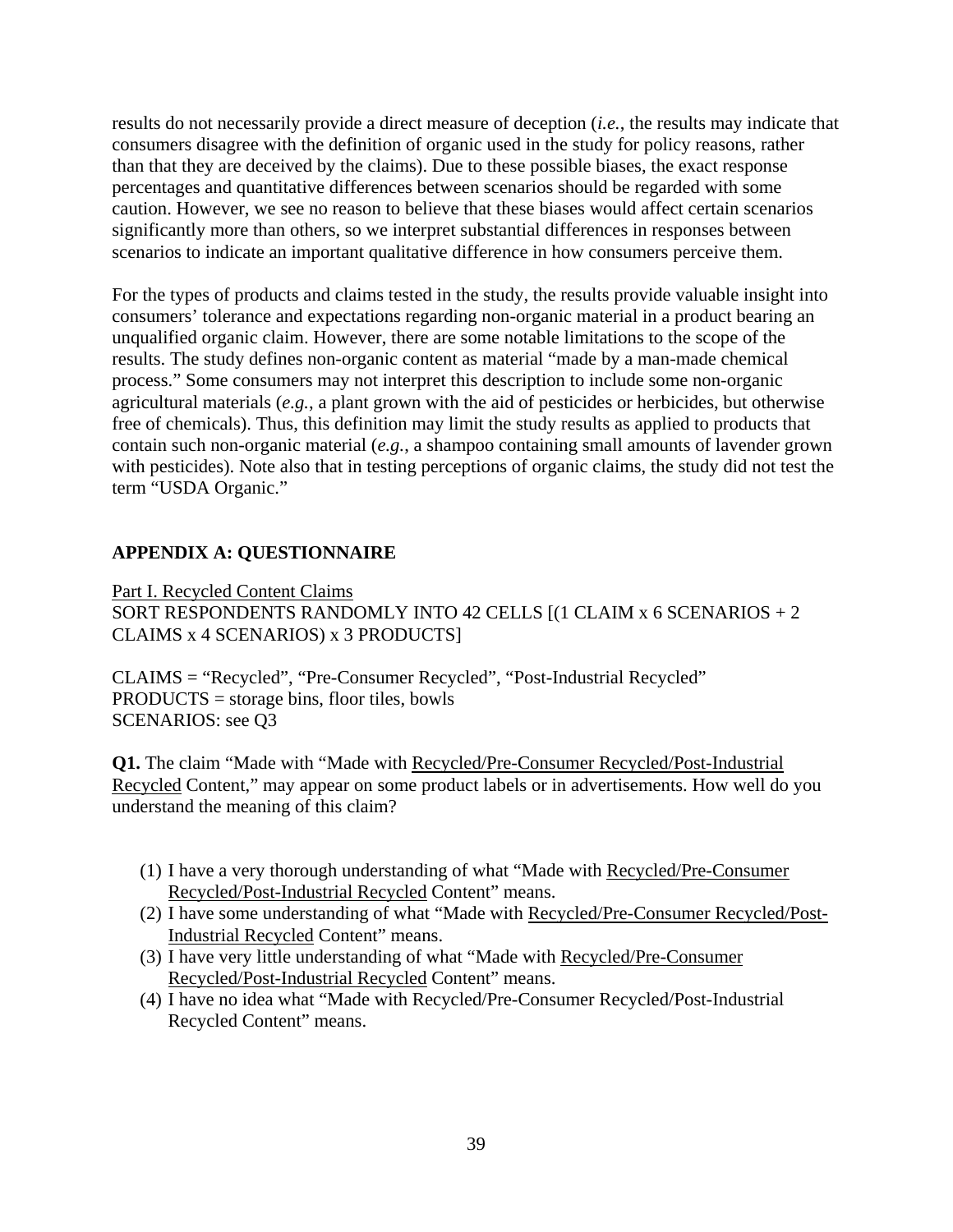results do not necessarily provide a direct measure of deception (*i.e.*, the results may indicate that consumers disagree with the definition of organic used in the study for policy reasons, rather than that they are deceived by the claims). Due to these possible biases, the exact response percentages and quantitative differences between scenarios should be regarded with some caution. However, we see no reason to believe that these biases would affect certain scenarios significantly more than others, so we interpret substantial differences in responses between scenarios to indicate an important qualitative difference in how consumers perceive them.

For the types of products and claims tested in the study, the results provide valuable insight into consumers' tolerance and expectations regarding non-organic material in a product bearing an unqualified organic claim. However, there are some notable limitations to the scope of the results. The study defines non-organic content as material "made by a man-made chemical process." Some consumers may not interpret this description to include some non-organic agricultural materials (*e.g.*, a plant grown with the aid of pesticides or herbicides, but otherwise free of chemicals). Thus, this definition may limit the study results as applied to products that contain such non-organic material (*e.g.*, a shampoo containing small amounts of lavender grown with pesticides). Note also that in testing perceptions of organic claims, the study did not test the term "USDA Organic."

## APPENDIX A: QUESTIONNAIRE

<u>Part I. Recycled Content Claims</u>

SORT RESPONDENTS RANDOMLY INTO 42 CELLS [(1 CLAIM x 6 SCENARIOS + 2 CLAIMS x 4 SCENARIOS) x 3 PRODUCTS]

CLAIMS = "Recycled", "Pre-Consumer Recycled", "Post-Industrial Recycled"
PRODUCTS = storage bins, floor tiles, bowls
SCENARIOS: see Q3

**Q1.** The claim "Made with "Made with <u>Recycled/Pre-Consumer Recycled/Post-Industrial Recycled</u> Content," may appear on some product labels or in advertisements. How well do you understand the meaning of this claim?

(1) I have a very thorough understanding of what "Made with <u>Recycled/Pre-Consumer Recycled/Post-Industrial Recycled</u> Content" means.
(2) I have some understanding of what "Made with <u>Recycled/Pre-Consumer Recycled/Post-Industrial Recycled</u> Content" means.
(3) I have very little understanding of what "Made with <u>Recycled/Pre-Consumer Recycled/Post-Industrial Recycled</u> Content" means.
(4) I have no idea what "Made with Recycled/Pre-Consumer Recycled/Post-Industrial Recycled Content" means.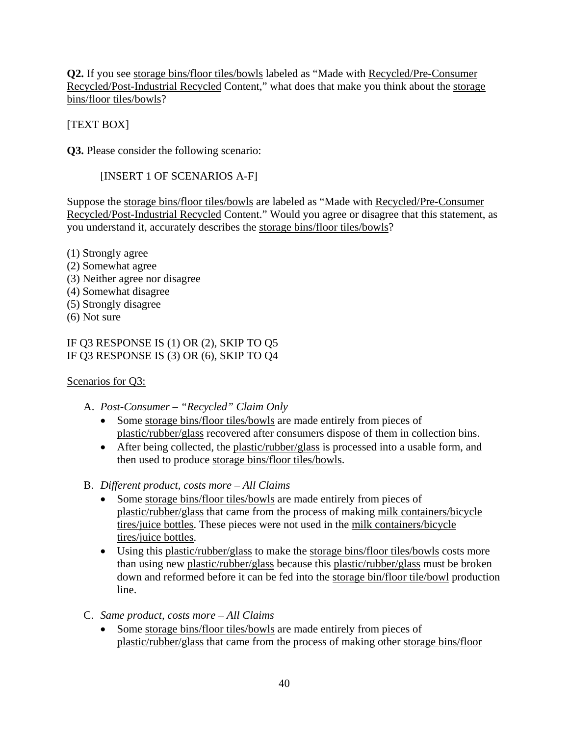**Q2.** If you see <u>storage bins/floor tiles/bowls</u> labeled as “Made with <u>Recycled/Pre-Consumer Recycled/Post-Industrial Recycled</u> Content,” what does that make you think about the <u>storage bins/floor tiles/bowls</u>?

[TEXT BOX]

**Q3.** Please consider the following scenario:

> [INSERT 1 OF SCENARIOS A-F]

Suppose the <u>storage bins/floor tiles/bowls</u> are labeled as “Made with <u>Recycled/Pre-Consumer Recycled/Post-Industrial Recycled</u> Content.” Would you agree or disagree that this statement, as you understand it, accurately describes the <u>storage bins/floor tiles/bowls</u>?

(1) Strongly agree
(2) Somewhat agree
(3) Neither agree nor disagree
(4) Somewhat disagree
(5) Strongly disagree
(6) Not sure

IF Q3 RESPONSE IS (1) OR (2), SKIP TO Q5
IF Q3 RESPONSE IS (3) OR (6), SKIP TO Q4

<u>Scenarios for Q3:</u>

A. *Post-Consumer – “Recycled” Claim Only*
   - Some <u>storage bins/floor tiles/bowls</u> are made entirely from pieces of <u>plastic/rubber/glass</u> recovered after consumers dispose of them in collection bins.
   - After being collected, the <u>plastic/rubber/glass</u> is processed into a usable form, and then used to produce <u>storage bins/floor tiles/bowls</u>.

B. *Different product, costs more – All Claims*
   - Some <u>storage bins/floor tiles/bowls</u> are made entirely from pieces of <u>plastic/rubber/glass</u> that came from the process of making <u>milk containers/bicycle tires/juice bottles</u>. These pieces were not used in the <u>milk containers/bicycle tires/juice bottles</u>.
   - Using this <u>plastic/rubber/glass</u> to make the <u>storage bins/floor tiles/bowls</u> costs more than using new <u>plastic/rubber/glass</u> because this <u>plastic/rubber/glass</u> must be broken down and reformed before it can be fed into the <u>storage bin/floor tile/bowl</u> production line.

C. *Same product, costs more – All Claims*
   - Some <u>storage bins/floor tiles/bowls</u> are made entirely from pieces of <u>plastic/rubber/glass</u> that came from the process of making other <u>storage bins/floor</u>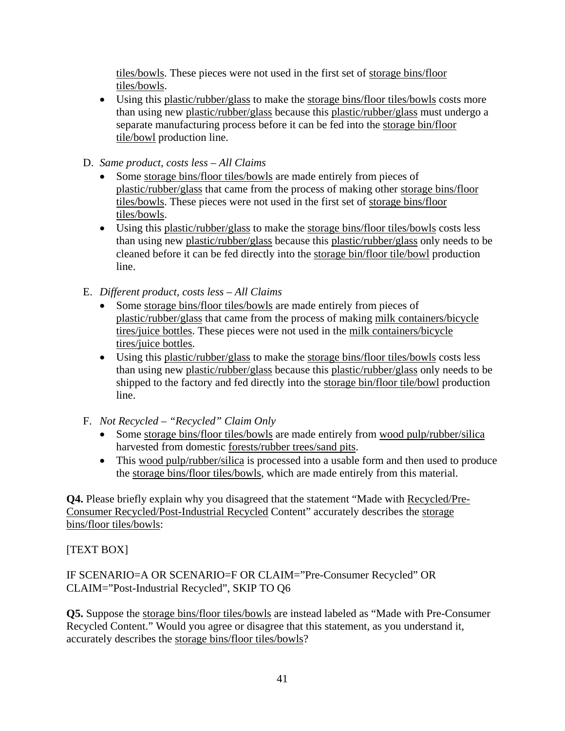tiles/bowls. These pieces were not used in the first set of storage bins/floor tiles/bowls.

- Using this plastic/rubber/glass to make the storage bins/floor tiles/bowls costs more than using new plastic/rubber/glass because this plastic/rubber/glass must undergo a separate manufacturing process before it can be fed into the storage bin/floor tile/bowl production line.

D. *Same product, costs less – All Claims*
   - Some storage bins/floor tiles/bowls are made entirely from pieces of plastic/rubber/glass that came from the process of making other storage bins/floor tiles/bowls. These pieces were not used in the first set of storage bins/floor tiles/bowls.
   - Using this plastic/rubber/glass to make the storage bins/floor tiles/bowls costs less than using new plastic/rubber/glass because this plastic/rubber/glass only needs to be cleaned before it can be fed directly into the storage bin/floor tile/bowl production line.

E. *Different product, costs less – All Claims*
   - Some storage bins/floor tiles/bowls are made entirely from pieces of plastic/rubber/glass that came from the process of making milk containers/bicycle tires/juice bottles. These pieces were not used in the milk containers/bicycle tires/juice bottles.
   - Using this plastic/rubber/glass to make the storage bins/floor tiles/bowls costs less than using new plastic/rubber/glass because this plastic/rubber/glass only needs to be shipped to the factory and fed directly into the storage bin/floor tile/bowl production line.

F. *Not Recycled – "Recycled" Claim Only*
   - Some storage bins/floor tiles/bowls are made entirely from wood pulp/rubber/silica harvested from domestic forests/rubber trees/sand pits.
   - This wood pulp/rubber/silica is processed into a usable form and then used to produce the storage bins/floor tiles/bowls, which are made entirely from this material.

**Q4.** Please briefly explain why you disagreed that the statement "Made with Recycled/Pre-Consumer Recycled/Post-Industrial Recycled Content" accurately describes the storage bins/floor tiles/bowls:

[TEXT BOX]

IF SCENARIO=A OR SCENARIO=F OR CLAIM="Pre-Consumer Recycled" OR CLAIM="Post-Industrial Recycled", SKIP TO Q6

**Q5.** Suppose the storage bins/floor tiles/bowls are instead labeled as "Made with Pre-Consumer Recycled Content." Would you agree or disagree that this statement, as you understand it, accurately describes the storage bins/floor tiles/bowls?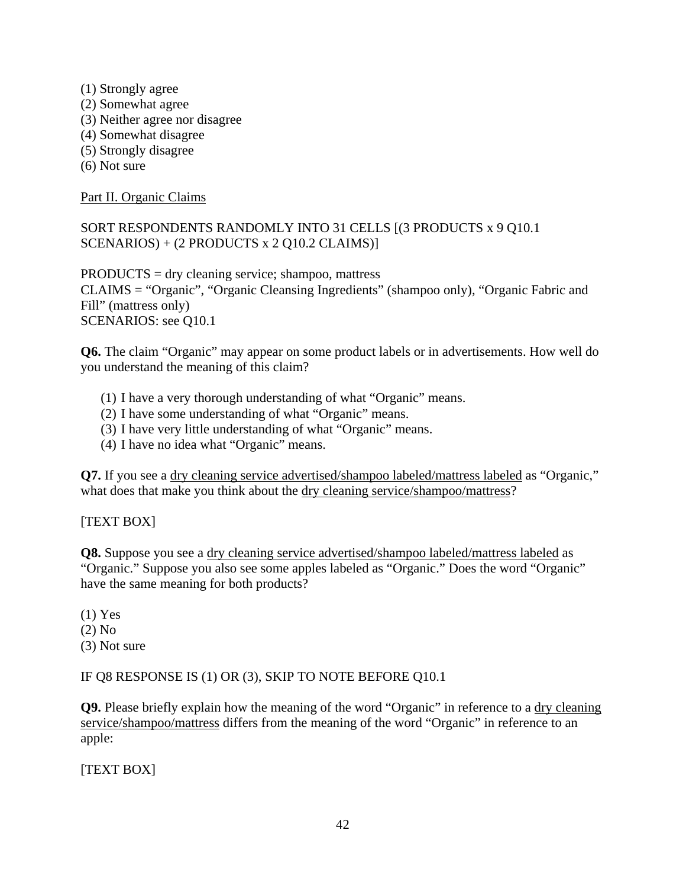(1) Strongly agree
(2) Somewhat agree
(3) Neither agree nor disagree
(4) Somewhat disagree
(5) Strongly disagree
(6) Not sure

<u>Part II. Organic Claims</u>

SORT RESPONDENTS RANDOMLY INTO 31 CELLS [(3 PRODUCTS x 9 Q10.1 SCENARIOS) + (2 PRODUCTS x 2 Q10.2 CLAIMS)]

PRODUCTS = dry cleaning service; shampoo, mattress
CLAIMS = "Organic", "Organic Cleansing Ingredients" (shampoo only), "Organic Fabric and Fill" (mattress only)
SCENARIOS: see Q10.1

**Q6.** The claim "Organic" may appear on some product labels or in advertisements. How well do you understand the meaning of this claim?

(1) I have a very thorough understanding of what "Organic" means.
(2) I have some understanding of what "Organic" means.
(3) I have very little understanding of what "Organic" means.
(4) I have no idea what "Organic" means.

**Q7.** If you see a <u>dry cleaning service advertised/shampoo labeled/mattress labeled</u> as "Organic," what does that make you think about the <u>dry cleaning service/shampoo/mattress</u>?

[TEXT BOX]

**Q8.** Suppose you see a <u>dry cleaning service advertised/shampoo labeled/mattress labeled</u> as "Organic." Suppose you also see some apples labeled as "Organic." Does the word "Organic" have the same meaning for both products?

(1) Yes
(2) No
(3) Not sure

IF Q8 RESPONSE IS (1) OR (3), SKIP TO NOTE BEFORE Q10.1

**Q9.** Please briefly explain how the meaning of the word "Organic" in reference to a <u>dry cleaning service/shampoo/mattress</u> differs from the meaning of the word "Organic" in reference to an apple:

[TEXT BOX]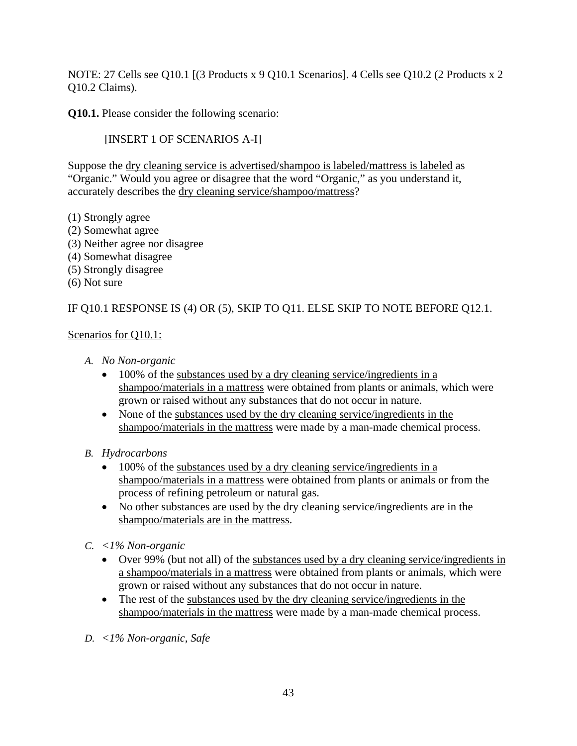NOTE: 27 Cells see Q10.1 [(3 Products x 9 Q10.1 Scenarios]. 4 Cells see Q10.2 (2 Products x 2 Q10.2 Claims).

**Q10.1.** Please consider the following scenario:

[INSERT 1 OF SCENARIOS A-I]

Suppose the <u>dry cleaning service is advertised/shampoo is labeled/mattress is labeled</u> as "Organic." Would you agree or disagree that the word "Organic," as you understand it, accurately describes the <u>dry cleaning service/shampoo/mattress</u>?

(1) Strongly agree
(2) Somewhat agree
(3) Neither agree nor disagree
(4) Somewhat disagree
(5) Strongly disagree
(6) Not sure

IF Q10.1 RESPONSE IS (4) OR (5), SKIP TO Q11. ELSE SKIP TO NOTE BEFORE Q12.1.

<u>Scenarios for Q10.1:</u>

A. *No Non-organic*
   - 100% of the <u>substances used by a dry cleaning service/ingredients in a shampoo/materials in a mattress</u> were obtained from plants or animals, which were grown or raised without any substances that do not occur in nature.
   - None of the <u>substances used by the dry cleaning service/ingredients in the shampoo/materials in the mattress</u> were made by a man-made chemical process.

B. *Hydrocarbons*
   - 100% of the <u>substances used by a dry cleaning service/ingredients in a shampoo/materials in a mattress</u> were obtained from plants or animals or from the process of refining petroleum or natural gas.
   - No other <u>substances are used by the dry cleaning service/ingredients are in the shampoo/materials are in the mattress</u>.

C. *<1% Non-organic*
   - Over 99% (but not all) of the <u>substances used by a dry cleaning service/ingredients in a shampoo/materials in a mattress</u> were obtained from plants or animals, which were grown or raised without any substances that do not occur in nature.
   - The rest of the <u>substances used by the dry cleaning service/ingredients in the shampoo/materials in the mattress</u> were made by a man-made chemical process.

D. *<1% Non-organic, Safe*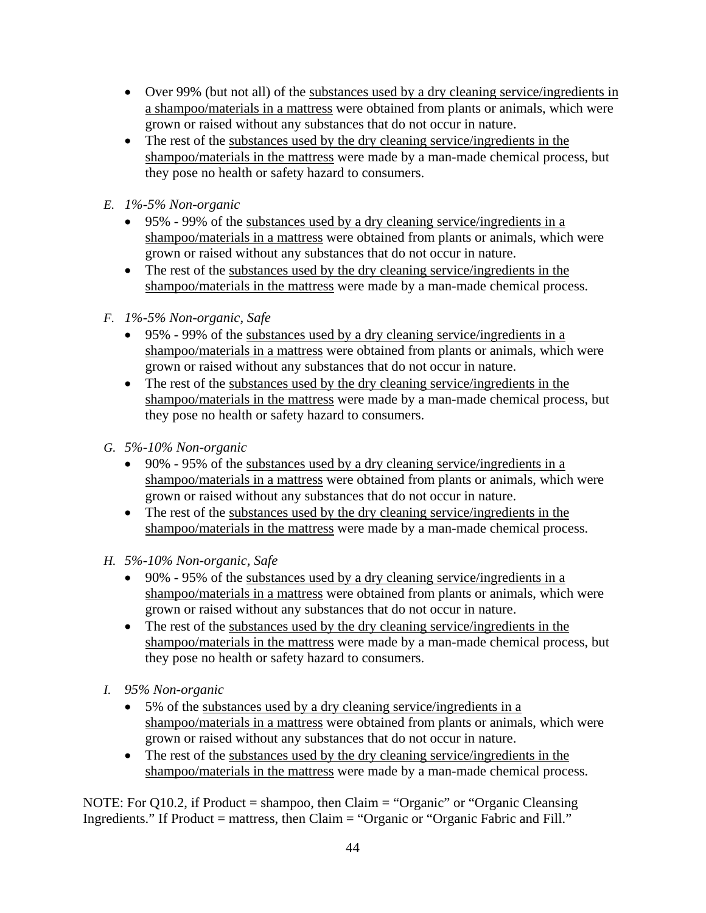- Over 99% (but not all) of the <u>substances used by a dry cleaning service/ingredients in a shampoo/materials in a mattress</u> were obtained from plants or animals, which were grown or raised without any substances that do not occur in nature.
- The rest of the <u>substances used by the dry cleaning service/ingredients in the shampoo/materials in the mattress</u> were made by a man-made chemical process, but they pose no health or safety hazard to consumers.

E. *1%-5% Non-organic*

- 95% - 99% of the <u>substances used by a dry cleaning service/ingredients in a shampoo/materials in a mattress</u> were obtained from plants or animals, which were grown or raised without any substances that do not occur in nature.
- The rest of the <u>substances used by the dry cleaning service/ingredients in the shampoo/materials in the mattress</u> were made by a man-made chemical process.

F. *1%-5% Non-organic, Safe*

- 95% - 99% of the <u>substances used by a dry cleaning service/ingredients in a shampoo/materials in a mattress</u> were obtained from plants or animals, which were grown or raised without any substances that do not occur in nature.
- The rest of the <u>substances used by the dry cleaning service/ingredients in the shampoo/materials in the mattress</u> were made by a man-made chemical process, but they pose no health or safety hazard to consumers.

G. *5%-10% Non-organic*

- 90% - 95% of the <u>substances used by a dry cleaning service/ingredients in a shampoo/materials in a mattress</u> were obtained from plants or animals, which were grown or raised without any substances that do not occur in nature.
- The rest of the <u>substances used by the dry cleaning service/ingredients in the shampoo/materials in the mattress</u> were made by a man-made chemical process.

H. *5%-10% Non-organic, Safe*

- 90% - 95% of the <u>substances used by a dry cleaning service/ingredients in a shampoo/materials in a mattress</u> were obtained from plants or animals, which were grown or raised without any substances that do not occur in nature.
- The rest of the <u>substances used by the dry cleaning service/ingredients in the shampoo/materials in the mattress</u> were made by a man-made chemical process, but they pose no health or safety hazard to consumers.

I. *95% Non-organic*

- 5% of the <u>substances used by a dry cleaning service/ingredients in a shampoo/materials in a mattress</u> were obtained from plants or animals, which were grown or raised without any substances that do not occur in nature.
- The rest of the <u>substances used by the dry cleaning service/ingredients in the shampoo/materials in the mattress</u> were made by a man-made chemical process.

NOTE: For Q10.2, if Product = shampoo, then Claim = "Organic" or "Organic Cleansing Ingredients." If Product = mattress, then Claim = "Organic or "Organic Fabric and Fill."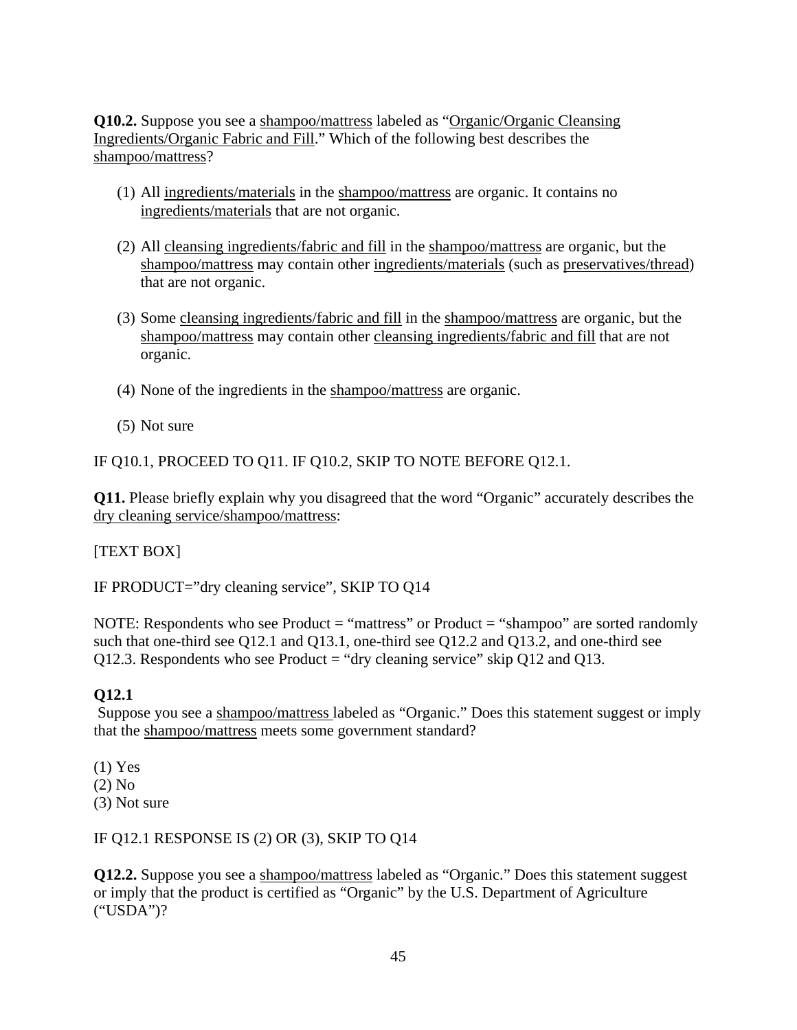**Q10.2.** Suppose you see a shampoo/mattress labeled as "Organic/Organic Cleansing Ingredients/Organic Fabric and Fill." Which of the following best describes the shampoo/mattress?

(1) All ingredients/materials in the shampoo/mattress are organic. It contains no ingredients/materials that are not organic.

(2) All cleansing ingredients/fabric and fill in the shampoo/mattress are organic, but the shampoo/mattress may contain other ingredients/materials (such as preservatives/thread) that are not organic.

(3) Some cleansing ingredients/fabric and fill in the shampoo/mattress are organic, but the shampoo/mattress may contain other cleansing ingredients/fabric and fill that are not organic.

(4) None of the ingredients in the shampoo/mattress are organic.

(5) Not sure

IF Q10.1, PROCEED TO Q11. IF Q10.2, SKIP TO NOTE BEFORE Q12.1.

**Q11.** Please briefly explain why you disagreed that the word "Organic" accurately describes the dry cleaning service/shampoo/mattress:

[TEXT BOX]

IF PRODUCT="dry cleaning service", SKIP TO Q14

NOTE: Respondents who see Product = "mattress" or Product = "shampoo" are sorted randomly such that one-third see Q12.1 and Q13.1, one-third see Q12.2 and Q13.2, and one-third see Q12.3. Respondents who see Product = "dry cleaning service" skip Q12 and Q13.

**Q12.1**

Suppose you see a shampoo/mattress labeled as "Organic." Does this statement suggest or imply that the shampoo/mattress meets some government standard?

(1) Yes
(2) No
(3) Not sure

IF Q12.1 RESPONSE IS (2) OR (3), SKIP TO Q14

**Q12.2.** Suppose you see a shampoo/mattress labeled as "Organic." Does this statement suggest or imply that the product is certified as "Organic" by the U.S. Department of Agriculture ("USDA")?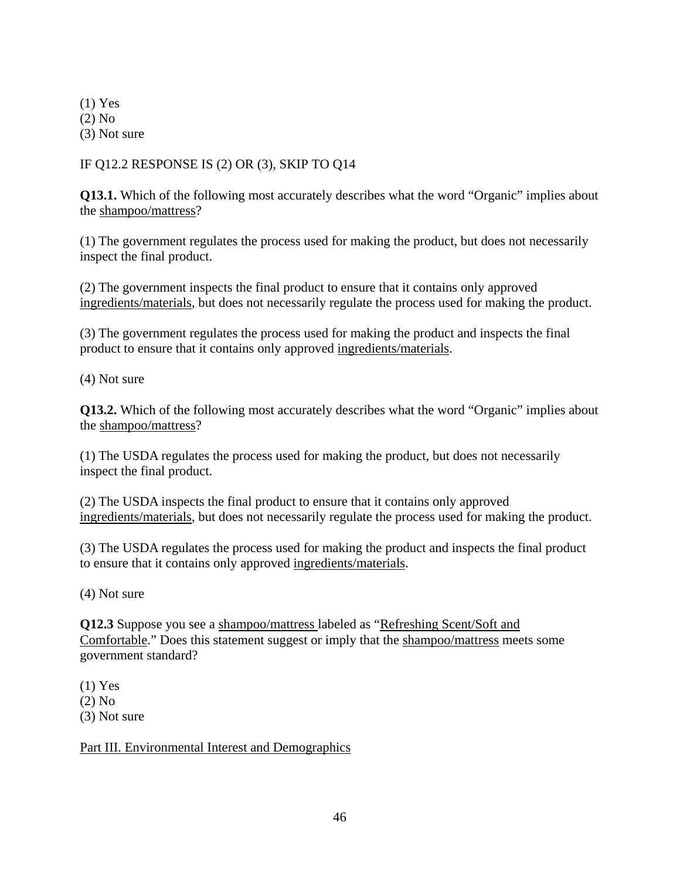(1) Yes
(2) No
(3) Not sure

IF Q12.2 RESPONSE IS (2) OR (3), SKIP TO Q14

**Q13.1.** Which of the following most accurately describes what the word "Organic" implies about the <u>shampoo/mattress</u>?

(1) The government regulates the process used for making the product, but does not necessarily inspect the final product.

(2) The government inspects the final product to ensure that it contains only approved <u>ingredients/materials</u>, but does not necessarily regulate the process used for making the product.

(3) The government regulates the process used for making the product and inspects the final product to ensure that it contains only approved <u>ingredients/materials</u>.

(4) Not sure

**Q13.2.** Which of the following most accurately describes what the word "Organic" implies about the <u>shampoo/mattress</u>?

(1) The USDA regulates the process used for making the product, but does not necessarily inspect the final product.

(2) The USDA inspects the final product to ensure that it contains only approved <u>ingredients/materials</u>, but does not necessarily regulate the process used for making the product.

(3) The USDA regulates the process used for making the product and inspects the final product to ensure that it contains only approved <u>ingredients/materials</u>.

(4) Not sure

**Q12.3** Suppose you see a <u>shampoo/mattress</u> labeled as "<u>Refreshing Scent/Soft and Comfortable</u>." Does this statement suggest or imply that the <u>shampoo/mattress</u> meets some government standard?

(1) Yes
(2) No
(3) Not sure

<u>Part III. Environmental Interest and Demographics</u>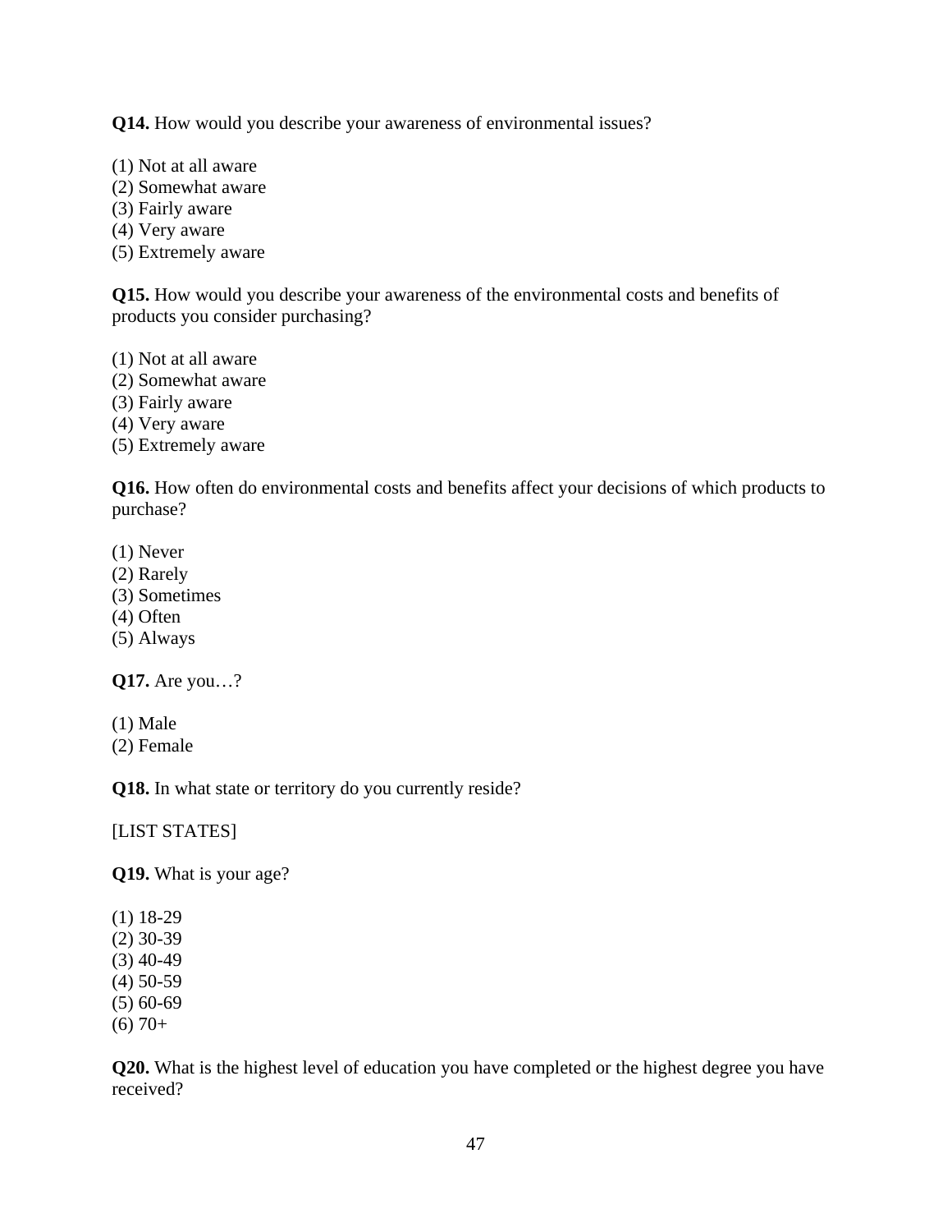**Q14.** How would you describe your awareness of environmental issues?

(1) Not at all aware
(2) Somewhat aware
(3) Fairly aware
(4) Very aware
(5) Extremely aware

**Q15.** How would you describe your awareness of the environmental costs and benefits of products you consider purchasing?

(1) Not at all aware
(2) Somewhat aware
(3) Fairly aware
(4) Very aware
(5) Extremely aware

**Q16.** How often do environmental costs and benefits affect your decisions of which products to purchase?

(1) Never
(2) Rarely
(3) Sometimes
(4) Often
(5) Always

**Q17.** Are you…?

(1) Male
(2) Female

**Q18.** In what state or territory do you currently reside?

[LIST STATES]

**Q19.** What is your age?

(1) 18-29
(2) 30-39
(3) 40-49
(4) 50-59
(5) 60-69
(6) 70+

**Q20.** What is the highest level of education you have completed or the highest degree you have received?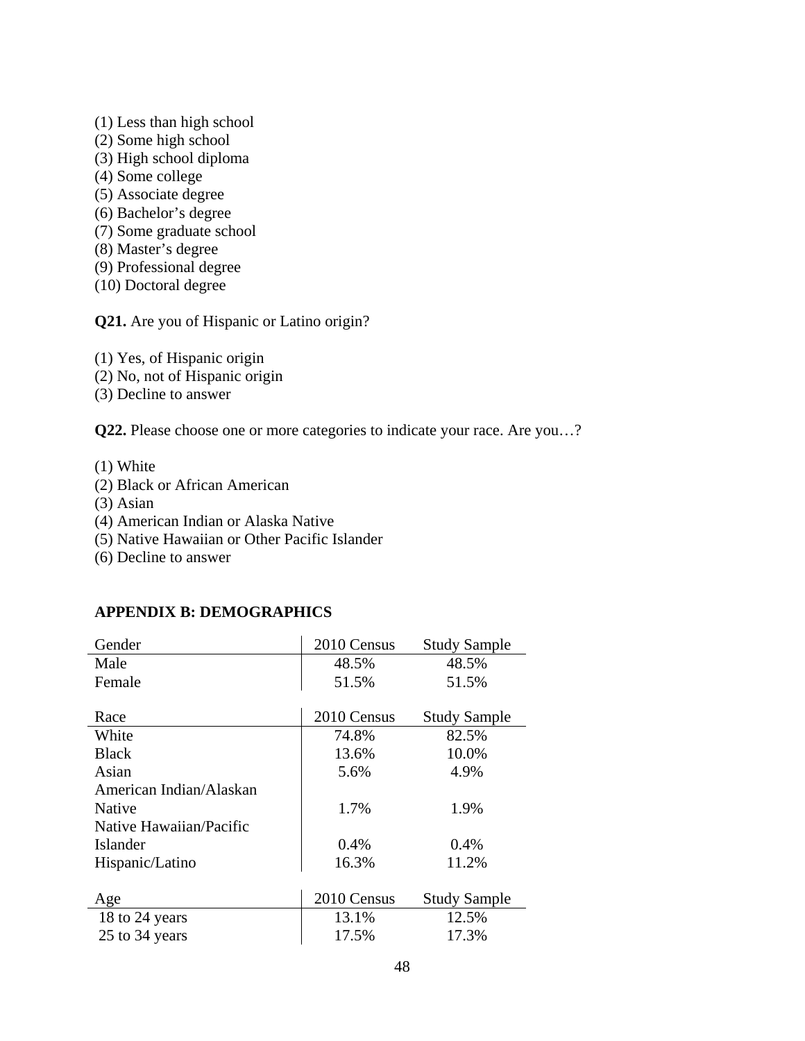(1) Less than high school
(2) Some high school
(3) High school diploma
(4) Some college
(5) Associate degree
(6) Bachelor's degree
(7) Some graduate school
(8) Master's degree
(9) Professional degree
(10) Doctoral degree

**Q21.** Are you of Hispanic or Latino origin?

(1) Yes, of Hispanic origin
(2) No, not of Hispanic origin
(3) Decline to answer

**Q22.** Please choose one or more categories to indicate your race. Are you…?

(1) White
(2) Black or African American
(3) Asian
(4) American Indian or Alaska Native
(5) Native Hawaiian or Other Pacific Islander
(6) Decline to answer

## APPENDIX B: DEMOGRAPHICS

| Gender | 2010 Census | Study Sample |
|---|---|---|
| Male | 48.5% | 48.5% |
| Female | 51.5% | 51.5% |

| Race | 2010 Census | Study Sample |
|---|---|---|
| White | 74.8% | 82.5% |
| Black | 13.6% | 10.0% |
| Asian | 5.6% | 4.9% |
| American Indian/Alaskan Native | 1.7% | 1.9% |
| Native Hawaiian/Pacific Islander | 0.4% | 0.4% |
| Hispanic/Latino | 16.3% | 11.2% |

| Age | 2010 Census | Study Sample |
|---|---|---|
| 18 to 24 years | 13.1% | 12.5% |
| 25 to 34 years | 17.5% | 17.3% |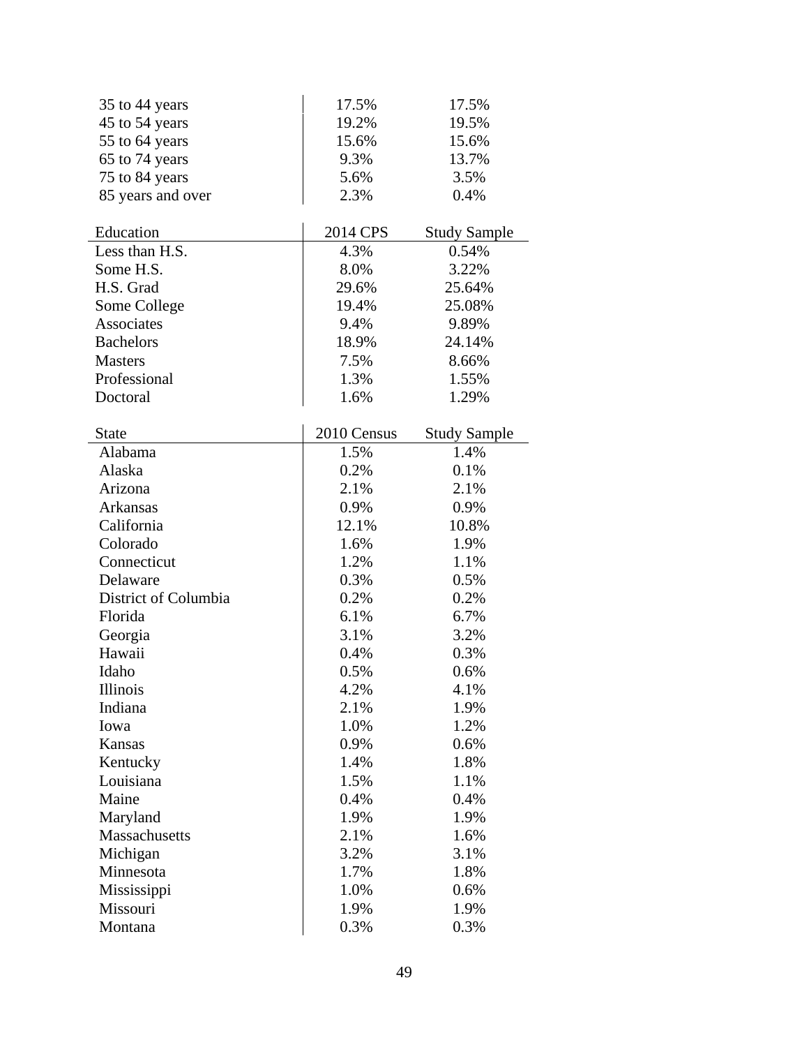| | | |
|---|---|---|
| 35 to 44 years | 17.5% | 17.5% |
| 45 to 54 years | 19.2% | 19.5% |
| 55 to 64 years | 15.6% | 15.6% |
| 65 to 74 years | 9.3% | 13.7% |
| 75 to 84 years | 5.6% | 3.5% |
| 85 years and over | 2.3% | 0.4% |

| Education | 2014 CPS | Study Sample |
|---|---|---|
| Less than H.S. | 4.3% | 0.54% |
| Some H.S. | 8.0% | 3.22% |
| H.S. Grad | 29.6% | 25.64% |
| Some College | 19.4% | 25.08% |
| Associates | 9.4% | 9.89% |
| Bachelors | 18.9% | 24.14% |
| Masters | 7.5% | 8.66% |
| Professional | 1.3% | 1.55% |
| Doctoral | 1.6% | 1.29% |

| State | 2010 Census | Study Sample |
|---|---|---|
| Alabama | 1.5% | 1.4% |
| Alaska | 0.2% | 0.1% |
| Arizona | 2.1% | 2.1% |
| Arkansas | 0.9% | 0.9% |
| California | 12.1% | 10.8% |
| Colorado | 1.6% | 1.9% |
| Connecticut | 1.2% | 1.1% |
| Delaware | 0.3% | 0.5% |
| District of Columbia | 0.2% | 0.2% |
| Florida | 6.1% | 6.7% |
| Georgia | 3.1% | 3.2% |
| Hawaii | 0.4% | 0.3% |
| Idaho | 0.5% | 0.6% |
| Illinois | 4.2% | 4.1% |
| Indiana | 2.1% | 1.9% |
| Iowa | 1.0% | 1.2% |
| Kansas | 0.9% | 0.6% |
| Kentucky | 1.4% | 1.8% |
| Louisiana | 1.5% | 1.1% |
| Maine | 0.4% | 0.4% |
| Maryland | 1.9% | 1.9% |
| Massachusetts | 2.1% | 1.6% |
| Michigan | 3.2% | 3.1% |
| Minnesota | 1.7% | 1.8% |
| Mississippi | 1.0% | 0.6% |
| Missouri | 1.9% | 1.9% |
| Montana | 0.3% | 0.3% |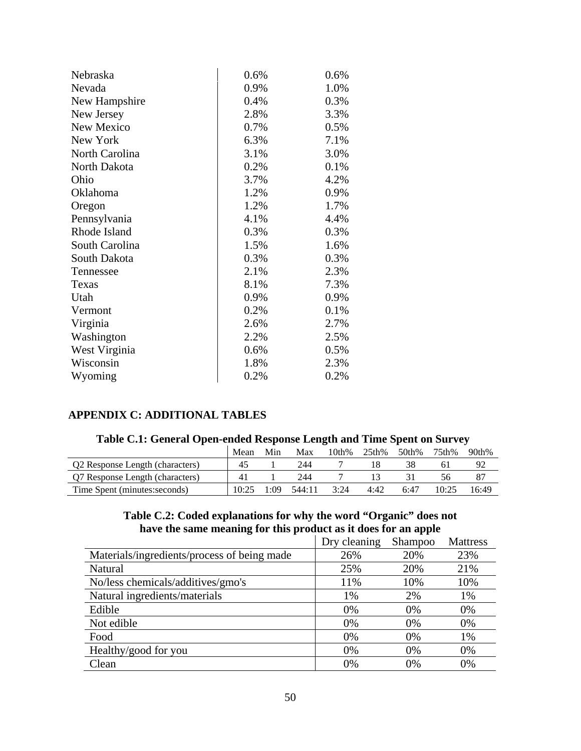| | | |
|---|---|---|
| Nebraska | 0.6% | 0.6% |
| Nevada | 0.9% | 1.0% |
| New Hampshire | 0.4% | 0.3% |
| New Jersey | 2.8% | 3.3% |
| New Mexico | 0.7% | 0.5% |
| New York | 6.3% | 7.1% |
| North Carolina | 3.1% | 3.0% |
| North Dakota | 0.2% | 0.1% |
| Ohio | 3.7% | 4.2% |
| Oklahoma | 1.2% | 0.9% |
| Oregon | 1.2% | 1.7% |
| Pennsylvania | 4.1% | 4.4% |
| Rhode Island | 0.3% | 0.3% |
| South Carolina | 1.5% | 1.6% |
| South Dakota | 0.3% | 0.3% |
| Tennessee | 2.1% | 2.3% |
| Texas | 8.1% | 7.3% |
| Utah | 0.9% | 0.9% |
| Vermont | 0.2% | 0.1% |
| Virginia | 2.6% | 2.7% |
| Washington | 2.2% | 2.5% |
| West Virginia | 0.6% | 0.5% |
| Wisconsin | 1.8% | 2.3% |
| Wyoming | 0.2% | 0.2% |

## APPENDIX C: ADDITIONAL TABLES

**Table C.1: General Open-ended Response Length and Time Spent on Survey**

| | Mean | Min | Max | 10th% | 25th% | 50th% | 75th% | 90th% |
|---|---|---|---|---|---|---|---|---|
| Q2 Response Length (characters) | 45 | 1 | 244 | 7 | 18 | 38 | 61 | 92 |
| Q7 Response Length (characters) | 41 | 1 | 244 | 7 | 13 | 31 | 56 | 87 |
| Time Spent (minutes:seconds) | 10:25 | 1:09 | 544:11 | 3:24 | 4:42 | 6:47 | 10:25 | 16:49 |

**Table C.2: Coded explanations for why the word "Organic" does not have the same meaning for this product as it does for an apple**

| | Dry cleaning | Shampoo | Mattress |
|---|---|---|---|
| Materials/ingredients/process of being made | 26% | 20% | 23% |
| Natural | 25% | 20% | 21% |
| No/less chemicals/additives/gmo's | 11% | 10% | 10% |
| Natural ingredients/materials | 1% | 2% | 1% |
| Edible | 0% | 0% | 0% |
| Not edible | 0% | 0% | 0% |
| Food | 0% | 0% | 1% |
| Healthy/good for you | 0% | 0% | 0% |
| Clean | 0% | 0% | 0% |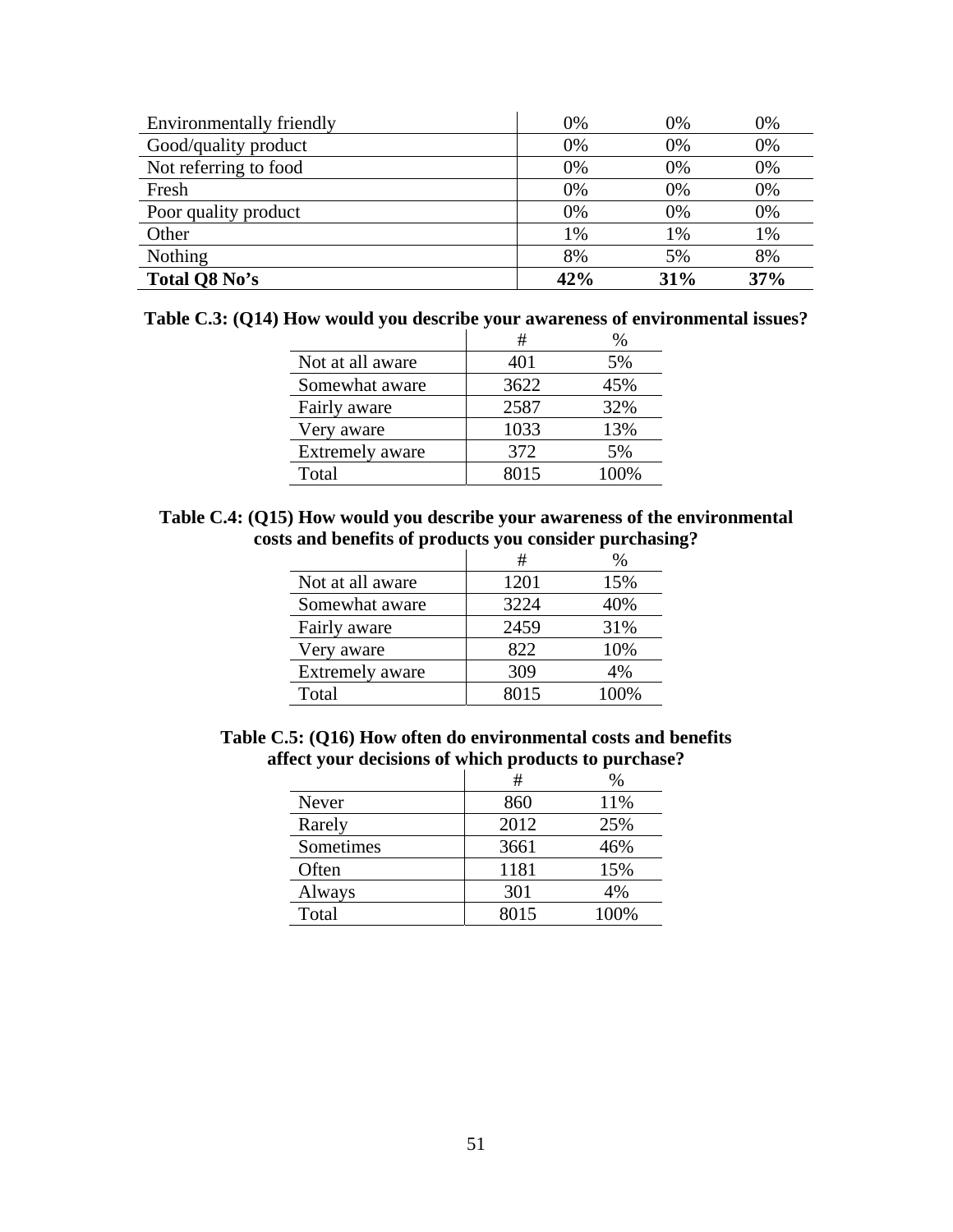| | | | |
|---|---|---|---|
| Environmentally friendly | 0% | 0% | 0% |
| Good/quality product | 0% | 0% | 0% |
| Not referring to food | 0% | 0% | 0% |
| Fresh | 0% | 0% | 0% |
| Poor quality product | 0% | 0% | 0% |
| Other | 1% | 1% | 1% |
| Nothing | 8% | 5% | 8% |
| **Total Q8 No's** | **42%** | **31%** | **37%** |

**Table C.3: (Q14) How would you describe your awareness of environmental issues?**

| | # | % |
|---|---|---|
| Not at all aware | 401 | 5% |
| Somewhat aware | 3622 | 45% |
| Fairly aware | 2587 | 32% |
| Very aware | 1033 | 13% |
| Extremely aware | 372 | 5% |
| Total | 8015 | 100% |

**Table C.4: (Q15) How would you describe your awareness of the environmental costs and benefits of products you consider purchasing?**

| | # | % |
|---|---|---|
| Not at all aware | 1201 | 15% |
| Somewhat aware | 3224 | 40% |
| Fairly aware | 2459 | 31% |
| Very aware | 822 | 10% |
| Extremely aware | 309 | 4% |
| Total | 8015 | 100% |

**Table C.5: (Q16) How often do environmental costs and benefits affect your decisions of which products to purchase?**

| | # | % |
|---|---|---|
| Never | 860 | 11% |
| Rarely | 2012 | 25% |
| Sometimes | 3661 | 46% |
| Often | 1181 | 15% |
| Always | 301 | 4% |
| Total | 8015 | 100% |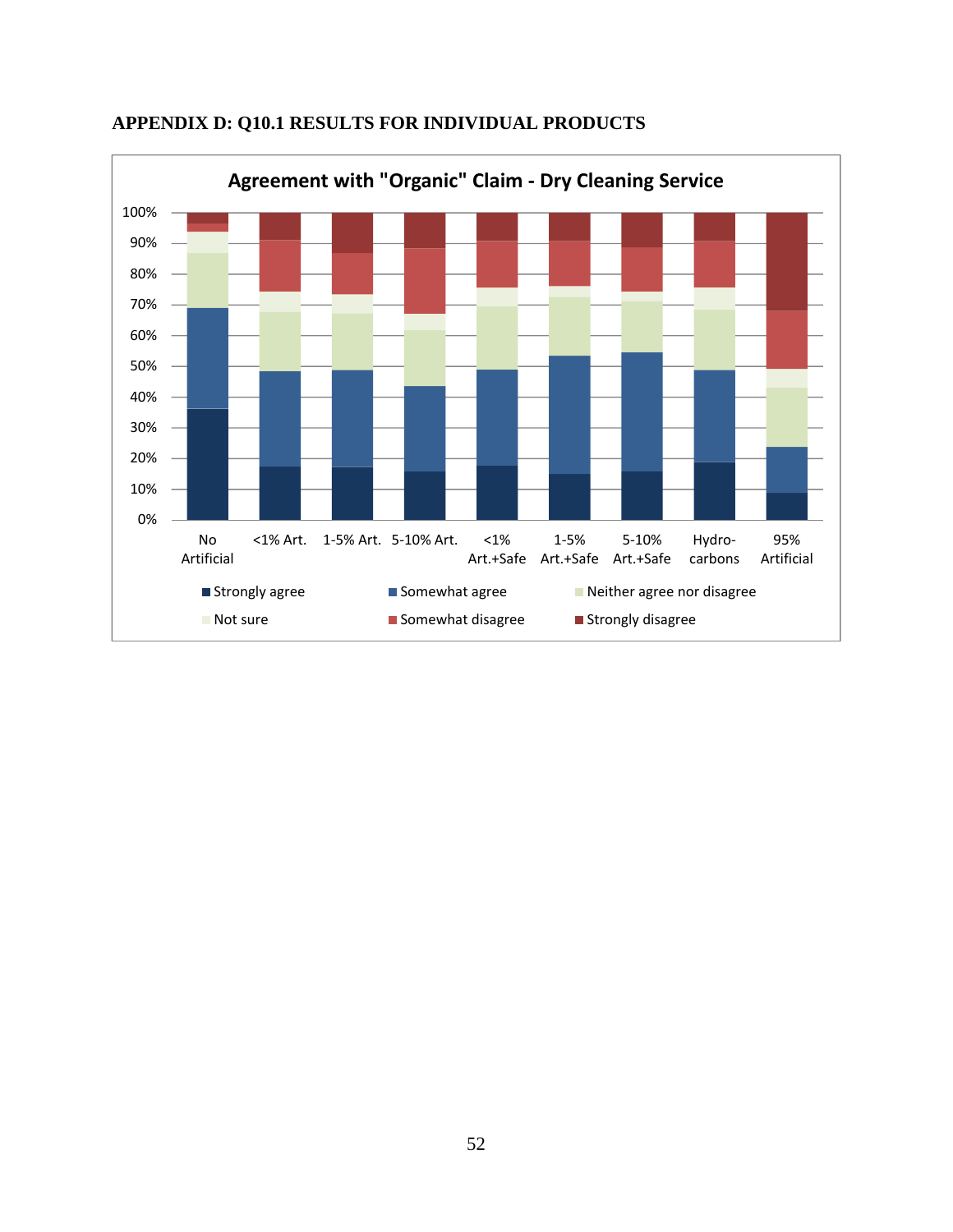# APPENDIX D: Q10.1 RESULTS FOR INDIVIDUAL PRODUCTS

**Agreement with "Organic" Claim - Dry Cleaning Service**

100%
90%
80%
70%
60%
50%
40%
30%
20%
10%
0%

No Artificial | <1% Art. | 1-5% Art. | 5-10% Art. | <1% Art.+Safe | 1-5% Art.+Safe | 5-10% Art.+Safe | Hydro-carbons | 95% Artificial

■ Strongly agree ■ Somewhat agree ■ Neither agree nor disagree
■ Not sure ■ Somewhat disagree ■ Strongly disagree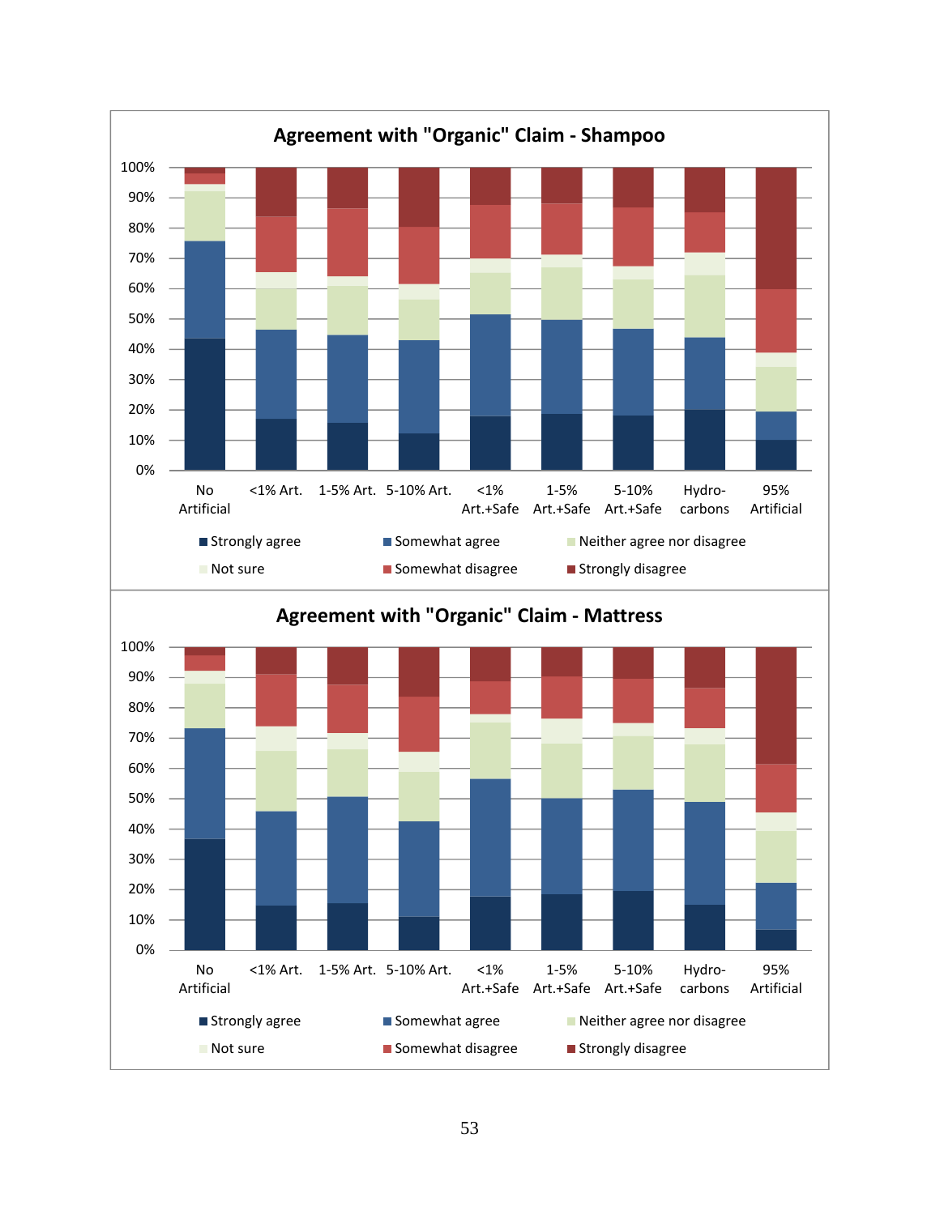Agreement with "Organic" Claim - Shampoo

100%
90%
80%
70%
60%
50%
40%
30%
20%
10%
0%

No Artificial
<1% Art.
1-5% Art.
5-10% Art.
<1% Art.+Safe
1-5% Art.+Safe
5-10% Art.+Safe
Hydro- carbons
95% Artificial

Strongly agree
Somewhat agree
Neither agree nor disagree
Not sure
Somewhat disagree
Strongly disagree

Agreement with "Organic" Claim - Mattress

100%
90%
80%
70%
60%
50%
40%
30%
20%
10%
0%

No Artificial
<1% Art.
1-5% Art.
5-10% Art.
<1% Art.+Safe
1-5% Art.+Safe
5-10% Art.+Safe
Hydro- carbons
95% Artificial

Strongly agree
Somewhat agree
Neither agree nor disagree
Not sure
Somewhat disagree
Strongly disagree